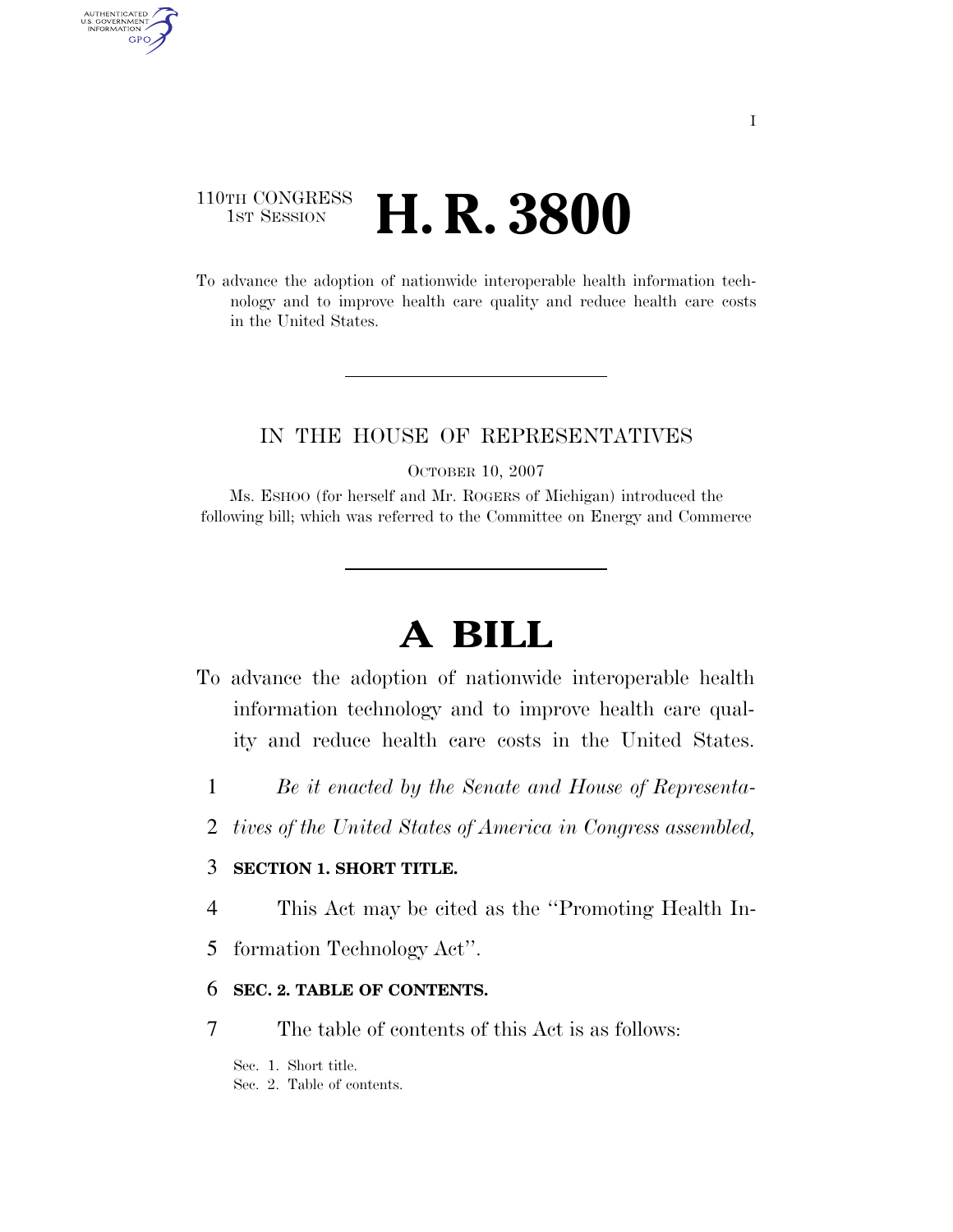110TH CONGRESS
1ST SESSION

# H. R. 3800

To advance the adoption of nationwide interoperable health information technology and to improve health care quality and reduce health care costs in the United States.

---

IN THE HOUSE OF REPRESENTATIVES

OCTOBER 10, 2007

Ms. ESHOO (for herself and Mr. ROGERS of Michigan) introduced the following bill; which was referred to the Committee on Energy and Commerce

---

# A BILL

To advance the adoption of nationwide interoperable health information technology and to improve health care quality and reduce health care costs in the United States.

1 *Be it enacted by the Senate and House of Representa-*
2 *tives of the United States of America in Congress assembled,*

3 **SECTION 1. SHORT TITLE.**

4 This Act may be cited as the ''Promoting Health In-
5 formation Technology Act''.

6 **SEC. 2. TABLE OF CONTENTS.**

7 The table of contents of this Act is as follows:

Sec. 1. Short title.
Sec. 2. Table of contents.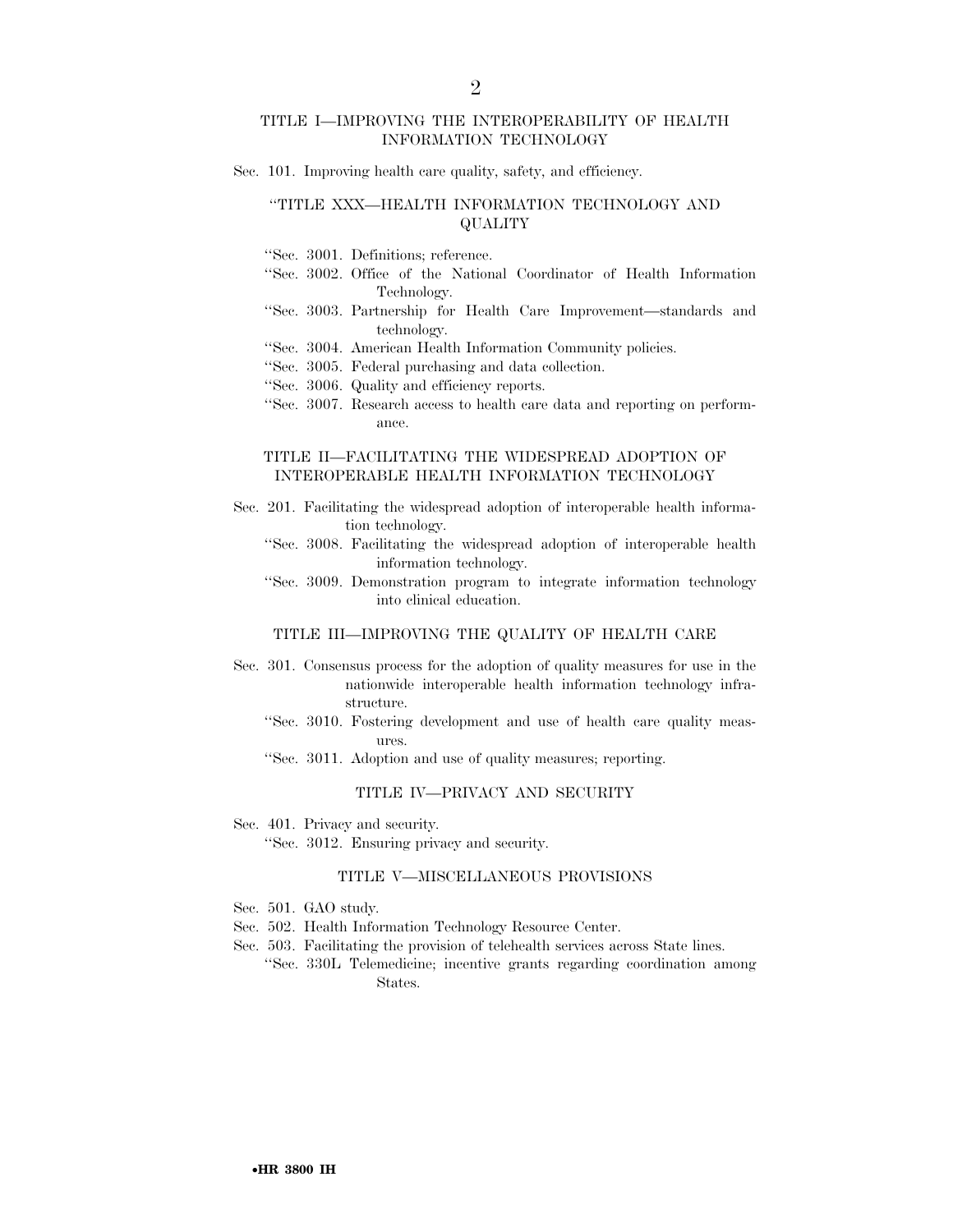TITLE I—IMPROVING THE INTEROPERABILITY OF HEALTH INFORMATION TECHNOLOGY

Sec. 101. Improving health care quality, safety, and efficiency.

"TITLE XXX—HEALTH INFORMATION TECHNOLOGY AND QUALITY

"Sec. 3001. Definitions; reference.
"Sec. 3002. Office of the National Coordinator of Health Information Technology.
"Sec. 3003. Partnership for Health Care Improvement—standards and technology.
"Sec. 3004. American Health Information Community policies.
"Sec. 3005. Federal purchasing and data collection.
"Sec. 3006. Quality and efficiency reports.
"Sec. 3007. Research access to health care data and reporting on performance.

TITLE II—FACILITATING THE WIDESPREAD ADOPTION OF INTEROPERABLE HEALTH INFORMATION TECHNOLOGY

Sec. 201. Facilitating the widespread adoption of interoperable health information technology.
"Sec. 3008. Facilitating the widespread adoption of interoperable health information technology.
"Sec. 3009. Demonstration program to integrate information technology into clinical education.

TITLE III—IMPROVING THE QUALITY OF HEALTH CARE

Sec. 301. Consensus process for the adoption of quality measures for use in the nationwide interoperable health information technology infrastructure.
"Sec. 3010. Fostering development and use of health care quality measures.
"Sec. 3011. Adoption and use of quality measures; reporting.

TITLE IV—PRIVACY AND SECURITY

Sec. 401. Privacy and security.
"Sec. 3012. Ensuring privacy and security.

TITLE V—MISCELLANEOUS PROVISIONS

Sec. 501. GAO study.
Sec. 502. Health Information Technology Resource Center.
Sec. 503. Facilitating the provision of telehealth services across State lines.
"Sec. 330L Telemedicine; incentive grants regarding coordination among States.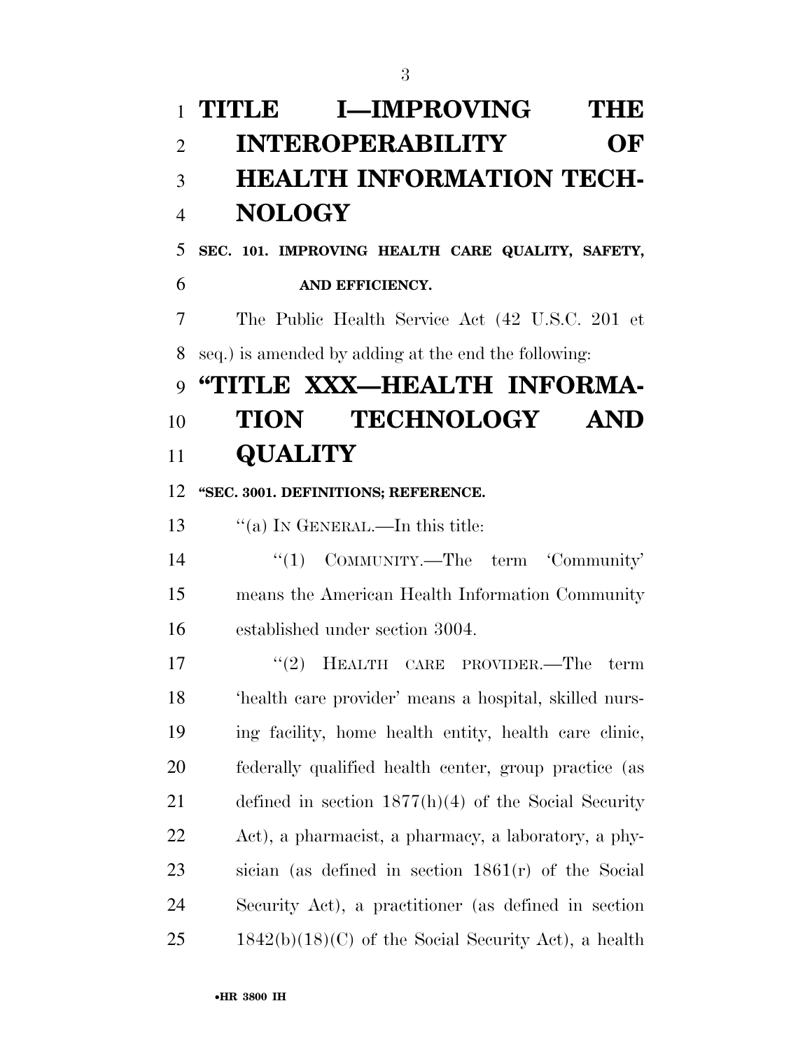# TITLE I—IMPROVING THE INTEROPERABILITY OF HEALTH INFORMATION TECHNOLOGY

### SEC. 101. IMPROVING HEALTH CARE QUALITY, SAFETY, AND EFFICIENCY.

The Public Health Service Act (42 U.S.C. 201 et seq.) is amended by adding at the end the following:

# "TITLE XXX—HEALTH INFORMATION TECHNOLOGY AND QUALITY

### "SEC. 3001. DEFINITIONS; REFERENCE.

"(a) IN GENERAL.—In this title:

"(1) COMMUNITY.—The term 'Community' means the American Health Information Community established under section 3004.

"(2) HEALTH CARE PROVIDER.—The term 'health care provider' means a hospital, skilled nursing facility, home health entity, health care clinic, federally qualified health center, group practice (as defined in section 1877(h)(4) of the Social Security Act), a pharmacist, a pharmacy, a laboratory, a physician (as defined in section 1861(r) of the Social Security Act), a practitioner (as defined in section 1842(b)(18)(C) of the Social Security Act), a health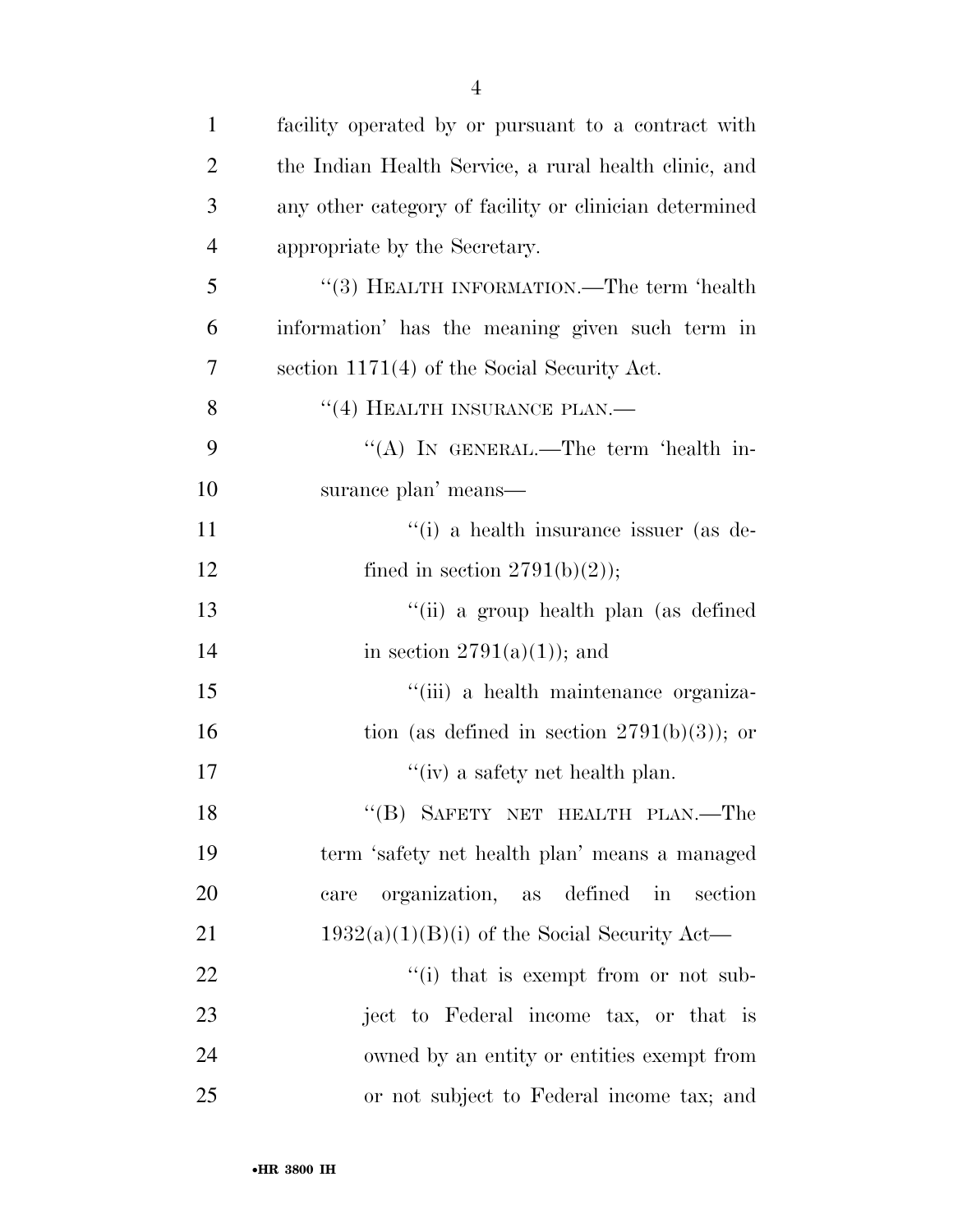facility operated by or pursuant to a contract with the Indian Health Service, a rural health clinic, and any other category of facility or clinician determined appropriate by the Secretary.

"(3) HEALTH INFORMATION.—The term 'health information' has the meaning given such term in section 1171(4) of the Social Security Act.

"(4) HEALTH INSURANCE PLAN.—

"(A) IN GENERAL.—The term 'health insurance plan' means—

"(i) a health insurance issuer (as defined in section 2791(b)(2));

"(ii) a group health plan (as defined in section 2791(a)(1)); and

"(iii) a health maintenance organization (as defined in section 2791(b)(3)); or

"(iv) a safety net health plan.

"(B) SAFETY NET HEALTH PLAN.—The term 'safety net health plan' means a managed care organization, as defined in section 1932(a)(1)(B)(i) of the Social Security Act—

"(i) that is exempt from or not subject to Federal income tax, or that is owned by an entity or entities exempt from or not subject to Federal income tax; and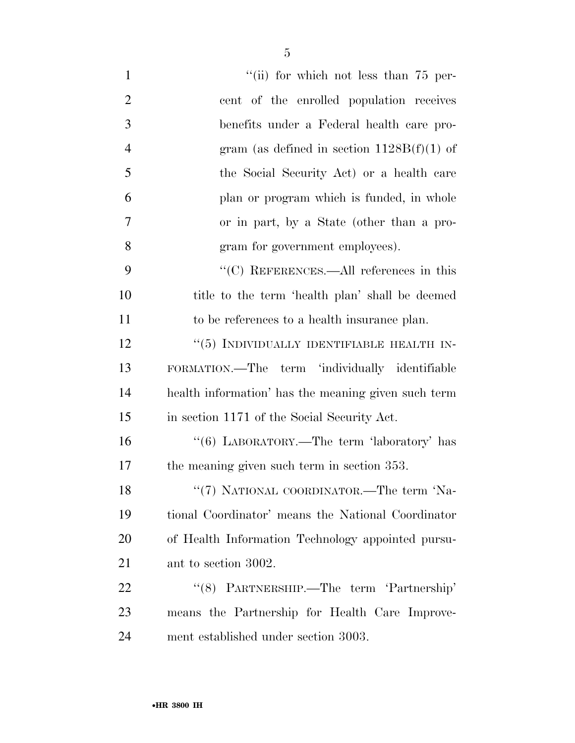"(ii) for which not less than 75 percent of the enrolled population receives benefits under a Federal health care program (as defined in section 1128B(f)(1) of the Social Security Act) or a health care plan or program which is funded, in whole or in part, by a State (other than a program for government employees).

"(C) REFERENCES.—All references in this title to the term 'health plan' shall be deemed to be references to a health insurance plan.

"(5) INDIVIDUALLY IDENTIFIABLE HEALTH INFORMATION.—The term 'individually identifiable health information' has the meaning given such term in section 1171 of the Social Security Act.

"(6) LABORATORY.—The term 'laboratory' has the meaning given such term in section 353.

"(7) NATIONAL COORDINATOR.—The term 'National Coordinator' means the National Coordinator of Health Information Technology appointed pursuant to section 3002.

"(8) PARTNERSHIP.—The term 'Partnership' means the Partnership for Health Care Improvement established under section 3003.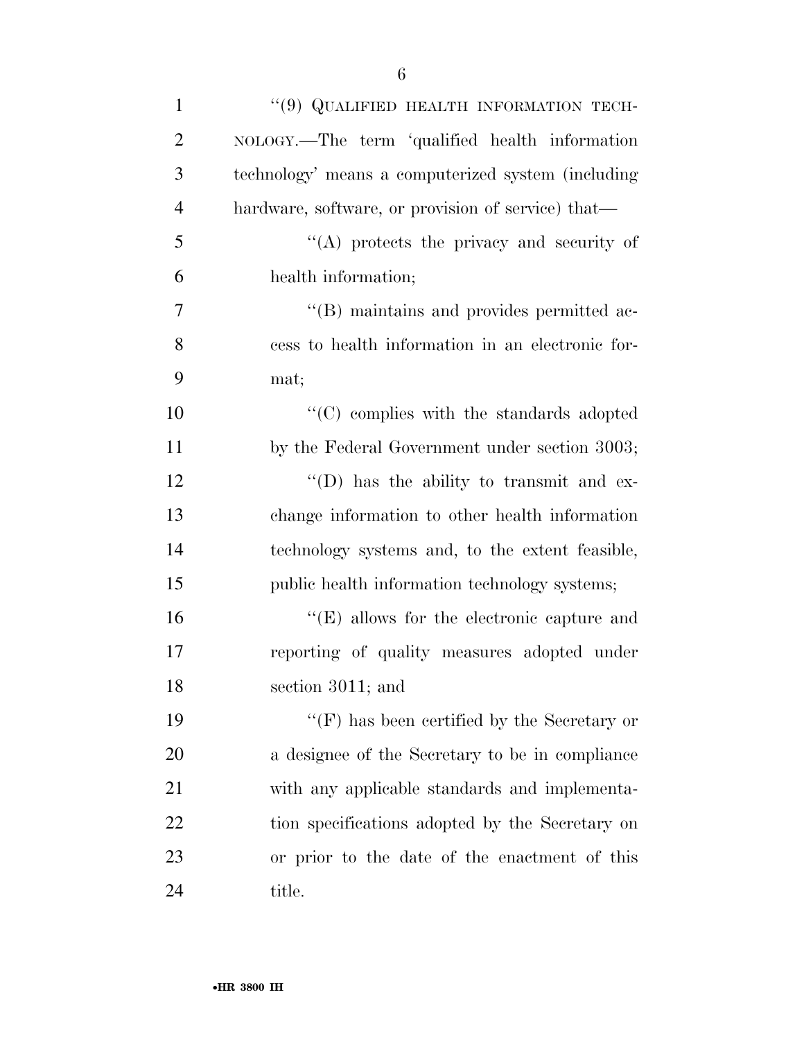"(9) QUALIFIED HEALTH INFORMATION TECHNOLOGY.—The term 'qualified health information technology' means a computerized system (including hardware, software, or provision of service) that—

"(A) protects the privacy and security of health information;

"(B) maintains and provides permitted access to health information in an electronic format;

"(C) complies with the standards adopted by the Federal Government under section 3003;

"(D) has the ability to transmit and exchange information to other health information technology systems and, to the extent feasible, public health information technology systems;

"(E) allows for the electronic capture and reporting of quality measures adopted under section 3011; and

"(F) has been certified by the Secretary or a designee of the Secretary to be in compliance with any applicable standards and implementation specifications adopted by the Secretary on or prior to the date of the enactment of this title.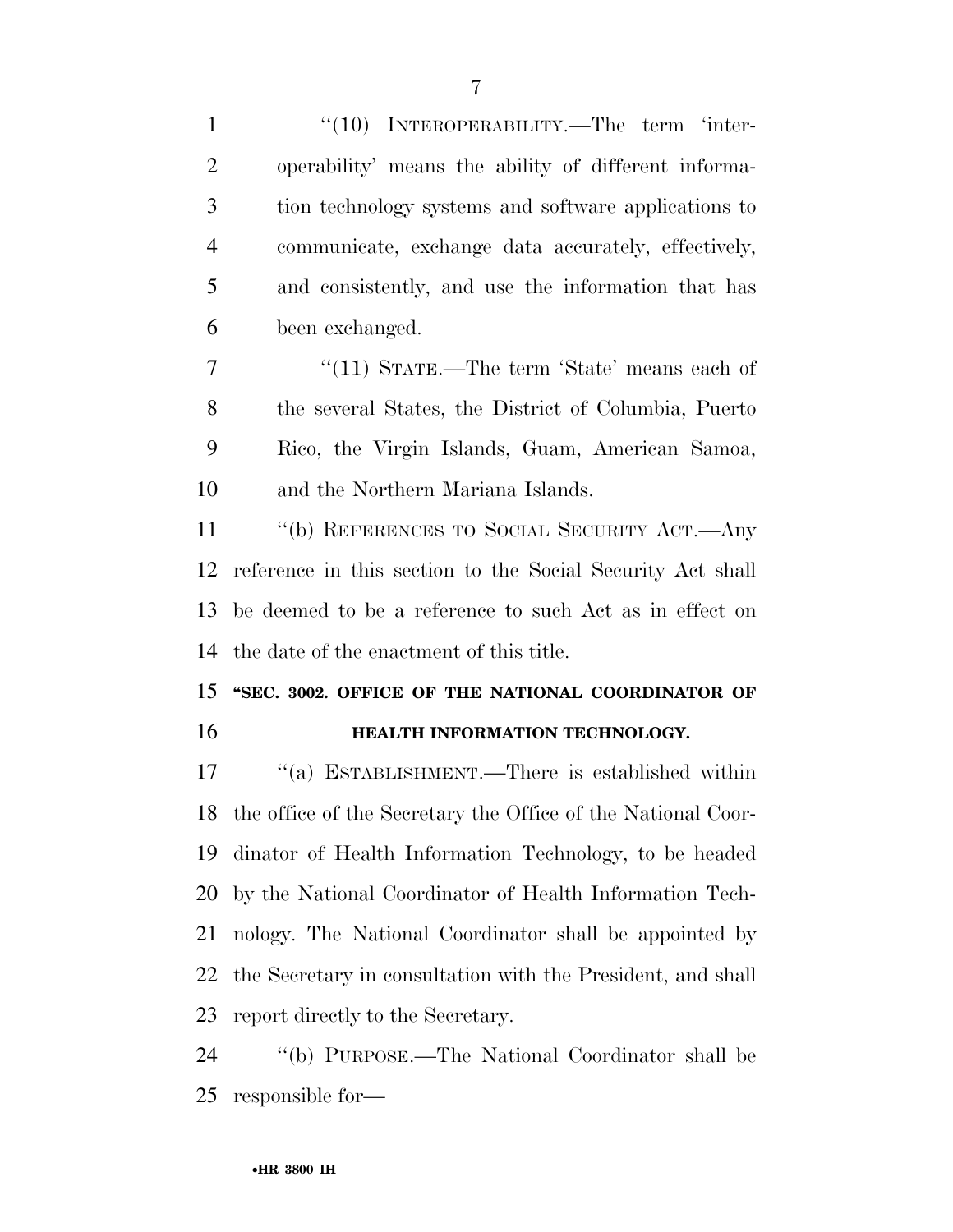"(10) INTEROPERABILITY.—The term 'interoperability' means the ability of different information technology systems and software applications to communicate, exchange data accurately, effectively, and consistently, and use the information that has been exchanged.

"(11) STATE.—The term 'State' means each of the several States, the District of Columbia, Puerto Rico, the Virgin Islands, Guam, American Samoa, and the Northern Mariana Islands.

"(b) REFERENCES TO SOCIAL SECURITY ACT.—Any reference in this section to the Social Security Act shall be deemed to be a reference to such Act as in effect on the date of the enactment of this title.

### "SEC. 3002. OFFICE OF THE NATIONAL COORDINATOR OF HEALTH INFORMATION TECHNOLOGY.

"(a) ESTABLISHMENT.—There is established within the office of the Secretary the Office of the National Coordinator of Health Information Technology, to be headed by the National Coordinator of Health Information Technology. The National Coordinator shall be appointed by the Secretary in consultation with the President, and shall report directly to the Secretary.

"(b) PURPOSE.—The National Coordinator shall be responsible for—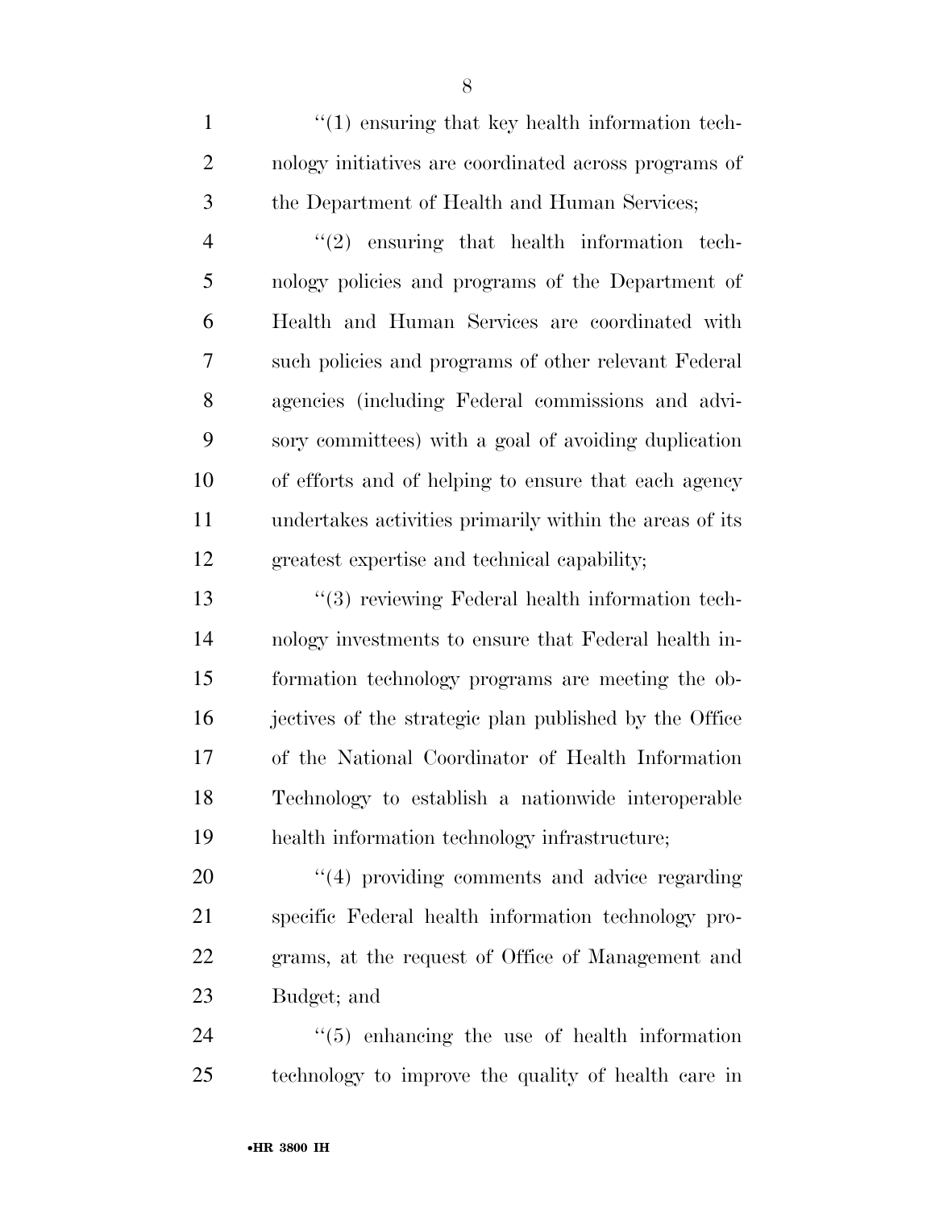"(1) ensuring that key health information technology initiatives are coordinated across programs of the Department of Health and Human Services;

"(2) ensuring that health information technology policies and programs of the Department of Health and Human Services are coordinated with such policies and programs of other relevant Federal agencies (including Federal commissions and advisory committees) with a goal of avoiding duplication of efforts and of helping to ensure that each agency undertakes activities primarily within the areas of its greatest expertise and technical capability;

"(3) reviewing Federal health information technology investments to ensure that Federal health information technology programs are meeting the objectives of the strategic plan published by the Office of the National Coordinator of Health Information Technology to establish a nationwide interoperable health information technology infrastructure;

"(4) providing comments and advice regarding specific Federal health information technology programs, at the request of Office of Management and Budget; and

"(5) enhancing the use of health information technology to improve the quality of health care in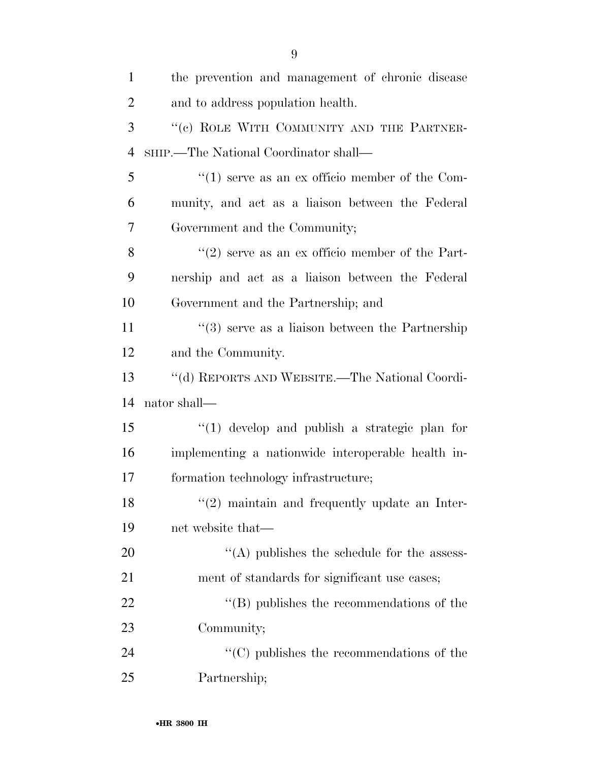the prevention and management of chronic disease and to address population health.

"(c) ROLE WITH COMMUNITY AND THE PARTNERSHIP.—The National Coordinator shall—

"(1) serve as an ex officio member of the Community, and act as a liaison between the Federal Government and the Community;

"(2) serve as an ex officio member of the Partnership and act as a liaison between the Federal Government and the Partnership; and

"(3) serve as a liaison between the Partnership and the Community.

"(d) REPORTS AND WEBSITE.—The National Coordinator shall—

"(1) develop and publish a strategic plan for implementing a nationwide interoperable health information technology infrastructure;

"(2) maintain and frequently update an Internet website that—

"(A) publishes the schedule for the assessment of standards for significant use cases;

"(B) publishes the recommendations of the Community;

"(C) publishes the recommendations of the Partnership;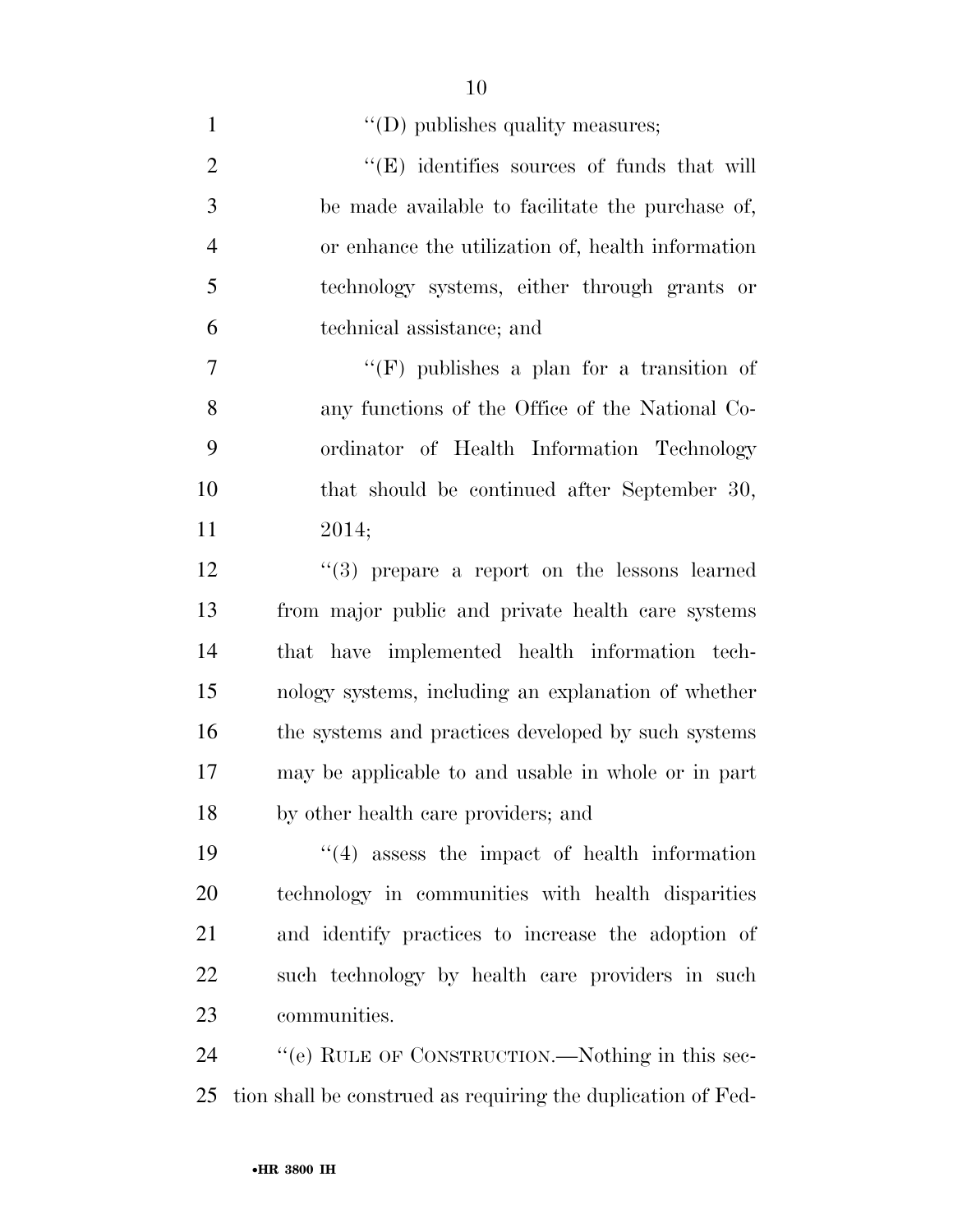''(D) publishes quality measures;

''(E) identifies sources of funds that will be made available to facilitate the purchase of, or enhance the utilization of, health information technology systems, either through grants or technical assistance; and

''(F) publishes a plan for a transition of any functions of the Office of the National Coordinator of Health Information Technology that should be continued after September 30, 2014;

''(3) prepare a report on the lessons learned from major public and private health care systems that have implemented health information technology systems, including an explanation of whether the systems and practices developed by such systems may be applicable to and usable in whole or in part by other health care providers; and

''(4) assess the impact of health information technology in communities with health disparities and identify practices to increase the adoption of such technology by health care providers in such communities.

''(e) RULE OF CONSTRUCTION.—Nothing in this section shall be construed as requiring the duplication of Fed-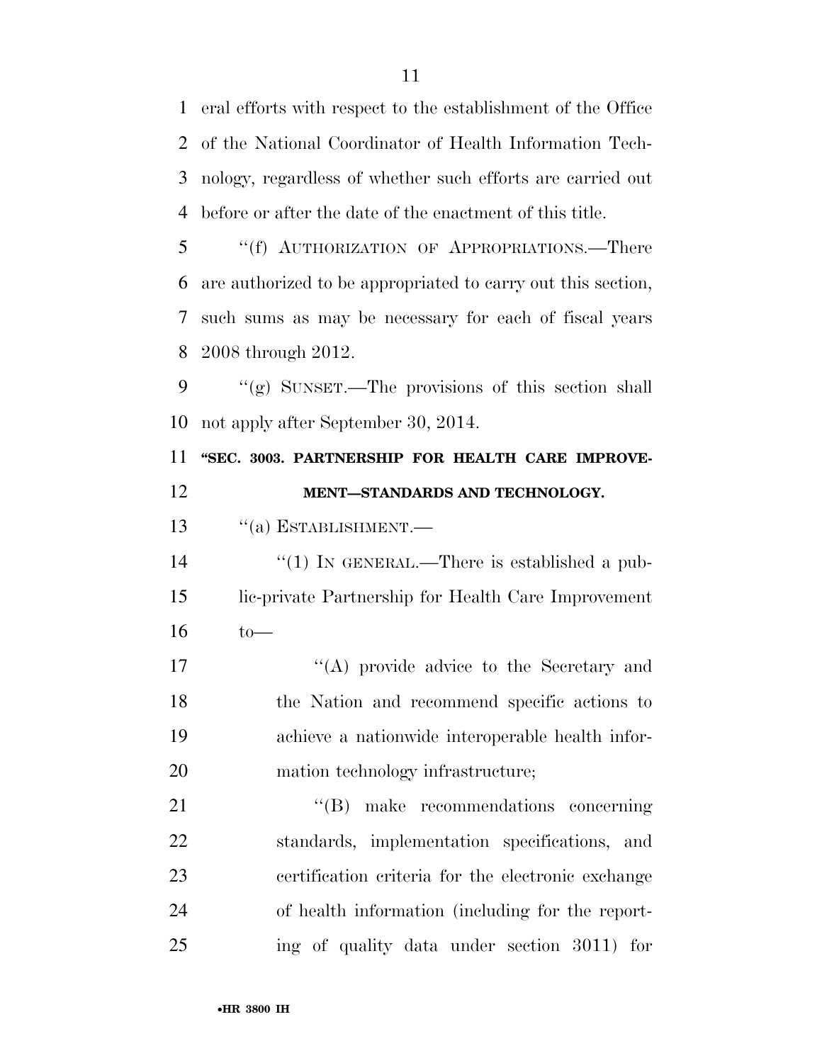eral efforts with respect to the establishment of the Office of the National Coordinator of Health Information Technology, regardless of whether such efforts are carried out before or after the date of the enactment of this title.

''(f) AUTHORIZATION OF APPROPRIATIONS.—There are authorized to be appropriated to carry out this section, such sums as may be necessary for each of fiscal years 2008 through 2012.

''(g) SUNSET.—The provisions of this section shall not apply after September 30, 2014.

**''SEC. 3003. PARTNERSHIP FOR HEALTH CARE IMPROVEMENT—STANDARDS AND TECHNOLOGY.**

''(a) ESTABLISHMENT.—

''(1) IN GENERAL.—There is established a public-private Partnership for Health Care Improvement to—

''(A) provide advice to the Secretary and the Nation and recommend specific actions to achieve a nationwide interoperable health information technology infrastructure;

''(B) make recommendations concerning standards, implementation specifications, and certification criteria for the electronic exchange of health information (including for the reporting of quality data under section 3011) for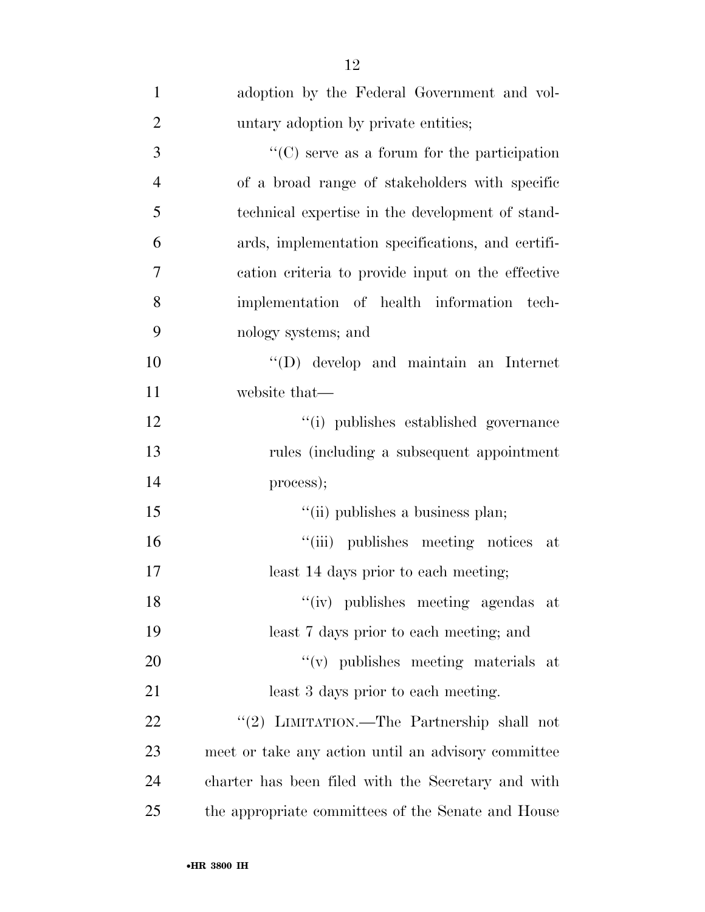adoption by the Federal Government and voluntary adoption by private entities;

"(C) serve as a forum for the participation of a broad range of stakeholders with specific technical expertise in the development of standards, implementation specifications, and certification criteria to provide input on the effective implementation of health information technology systems; and

"(D) develop and maintain an Internet website that—

"(i) publishes established governance rules (including a subsequent appointment process);

"(ii) publishes a business plan;

"(iii) publishes meeting notices at least 14 days prior to each meeting;

"(iv) publishes meeting agendas at least 7 days prior to each meeting; and

"(v) publishes meeting materials at least 3 days prior to each meeting.

"(2) LIMITATION.—The Partnership shall not meet or take any action until an advisory committee charter has been filed with the Secretary and with the appropriate committees of the Senate and House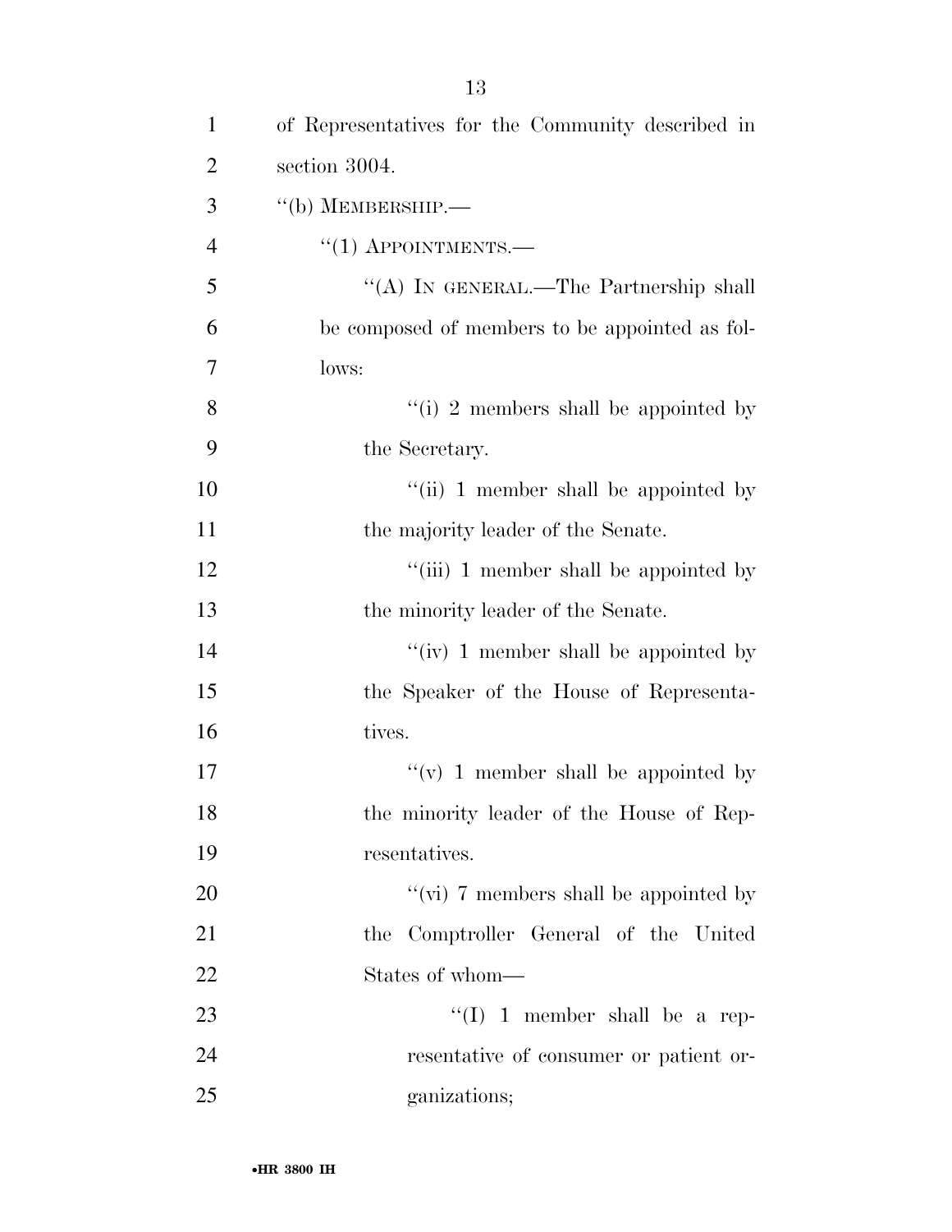of Representatives for the Community described in section 3004.

"(b) MEMBERSHIP.—

"(1) APPOINTMENTS.—

"(A) IN GENERAL.—The Partnership shall be composed of members to be appointed as follows:

"(i) 2 members shall be appointed by the Secretary.

"(ii) 1 member shall be appointed by the majority leader of the Senate.

"(iii) 1 member shall be appointed by the minority leader of the Senate.

"(iv) 1 member shall be appointed by the Speaker of the House of Representatives.

"(v) 1 member shall be appointed by the minority leader of the House of Representatives.

"(vi) 7 members shall be appointed by the Comptroller General of the United States of whom—

"(I) 1 member shall be a representative of consumer or patient organizations;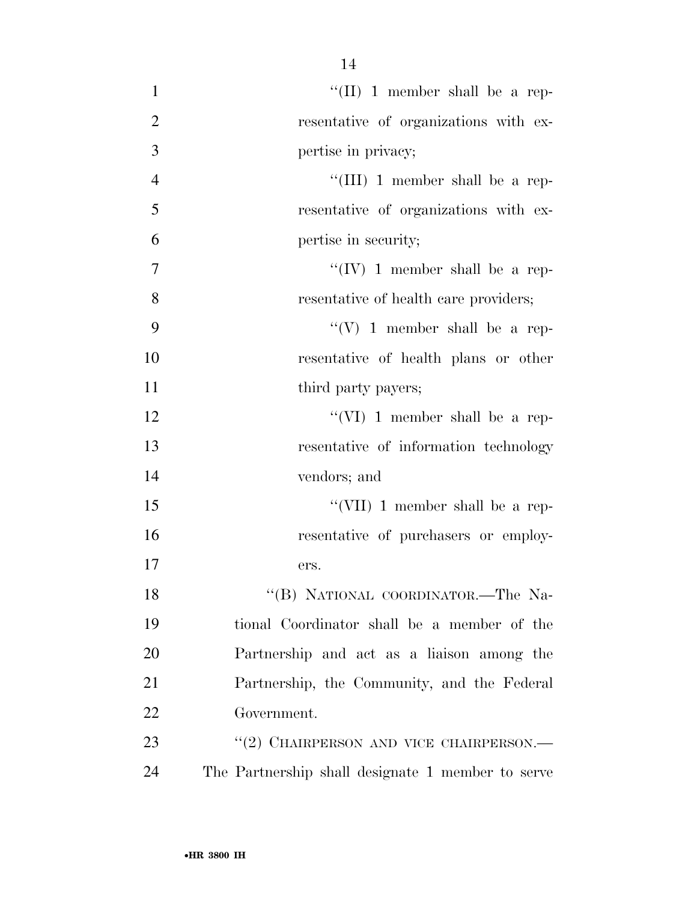"(II) 1 member shall be a representative of organizations with expertise in privacy;

"(III) 1 member shall be a representative of organizations with expertise in security;

"(IV) 1 member shall be a representative of health care providers;

"(V) 1 member shall be a representative of health plans or other third party payers;

"(VI) 1 member shall be a representative of information technology vendors; and

"(VII) 1 member shall be a representative of purchasers or employers.

"(B) NATIONAL COORDINATOR.—The National Coordinator shall be a member of the Partnership and act as a liaison among the Partnership, the Community, and the Federal Government.

"(2) CHAIRPERSON AND VICE CHAIRPERSON.—The Partnership shall designate 1 member to serve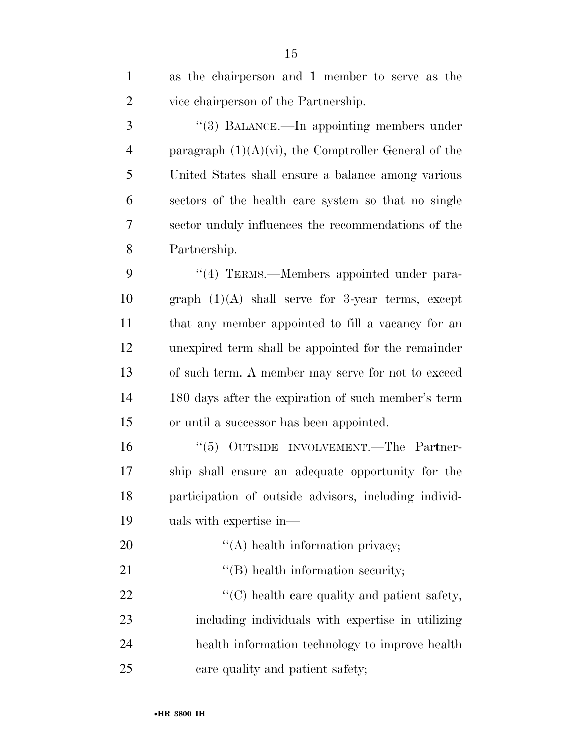as the chairperson and 1 member to serve as the vice chairperson of the Partnership.

"(3) BALANCE.—In appointing members under paragraph (1)(A)(vi), the Comptroller General of the United States shall ensure a balance among various sectors of the health care system so that no single sector unduly influences the recommendations of the Partnership.

"(4) TERMS.—Members appointed under paragraph (1)(A) shall serve for 3-year terms, except that any member appointed to fill a vacancy for an unexpired term shall be appointed for the remainder of such term. A member may serve for not to exceed 180 days after the expiration of such member's term or until a successor has been appointed.

"(5) OUTSIDE INVOLVEMENT.—The Partnership shall ensure an adequate opportunity for the participation of outside advisors, including individuals with expertise in—

"(A) health information privacy;

"(B) health information security;

"(C) health care quality and patient safety, including individuals with expertise in utilizing health information technology to improve health care quality and patient safety;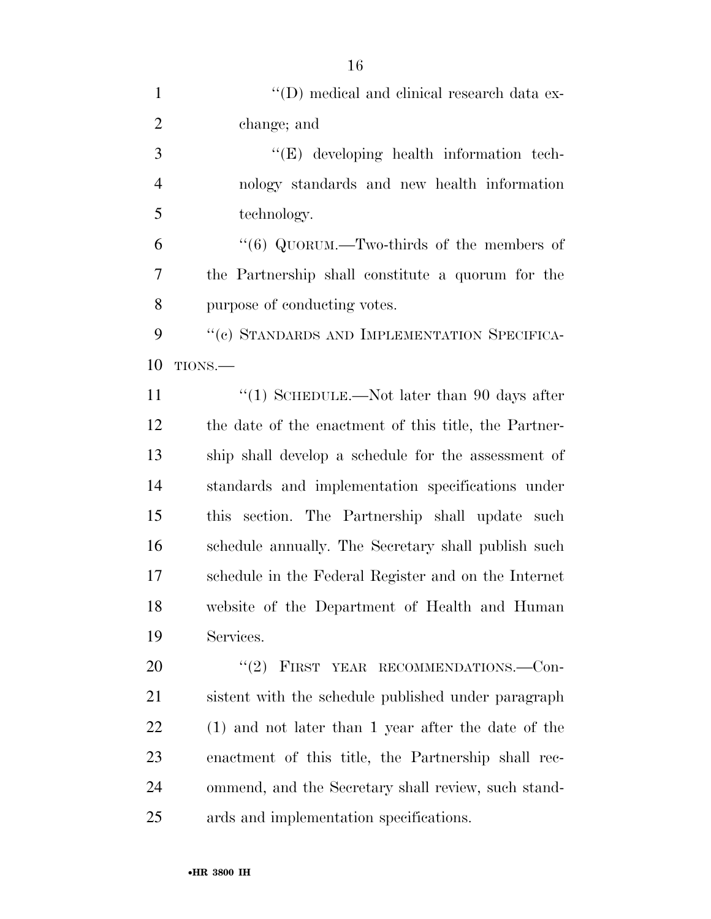"(D) medical and clinical research data exchange; and

"(E) developing health information technology standards and new health information technology.

"(6) QUORUM.—Two-thirds of the members of the Partnership shall constitute a quorum for the purpose of conducting votes.

"(c) STANDARDS AND IMPLEMENTATION SPECIFICATIONS.—

"(1) SCHEDULE.—Not later than 90 days after the date of the enactment of this title, the Partnership shall develop a schedule for the assessment of standards and implementation specifications under this section. The Partnership shall update such schedule annually. The Secretary shall publish such schedule in the Federal Register and on the Internet website of the Department of Health and Human Services.

"(2) FIRST YEAR RECOMMENDATIONS.—Consistent with the schedule published under paragraph (1) and not later than 1 year after the date of the enactment of this title, the Partnership shall recommend, and the Secretary shall review, such standards and implementation specifications.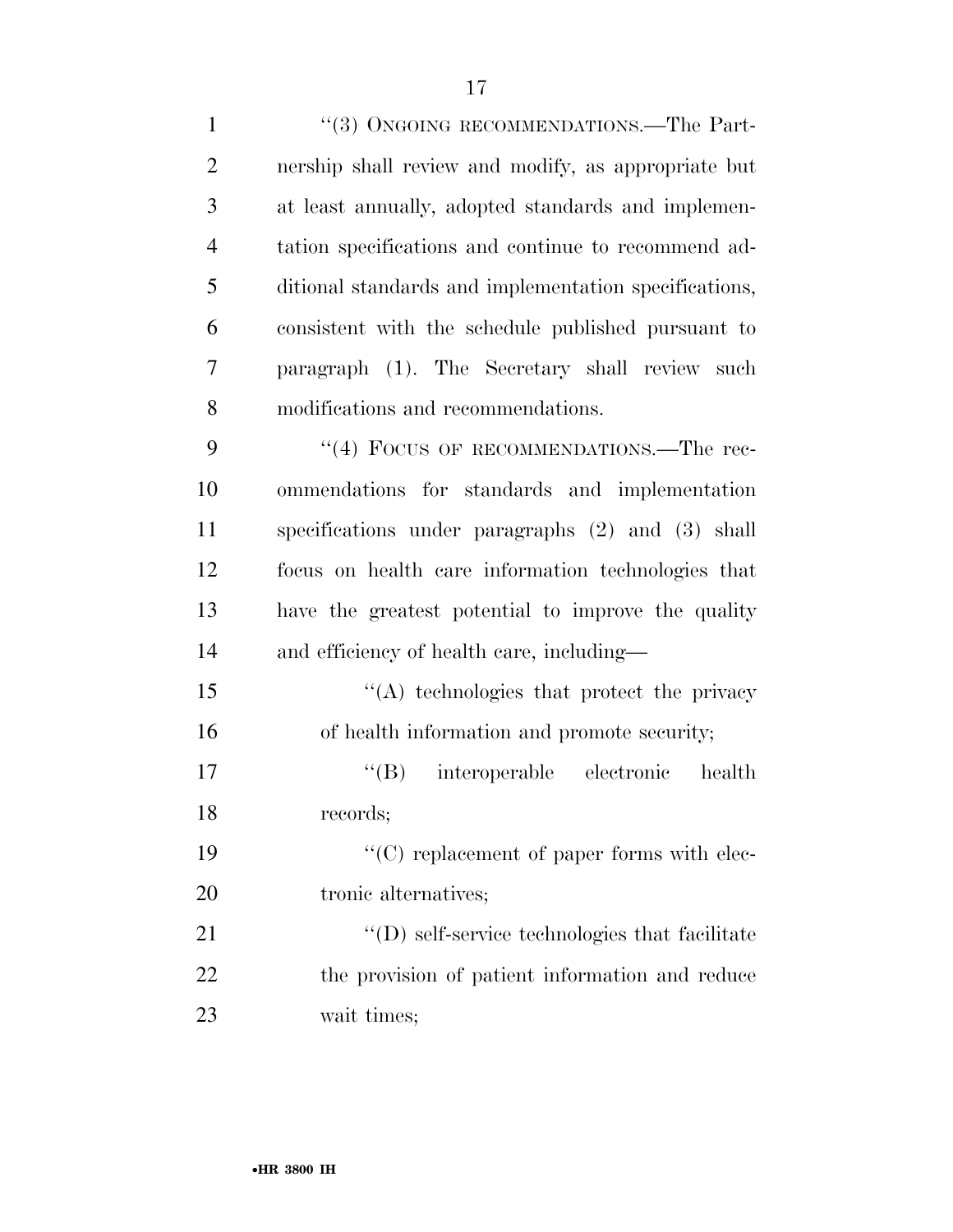"(3) ONGOING RECOMMENDATIONS.—The Partnership shall review and modify, as appropriate but at least annually, adopted standards and implementation specifications and continue to recommend additional standards and implementation specifications, consistent with the schedule published pursuant to paragraph (1). The Secretary shall review such modifications and recommendations.

"(4) FOCUS OF RECOMMENDATIONS.—The recommendations for standards and implementation specifications under paragraphs (2) and (3) shall focus on health care information technologies that have the greatest potential to improve the quality and efficiency of health care, including—

"(A) technologies that protect the privacy of health information and promote security;

"(B) interoperable electronic health records;

"(C) replacement of paper forms with electronic alternatives;

"(D) self-service technologies that facilitate the provision of patient information and reduce wait times;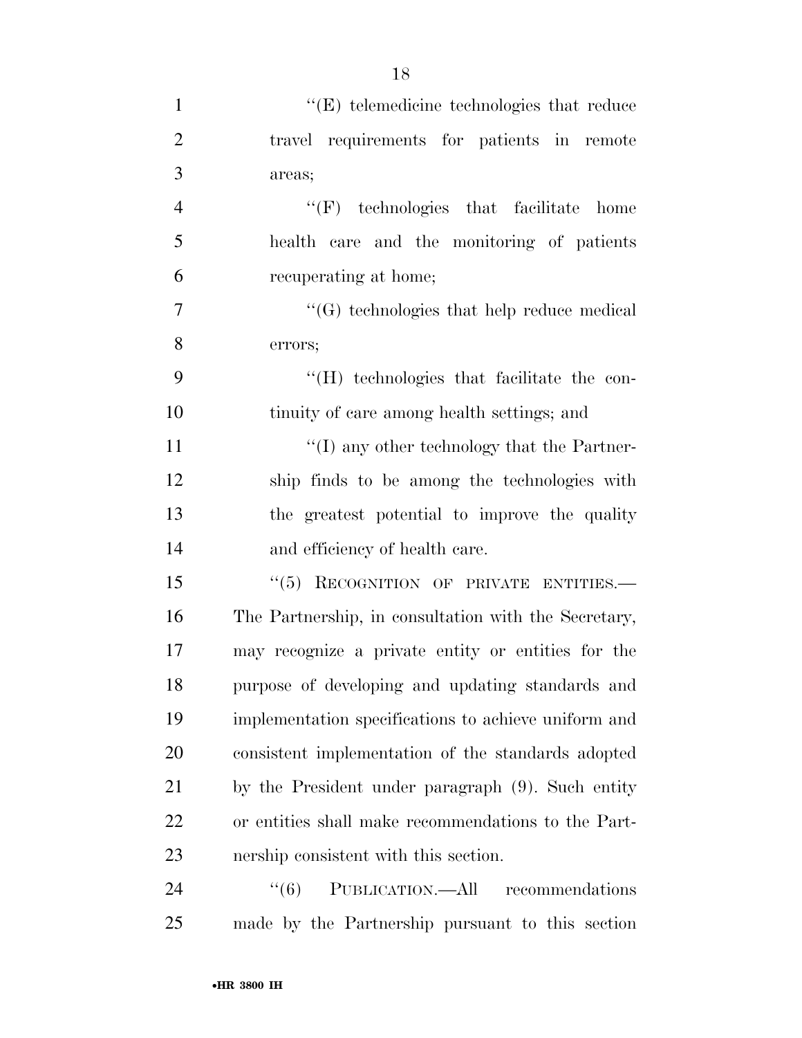''(E) telemedicine technologies that reduce travel requirements for patients in remote areas;

''(F) technologies that facilitate home health care and the monitoring of patients recuperating at home;

''(G) technologies that help reduce medical errors;

''(H) technologies that facilitate the continuity of care among health settings; and

''(I) any other technology that the Partnership finds to be among the technologies with the greatest potential to improve the quality and efficiency of health care.

''(5) RECOGNITION OF PRIVATE ENTITIES.—The Partnership, in consultation with the Secretary, may recognize a private entity or entities for the purpose of developing and updating standards and implementation specifications to achieve uniform and consistent implementation of the standards adopted by the President under paragraph (9). Such entity or entities shall make recommendations to the Partnership consistent with this section.

''(6) PUBLICATION.—All recommendations made by the Partnership pursuant to this section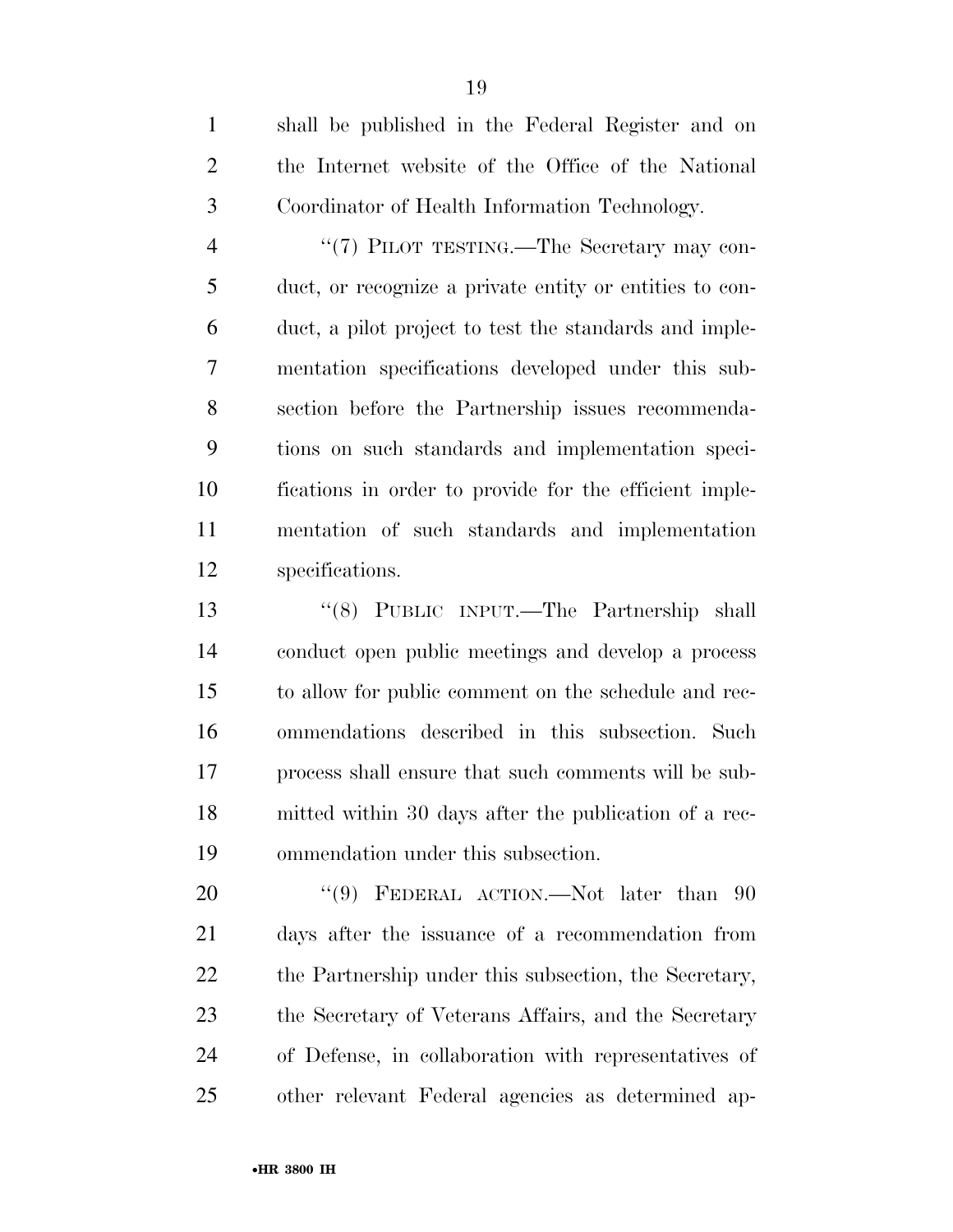shall be published in the Federal Register and on the Internet website of the Office of the National Coordinator of Health Information Technology.

"(7) PILOT TESTING.—The Secretary may conduct, or recognize a private entity or entities to conduct, a pilot project to test the standards and implementation specifications developed under this subsection before the Partnership issues recommendations on such standards and implementation specifications in order to provide for the efficient implementation of such standards and implementation specifications.

"(8) PUBLIC INPUT.—The Partnership shall conduct open public meetings and develop a process to allow for public comment on the schedule and recommendations described in this subsection. Such process shall ensure that such comments will be submitted within 30 days after the publication of a recommendation under this subsection.

"(9) FEDERAL ACTION.—Not later than 90 days after the issuance of a recommendation from the Partnership under this subsection, the Secretary, the Secretary of Veterans Affairs, and the Secretary of Defense, in collaboration with representatives of other relevant Federal agencies as determined ap-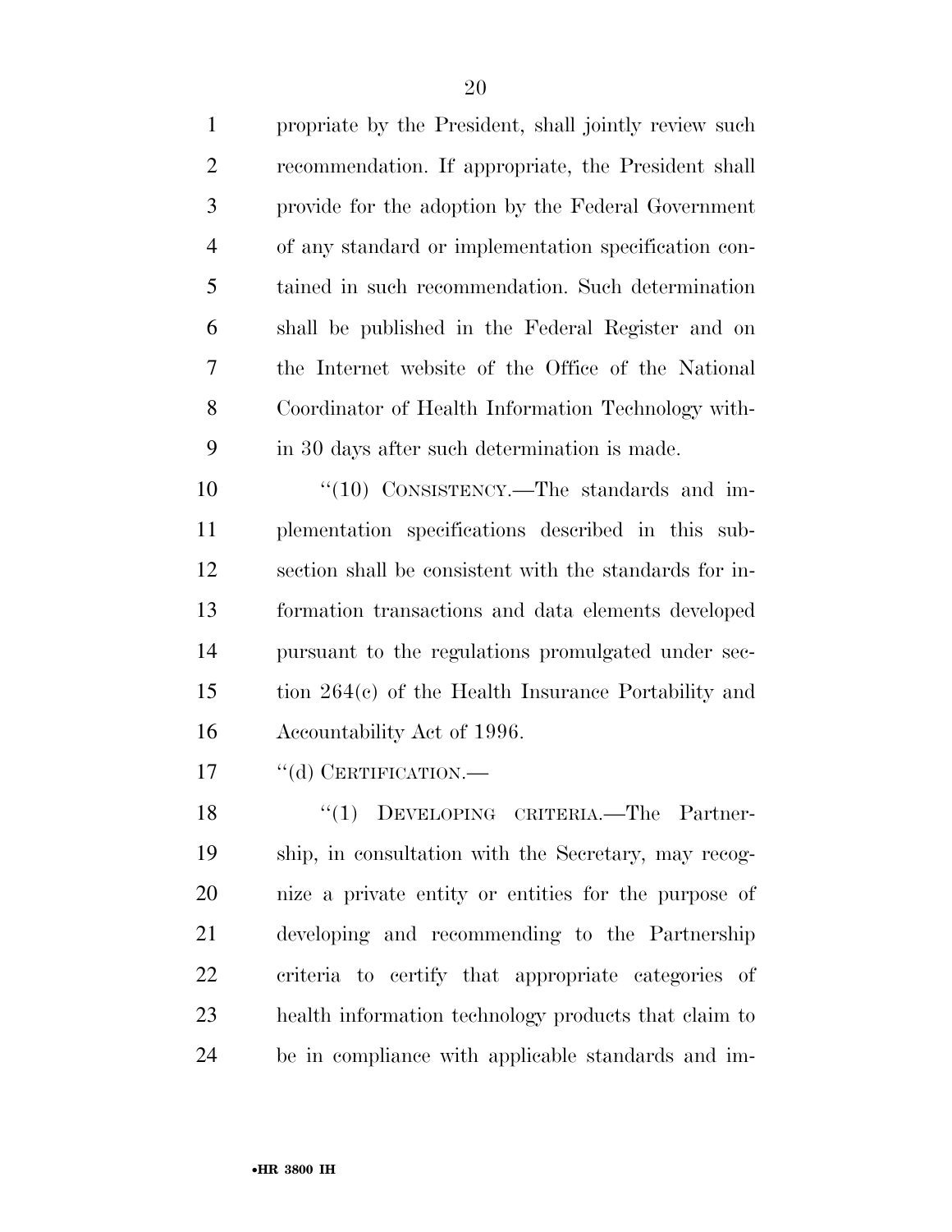propriate by the President, shall jointly review such recommendation. If appropriate, the President shall provide for the adoption by the Federal Government of any standard or implementation specification contained in such recommendation. Such determination shall be published in the Federal Register and on the Internet website of the Office of the National Coordinator of Health Information Technology within 30 days after such determination is made.

"(10) CONSISTENCY.—The standards and implementation specifications described in this subsection shall be consistent with the standards for information transactions and data elements developed pursuant to the regulations promulgated under section 264(c) of the Health Insurance Portability and Accountability Act of 1996.

"(d) CERTIFICATION.—

"(1) DEVELOPING CRITERIA.—The Partnership, in consultation with the Secretary, may recognize a private entity or entities for the purpose of developing and recommending to the Partnership criteria to certify that appropriate categories of health information technology products that claim to be in compliance with applicable standards and im-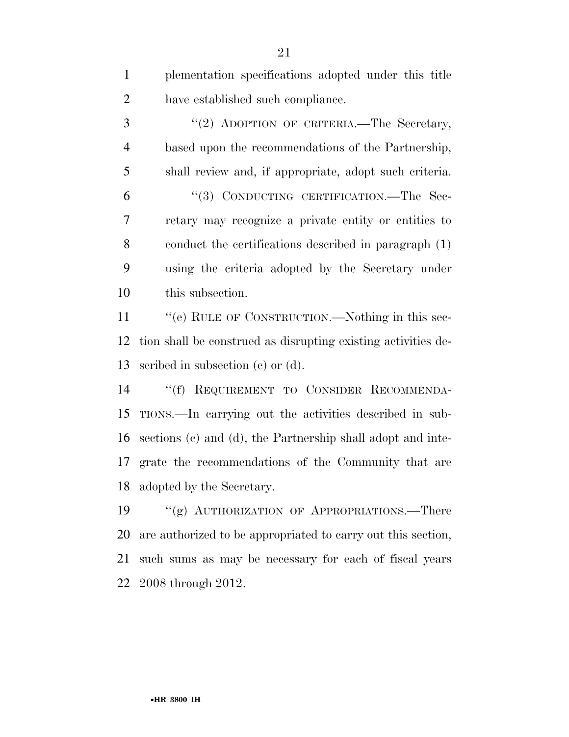plementation specifications adopted under this title have established such compliance.

"(2) ADOPTION OF CRITERIA.—The Secretary, based upon the recommendations of the Partnership, shall review and, if appropriate, adopt such criteria.

"(3) CONDUCTING CERTIFICATION.—The Secretary may recognize a private entity or entities to conduct the certifications described in paragraph (1) using the criteria adopted by the Secretary under this subsection.

"(e) RULE OF CONSTRUCTION.—Nothing in this section shall be construed as disrupting existing activities described in subsection (c) or (d).

"(f) REQUIREMENT TO CONSIDER RECOMMENDATIONS.—In carrying out the activities described in subsections (c) and (d), the Partnership shall adopt and integrate the recommendations of the Community that are adopted by the Secretary.

"(g) AUTHORIZATION OF APPROPRIATIONS.—There are authorized to be appropriated to carry out this section, such sums as may be necessary for each of fiscal years 2008 through 2012.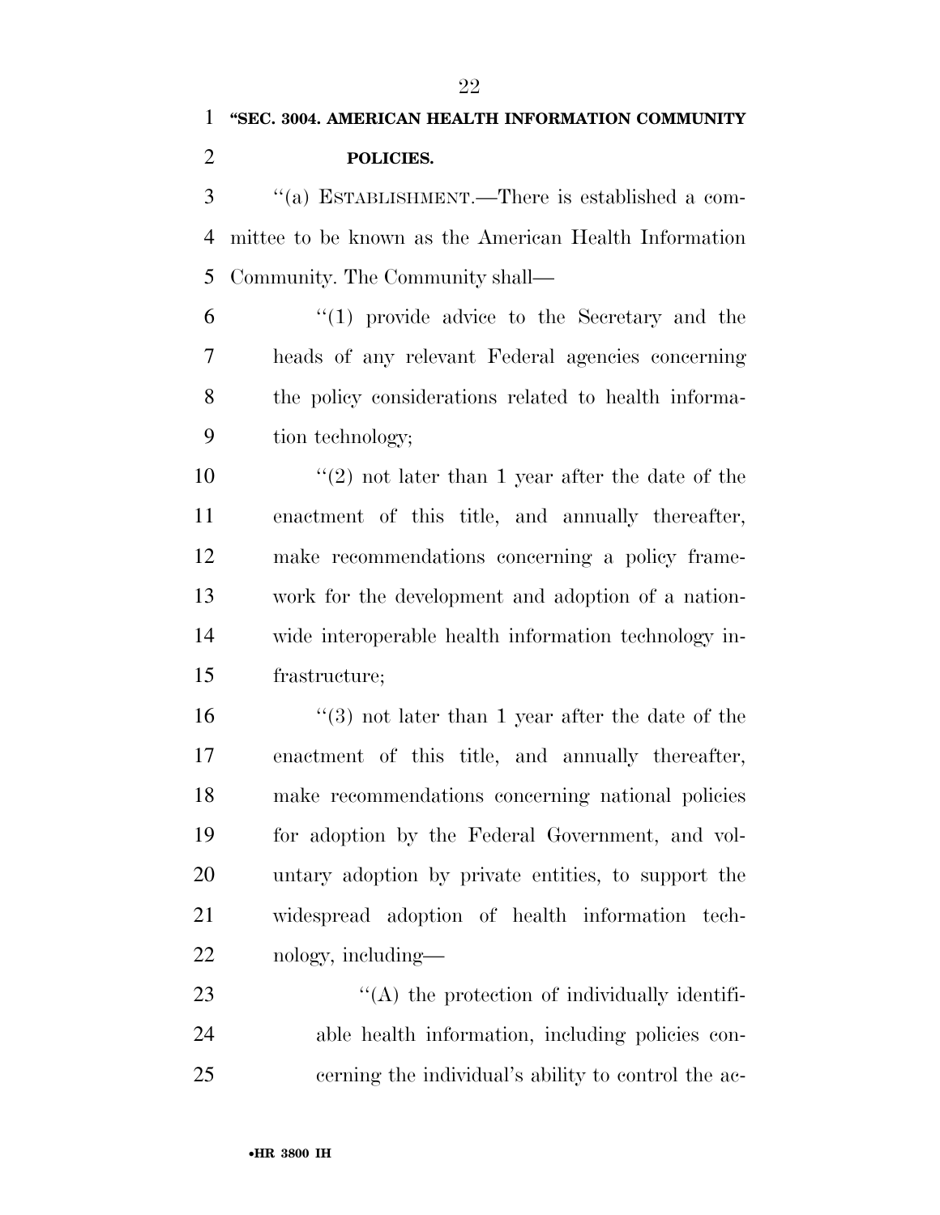**"SEC. 3004. AMERICAN HEALTH INFORMATION COMMUNITY POLICIES.**

''(a) ESTABLISHMENT.—There is established a committee to be known as the American Health Information Community. The Community shall—

''(1) provide advice to the Secretary and the heads of any relevant Federal agencies concerning the policy considerations related to health information technology;

''(2) not later than 1 year after the date of the enactment of this title, and annually thereafter, make recommendations concerning a policy framework for the development and adoption of a nationwide interoperable health information technology infrastructure;

''(3) not later than 1 year after the date of the enactment of this title, and annually thereafter, make recommendations concerning national policies for adoption by the Federal Government, and voluntary adoption by private entities, to support the widespread adoption of health information technology, including—

''(A) the protection of individually identifiable health information, including policies concerning the individual's ability to control the ac-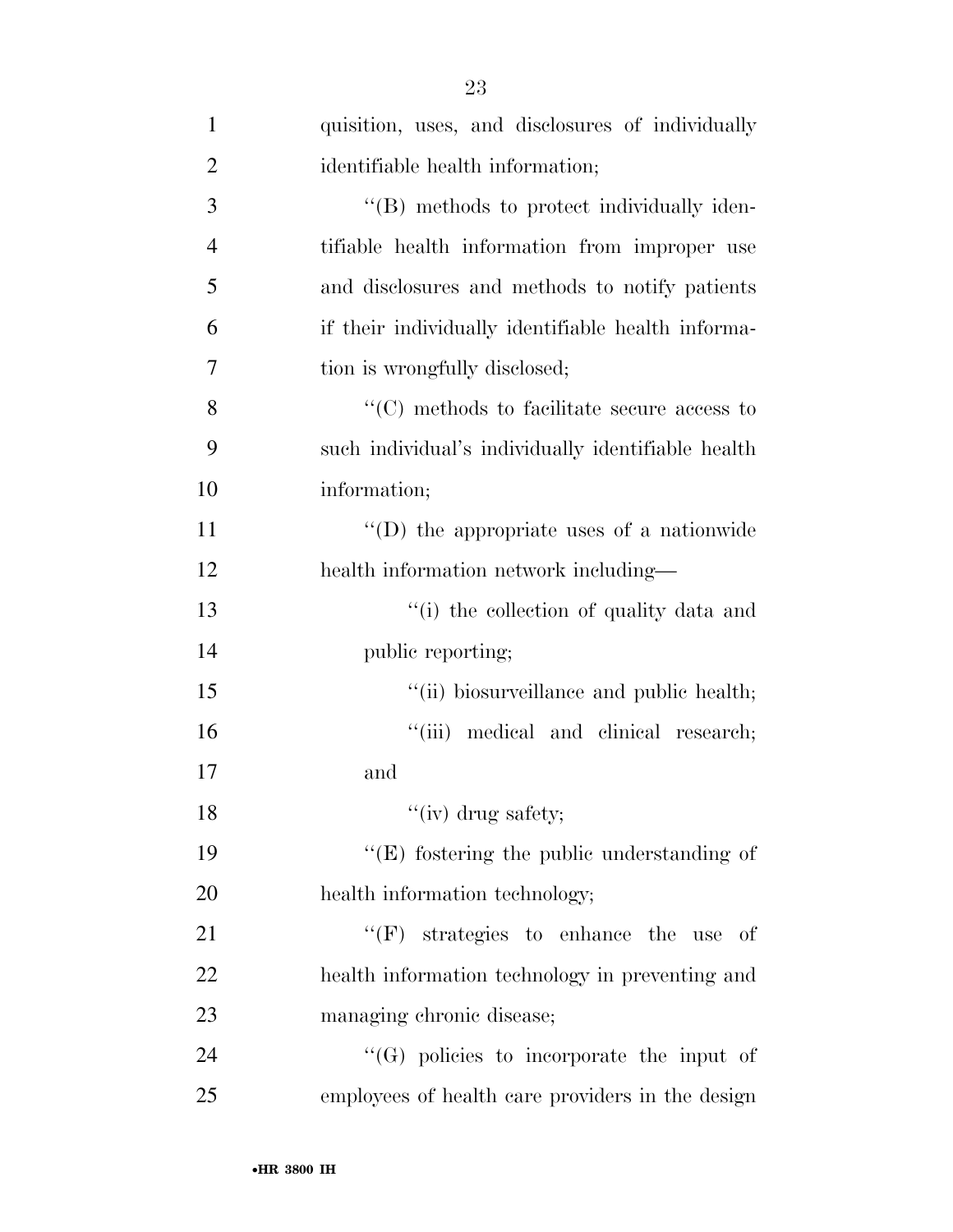quisition, uses, and disclosures of individually identifiable health information;

''(B) methods to protect individually identifiable health information from improper use and disclosures and methods to notify patients if their individually identifiable health information is wrongfully disclosed;

''(C) methods to facilitate secure access to such individual's individually identifiable health information;

''(D) the appropriate uses of a nationwide health information network including—

''(i) the collection of quality data and public reporting;

''(ii) biosurveillance and public health;

''(iii) medical and clinical research; and

''(iv) drug safety;

''(E) fostering the public understanding of health information technology;

''(F) strategies to enhance the use of health information technology in preventing and managing chronic disease;

''(G) policies to incorporate the input of employees of health care providers in the design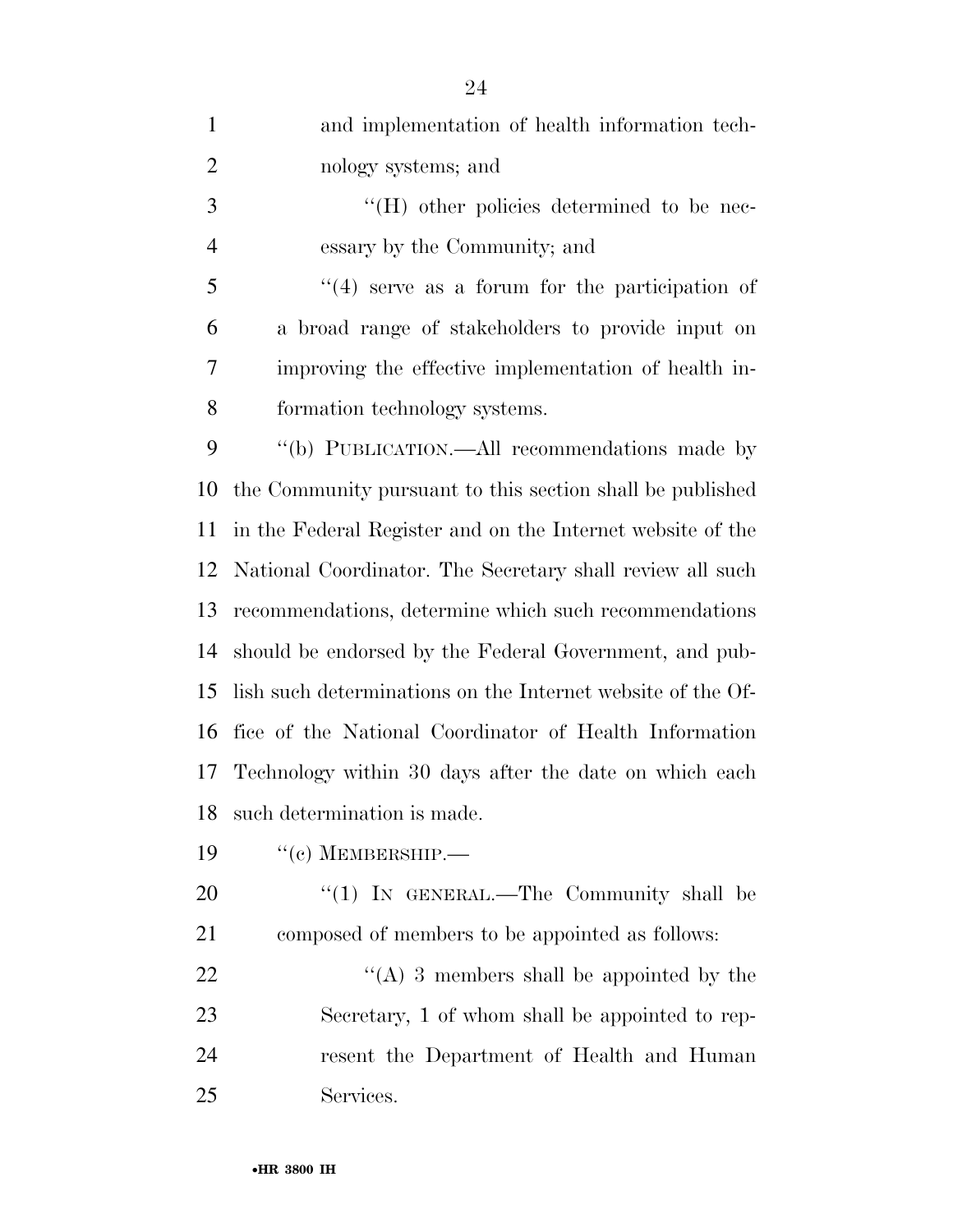and implementation of health information technology systems; and

''(H) other policies determined to be necessary by the Community; and

''(4) serve as a forum for the participation of a broad range of stakeholders to provide input on improving the effective implementation of health information technology systems.

''(b) PUBLICATION.—All recommendations made by the Community pursuant to this section shall be published in the Federal Register and on the Internet website of the National Coordinator. The Secretary shall review all such recommendations, determine which such recommendations should be endorsed by the Federal Government, and publish such determinations on the Internet website of the Office of the National Coordinator of Health Information Technology within 30 days after the date on which each such determination is made.

''(c) MEMBERSHIP.—

''(1) IN GENERAL.—The Community shall be composed of members to be appointed as follows:

''(A) 3 members shall be appointed by the Secretary, 1 of whom shall be appointed to represent the Department of Health and Human Services.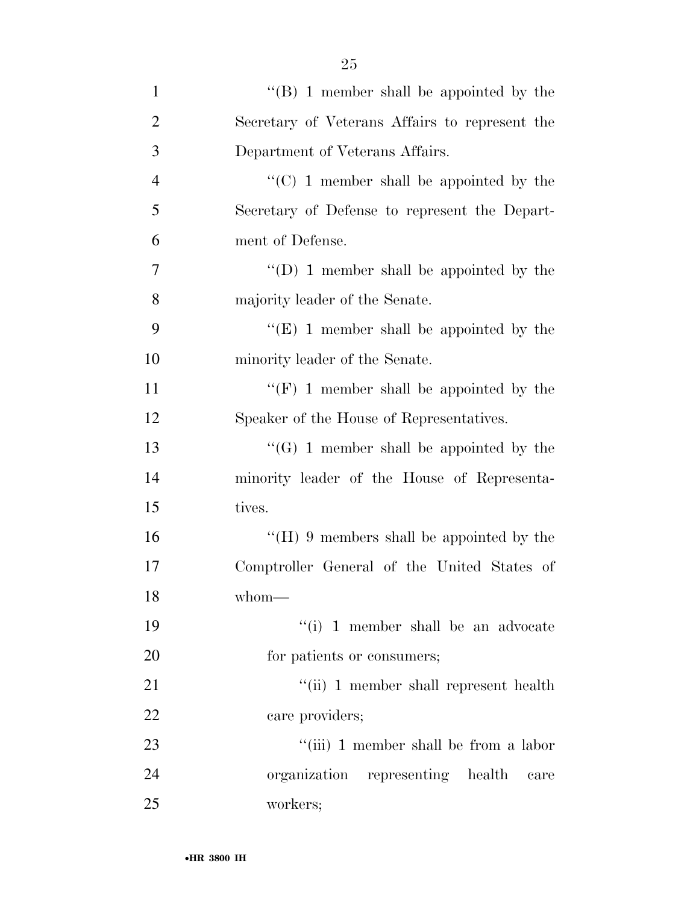''(B) 1 member shall be appointed by the Secretary of Veterans Affairs to represent the Department of Veterans Affairs.

''(C) 1 member shall be appointed by the Secretary of Defense to represent the Department of Defense.

''(D) 1 member shall be appointed by the majority leader of the Senate.

''(E) 1 member shall be appointed by the minority leader of the Senate.

''(F) 1 member shall be appointed by the Speaker of the House of Representatives.

''(G) 1 member shall be appointed by the minority leader of the House of Representatives.

''(H) 9 members shall be appointed by the Comptroller General of the United States of whom—

''(i) 1 member shall be an advocate for patients or consumers;

''(ii) 1 member shall represent health care providers;

''(iii) 1 member shall be from a labor organization representing health care workers;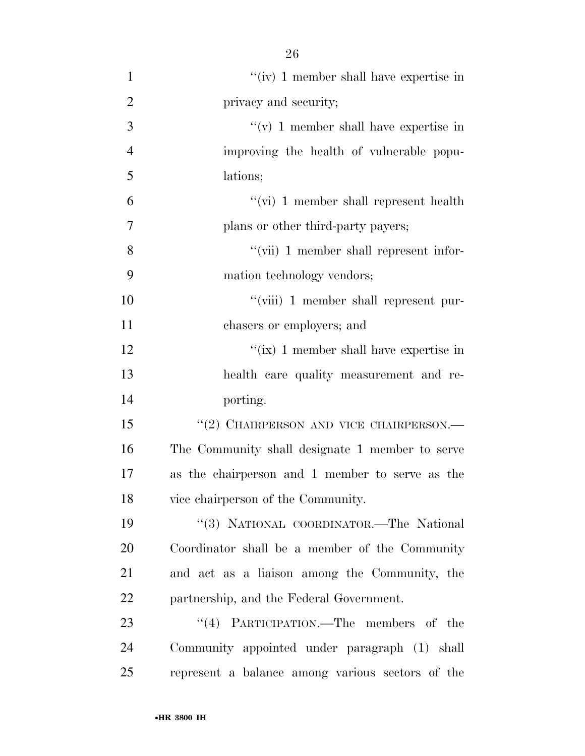"(iv) 1 member shall have expertise in privacy and security;

"(v) 1 member shall have expertise in improving the health of vulnerable populations;

"(vi) 1 member shall represent health plans or other third-party payers;

"(vii) 1 member shall represent information technology vendors;

"(viii) 1 member shall represent purchasers or employers; and

"(ix) 1 member shall have expertise in health care quality measurement and reporting.

"(2) CHAIRPERSON AND VICE CHAIRPERSON.—The Community shall designate 1 member to serve as the chairperson and 1 member to serve as the vice chairperson of the Community.

"(3) NATIONAL COORDINATOR.—The National Coordinator shall be a member of the Community and act as a liaison among the Community, the partnership, and the Federal Government.

"(4) PARTICIPATION.—The members of the Community appointed under paragraph (1) shall represent a balance among various sectors of the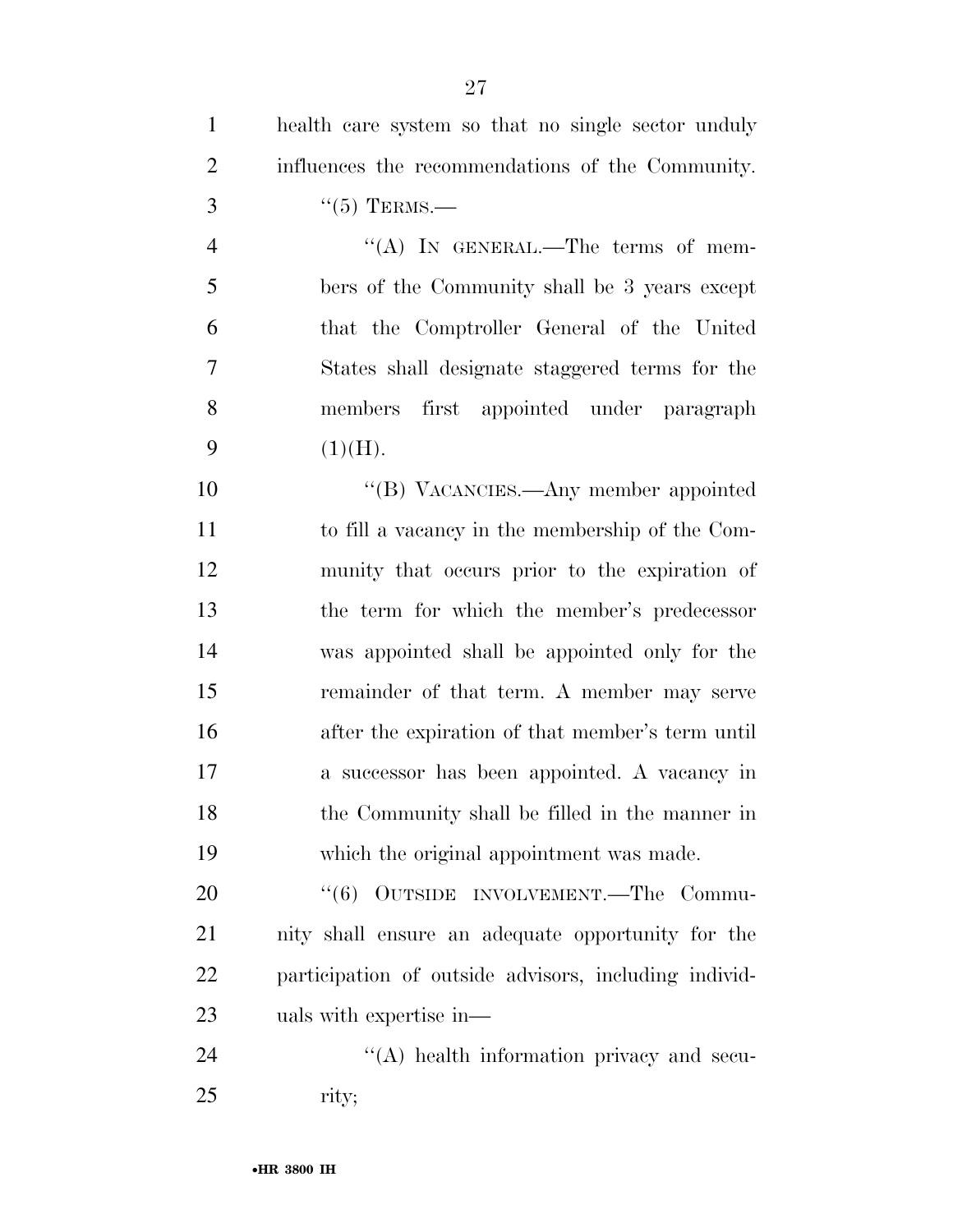health care system so that no single sector unduly influences the recommendations of the Community.

"(5) TERMS.—

"(A) IN GENERAL.—The terms of members of the Community shall be 3 years except that the Comptroller General of the United States shall designate staggered terms for the members first appointed under paragraph (1)(H).

"(B) VACANCIES.—Any member appointed to fill a vacancy in the membership of the Community that occurs prior to the expiration of the term for which the member's predecessor was appointed shall be appointed only for the remainder of that term. A member may serve after the expiration of that member's term until a successor has been appointed. A vacancy in the Community shall be filled in the manner in which the original appointment was made.

"(6) OUTSIDE INVOLVEMENT.—The Community shall ensure an adequate opportunity for the participation of outside advisors, including individuals with expertise in—

"(A) health information privacy and security;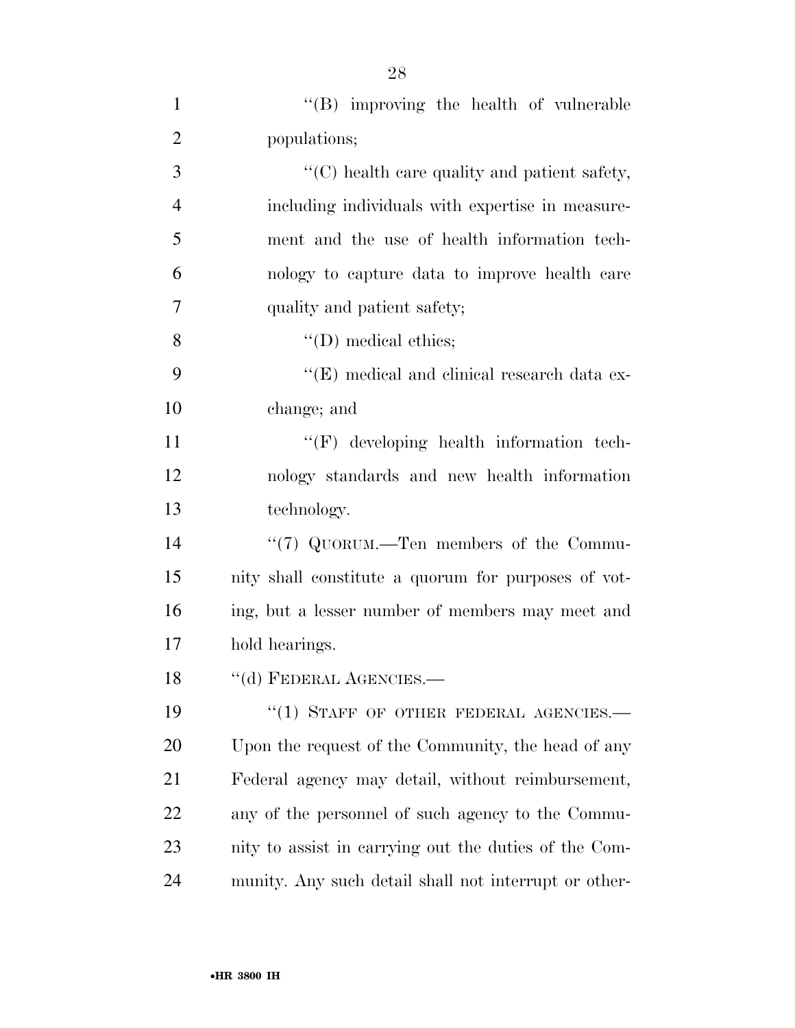''(B) improving the health of vulnerable populations;

''(C) health care quality and patient safety, including individuals with expertise in measurement and the use of health information technology to capture data to improve health care quality and patient safety;

''(D) medical ethics;

''(E) medical and clinical research data exchange; and

''(F) developing health information technology standards and new health information technology.

''(7) QUORUM.—Ten members of the Community shall constitute a quorum for purposes of voting, but a lesser number of members may meet and hold hearings.

''(d) FEDERAL AGENCIES.—

''(1) STAFF OF OTHER FEDERAL AGENCIES.— Upon the request of the Community, the head of any Federal agency may detail, without reimbursement, any of the personnel of such agency to the Community to assist in carrying out the duties of the Community. Any such detail shall not interrupt or other-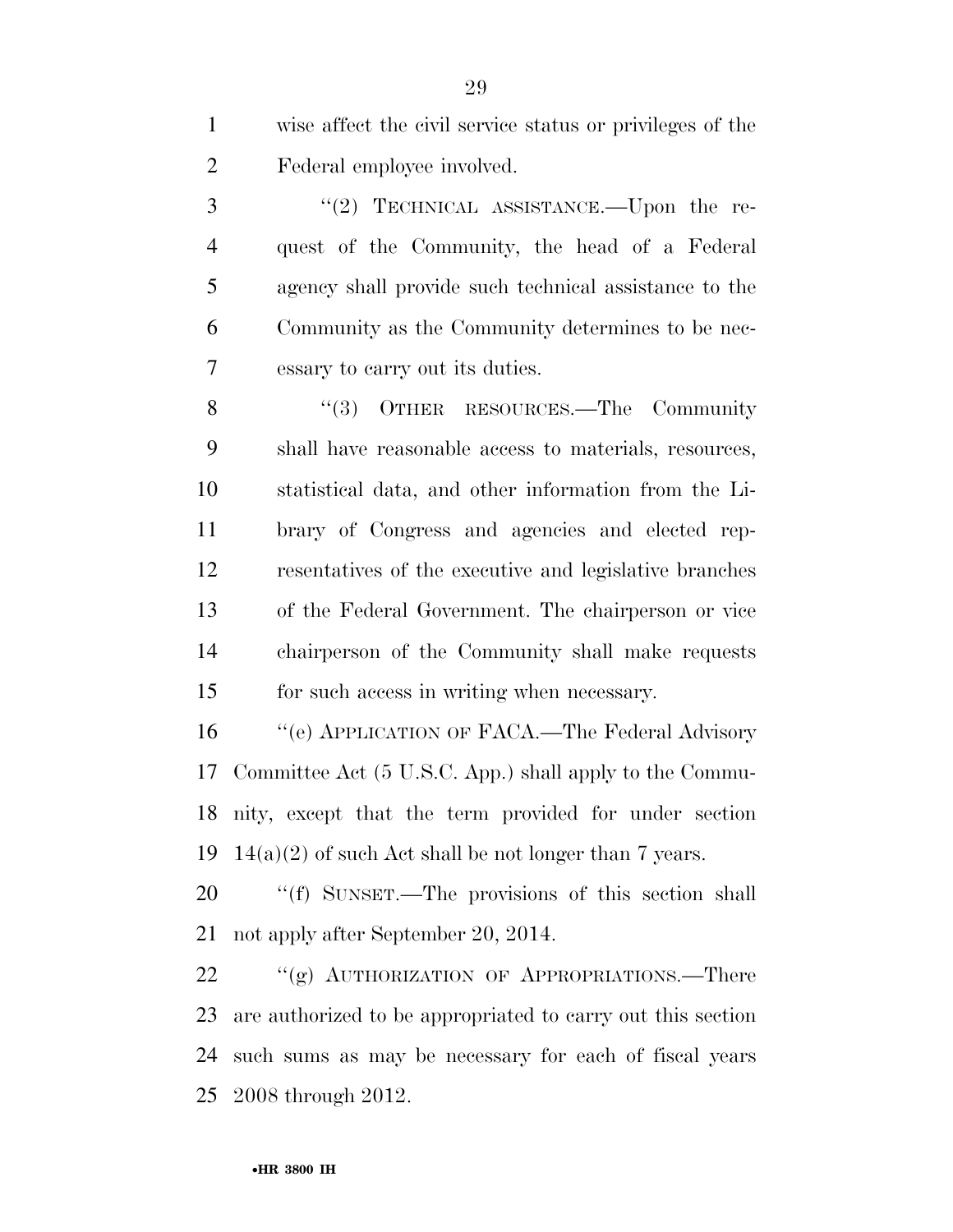wise affect the civil service status or privileges of the Federal employee involved.

"(2) TECHNICAL ASSISTANCE.—Upon the request of the Community, the head of a Federal agency shall provide such technical assistance to the Community as the Community determines to be necessary to carry out its duties.

"(3) OTHER RESOURCES.—The Community shall have reasonable access to materials, resources, statistical data, and other information from the Library of Congress and agencies and elected representatives of the executive and legislative branches of the Federal Government. The chairperson or vice chairperson of the Community shall make requests for such access in writing when necessary.

"(e) APPLICATION OF FACA.—The Federal Advisory Committee Act (5 U.S.C. App.) shall apply to the Community, except that the term provided for under section 14(a)(2) of such Act shall be not longer than 7 years.

"(f) SUNSET.—The provisions of this section shall not apply after September 20, 2014.

"(g) AUTHORIZATION OF APPROPRIATIONS.—There are authorized to be appropriated to carry out this section such sums as may be necessary for each of fiscal years 2008 through 2012.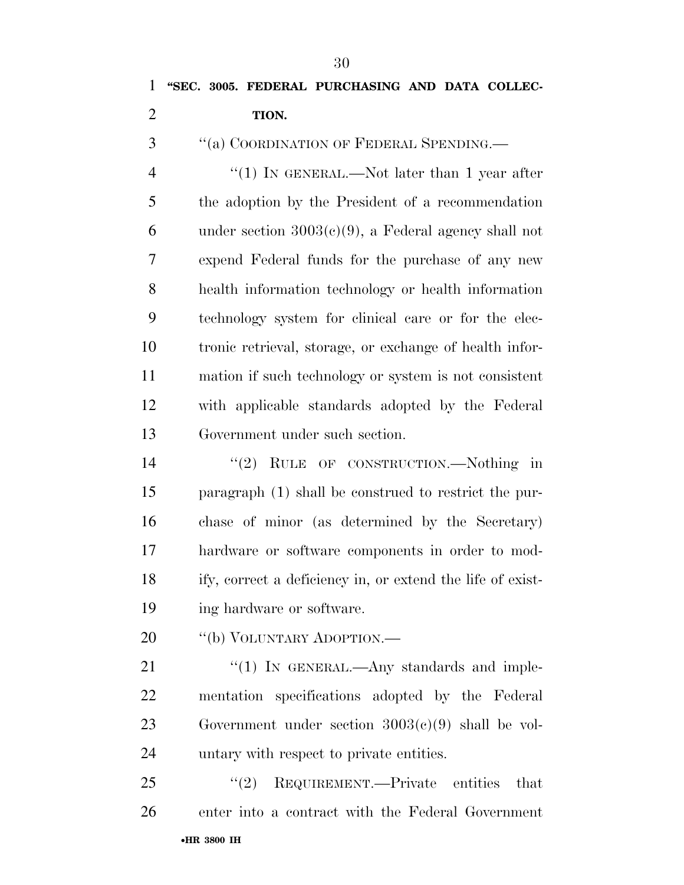**"SEC. 3005. FEDERAL PURCHASING AND DATA COLLECTION.**

"(a) COORDINATION OF FEDERAL SPENDING.—

"(1) IN GENERAL.—Not later than 1 year after the adoption by the President of a recommendation under section 3003(c)(9), a Federal agency shall not expend Federal funds for the purchase of any new health information technology or health information technology system for clinical care or for the electronic retrieval, storage, or exchange of health information if such technology or system is not consistent with applicable standards adopted by the Federal Government under such section.

"(2) RULE OF CONSTRUCTION.—Nothing in paragraph (1) shall be construed to restrict the purchase of minor (as determined by the Secretary) hardware or software components in order to modify, correct a deficiency in, or extend the life of existing hardware or software.

"(b) VOLUNTARY ADOPTION.—

"(1) IN GENERAL.—Any standards and implementation specifications adopted by the Federal Government under section 3003(c)(9) shall be voluntary with respect to private entities.

"(2) REQUIREMENT.—Private entities that enter into a contract with the Federal Government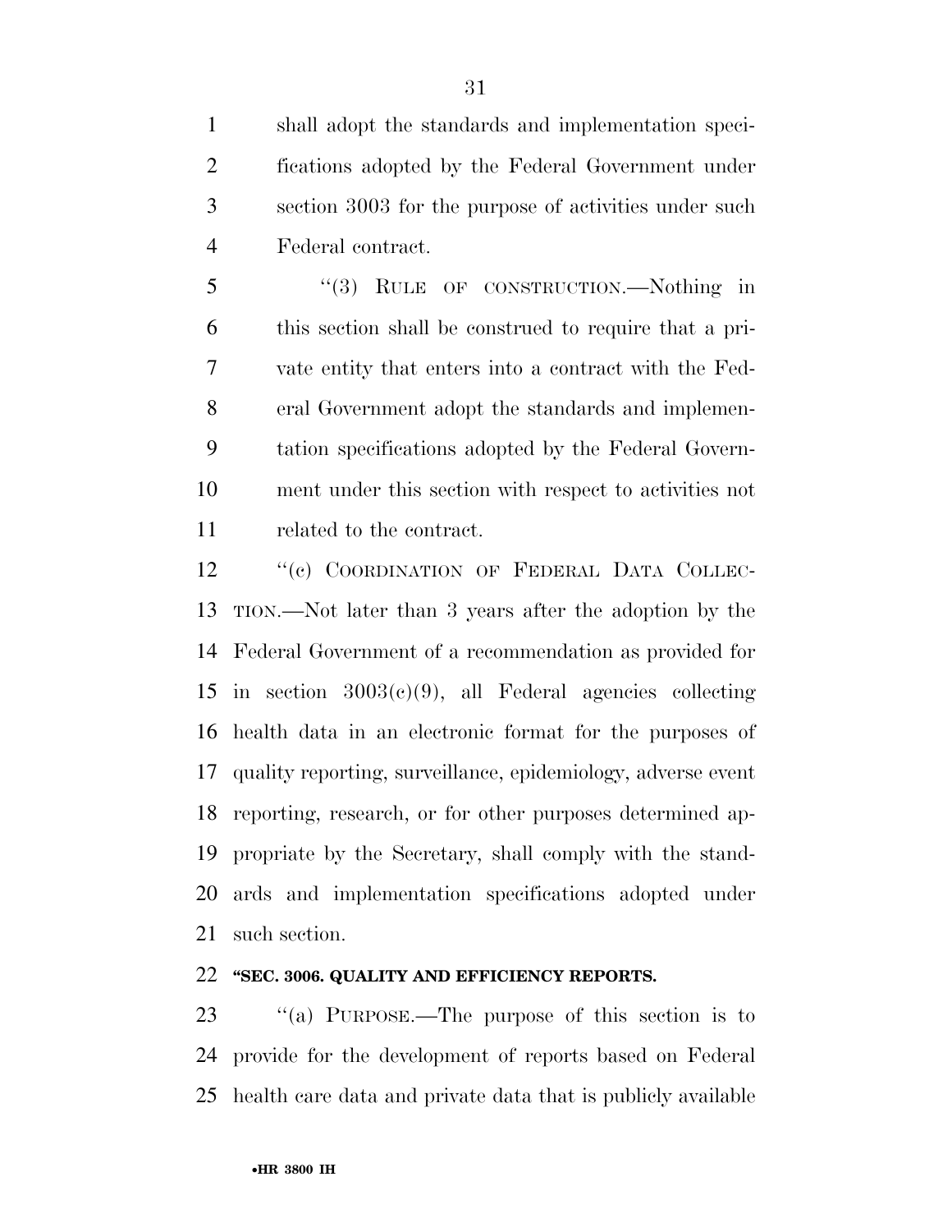shall adopt the standards and implementation specifications adopted by the Federal Government under section 3003 for the purpose of activities under such Federal contract.

"(3) RULE OF CONSTRUCTION.—Nothing in this section shall be construed to require that a private entity that enters into a contract with the Federal Government adopt the standards and implementation specifications adopted by the Federal Government under this section with respect to activities not related to the contract.

"(c) COORDINATION OF FEDERAL DATA COLLECTION.—Not later than 3 years after the adoption by the Federal Government of a recommendation as provided for in section 3003(c)(9), all Federal agencies collecting health data in an electronic format for the purposes of quality reporting, surveillance, epidemiology, adverse event reporting, research, or for other purposes determined appropriate by the Secretary, shall comply with the standards and implementation specifications adopted under such section.

**"SEC. 3006. QUALITY AND EFFICIENCY REPORTS.**

"(a) PURPOSE.—The purpose of this section is to provide for the development of reports based on Federal health care data and private data that is publicly available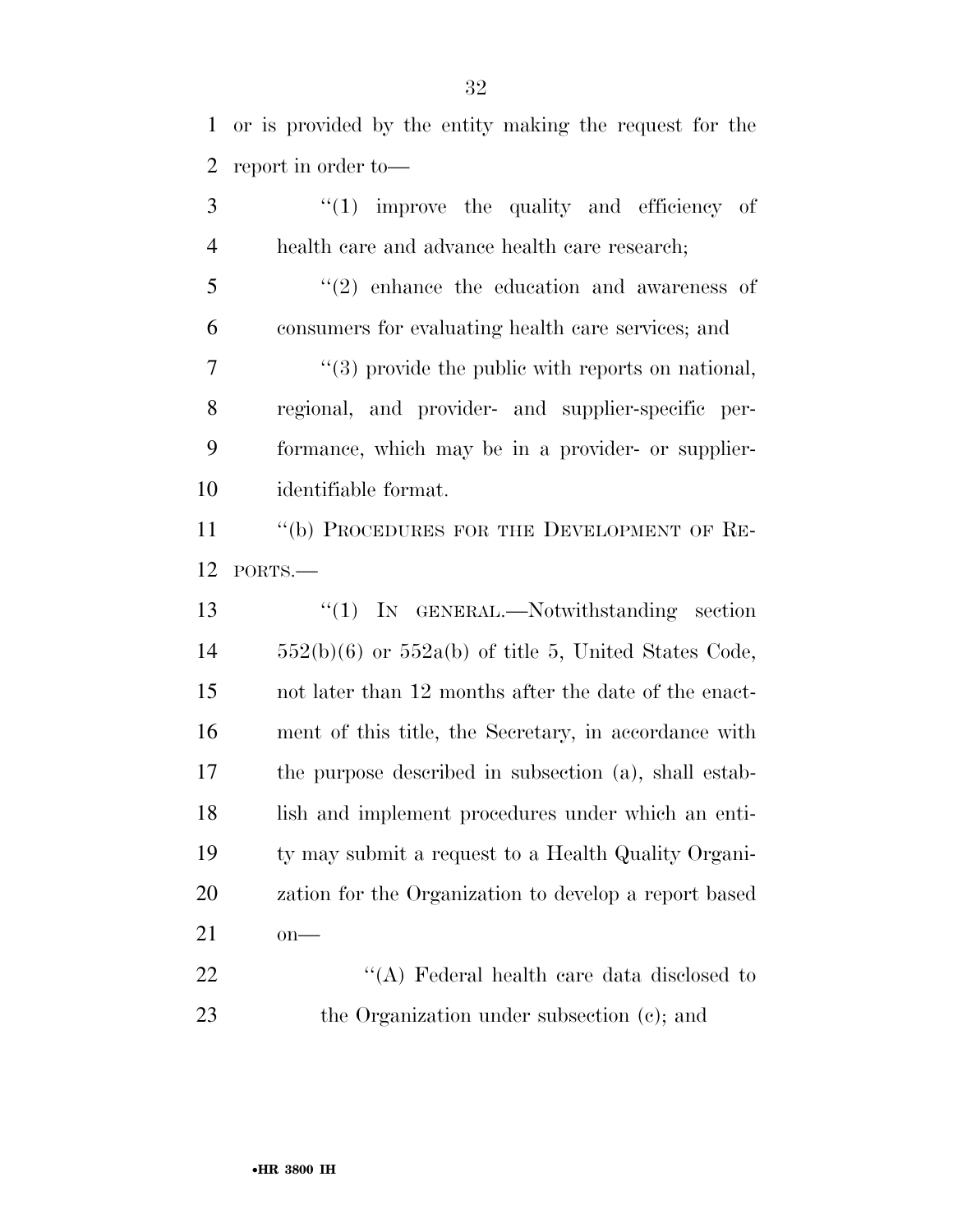or is provided by the entity making the request for the report in order to—

"(1) improve the quality and efficiency of health care and advance health care research;

"(2) enhance the education and awareness of consumers for evaluating health care services; and

"(3) provide the public with reports on national, regional, and provider- and supplier-specific performance, which may be in a provider- or supplier-identifiable format.

"(b) PROCEDURES FOR THE DEVELOPMENT OF REPORTS.—

"(1) IN GENERAL.—Notwithstanding section 552(b)(6) or 552a(b) of title 5, United States Code, not later than 12 months after the date of the enactment of this title, the Secretary, in accordance with the purpose described in subsection (a), shall establish and implement procedures under which an entity may submit a request to a Health Quality Organization for the Organization to develop a report based on—

"(A) Federal health care data disclosed to the Organization under subsection (c); and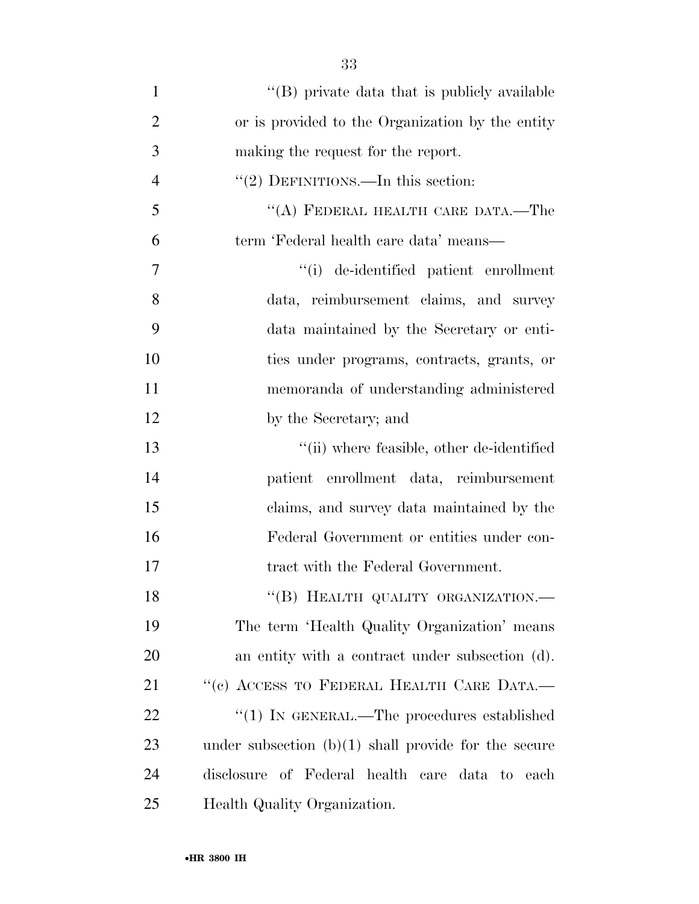''(B) private data that is publicly available or is provided to the Organization by the entity making the request for the report.

''(2) DEFINITIONS.—In this section:

''(A) FEDERAL HEALTH CARE DATA.—The term 'Federal health care data' means—

''(i) de-identified patient enrollment data, reimbursement claims, and survey data maintained by the Secretary or entities under programs, contracts, grants, or memoranda of understanding administered by the Secretary; and

''(ii) where feasible, other de-identified patient enrollment data, reimbursement claims, and survey data maintained by the Federal Government or entities under contract with the Federal Government.

''(B) HEALTH QUALITY ORGANIZATION.—The term 'Health Quality Organization' means an entity with a contract under subsection (d).

''(c) ACCESS TO FEDERAL HEALTH CARE DATA.—

''(1) IN GENERAL.—The procedures established under subsection (b)(1) shall provide for the secure disclosure of Federal health care data to each Health Quality Organization.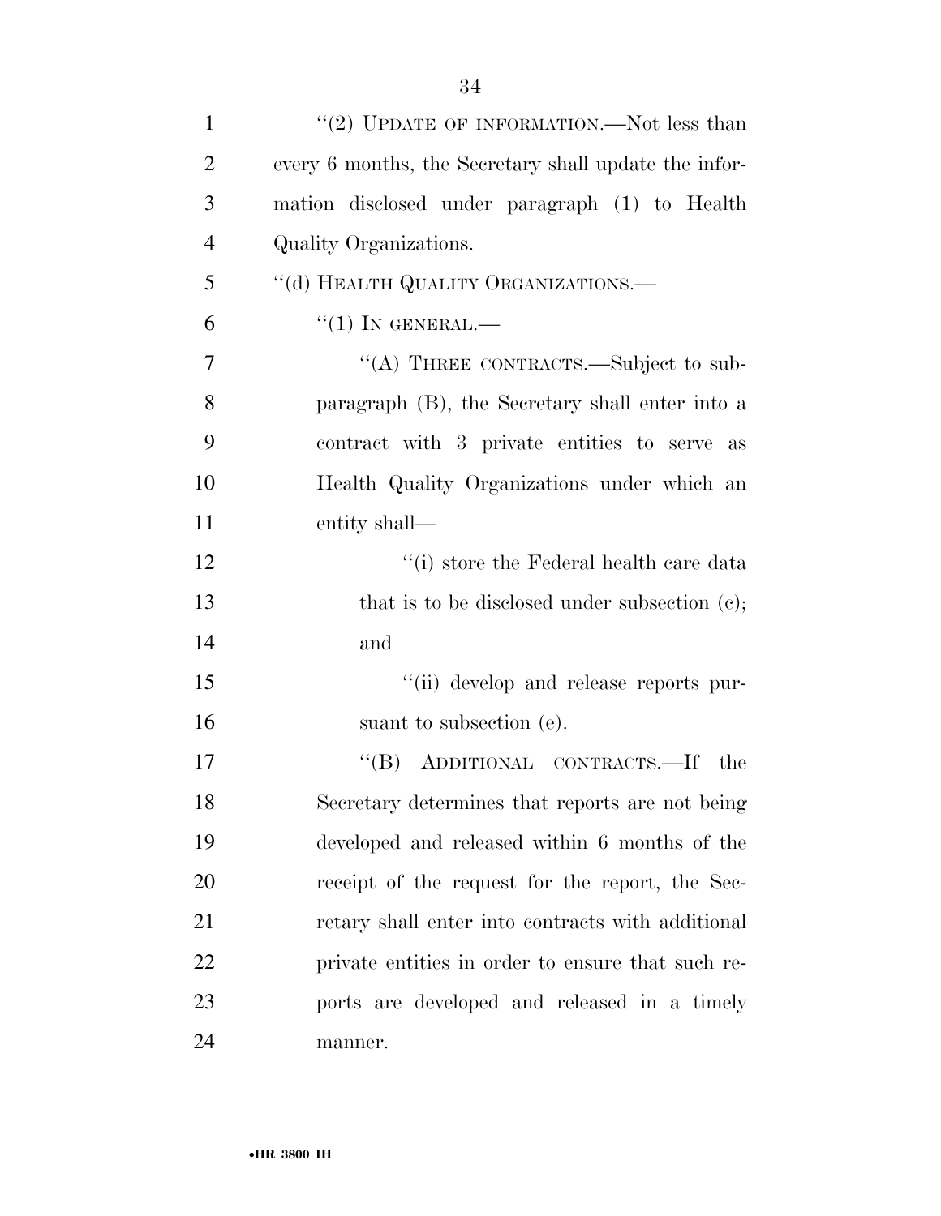"(2) UPDATE OF INFORMATION.—Not less than every 6 months, the Secretary shall update the information disclosed under paragraph (1) to Health Quality Organizations.

"(d) HEALTH QUALITY ORGANIZATIONS.—

"(1) IN GENERAL.—

"(A) THREE CONTRACTS.—Subject to subparagraph (B), the Secretary shall enter into a contract with 3 private entities to serve as Health Quality Organizations under which an entity shall—

"(i) store the Federal health care data that is to be disclosed under subsection (c); and

"(ii) develop and release reports pursuant to subsection (e).

"(B) ADDITIONAL CONTRACTS.—If the Secretary determines that reports are not being developed and released within 6 months of the receipt of the request for the report, the Secretary shall enter into contracts with additional private entities in order to ensure that such reports are developed and released in a timely manner.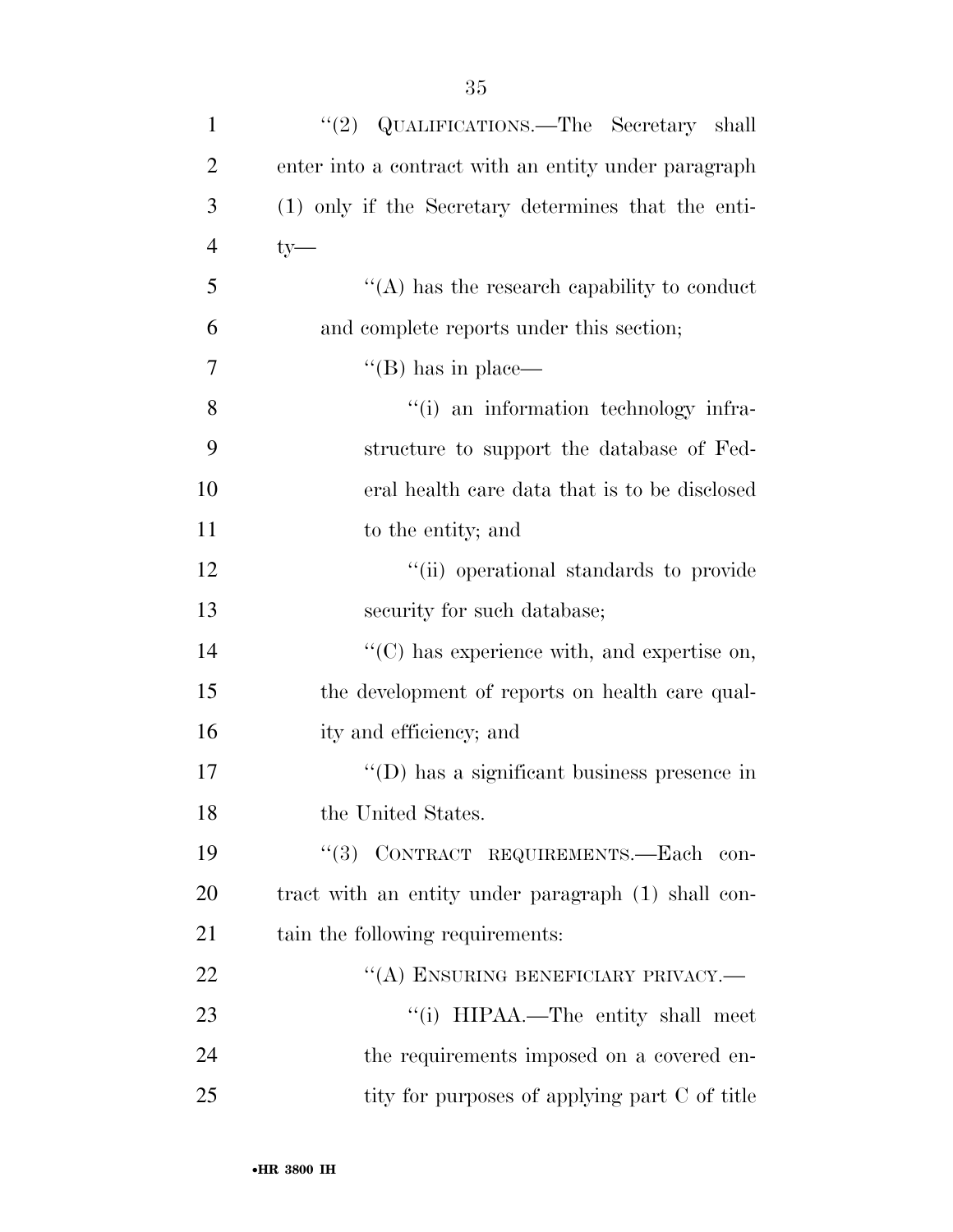''(2) QUALIFICATIONS.—The Secretary shall enter into a contract with an entity under paragraph (1) only if the Secretary determines that the entity—

''(A) has the research capability to conduct and complete reports under this section;

''(B) has in place—

''(i) an information technology infrastructure to support the database of Federal health care data that is to be disclosed to the entity; and

''(ii) operational standards to provide security for such database;

''(C) has experience with, and expertise on, the development of reports on health care quality and efficiency; and

''(D) has a significant business presence in the United States.

''(3) CONTRACT REQUIREMENTS.—Each contract with an entity under paragraph (1) shall contain the following requirements:

''(A) ENSURING BENEFICIARY PRIVACY.—

''(i) HIPAA.—The entity shall meet the requirements imposed on a covered entity for purposes of applying part C of title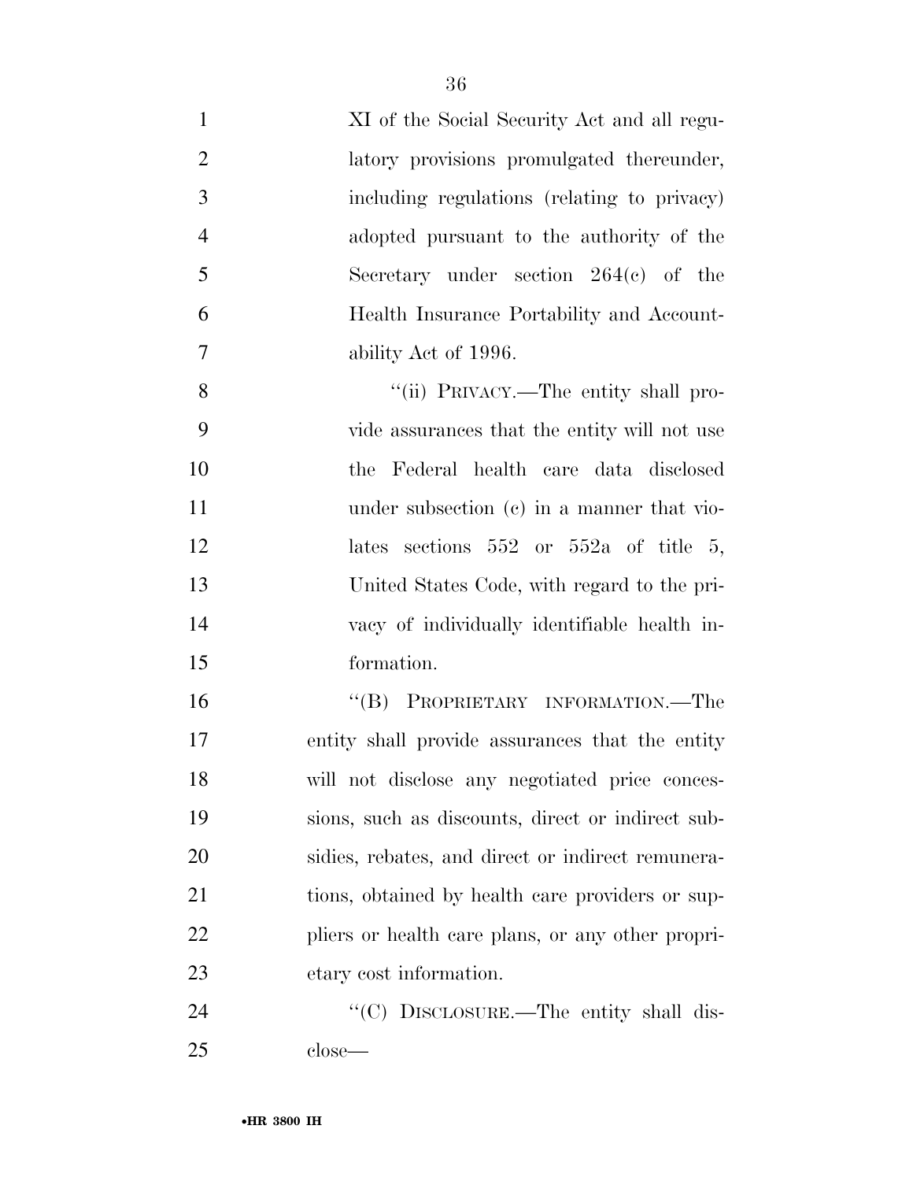XI of the Social Security Act and all regulatory provisions promulgated thereunder, including regulations (relating to privacy) adopted pursuant to the authority of the Secretary under section 264(c) of the Health Insurance Portability and Accountability Act of 1996.

"(ii) PRIVACY.—The entity shall provide assurances that the entity will not use the Federal health care data disclosed under subsection (c) in a manner that violates sections 552 or 552a of title 5, United States Code, with regard to the privacy of individually identifiable health information.

"(B) PROPRIETARY INFORMATION.—The entity shall provide assurances that the entity will not disclose any negotiated price concessions, such as discounts, direct or indirect subsidies, rebates, and direct or indirect remunerations, obtained by health care providers or suppliers or health care plans, or any other proprietary cost information.

"(C) DISCLOSURE.—The entity shall disclose—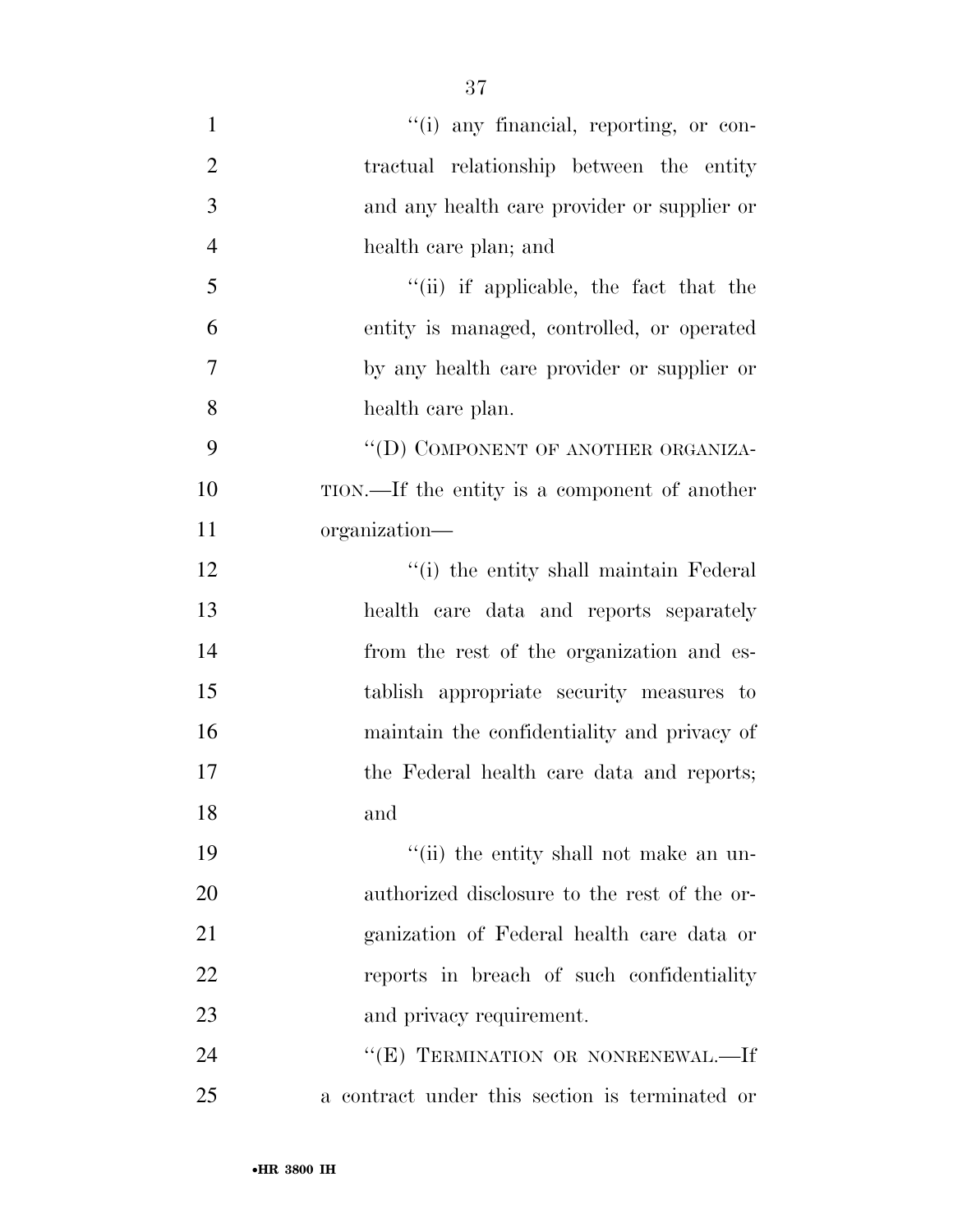''(i) any financial, reporting, or contractual relationship between the entity and any health care provider or supplier or health care plan; and

''(ii) if applicable, the fact that the entity is managed, controlled, or operated by any health care provider or supplier or health care plan.

''(D) COMPONENT OF ANOTHER ORGANIZATION.—If the entity is a component of another organization—

''(i) the entity shall maintain Federal health care data and reports separately from the rest of the organization and establish appropriate security measures to maintain the confidentiality and privacy of the Federal health care data and reports; and

''(ii) the entity shall not make an unauthorized disclosure to the rest of the organization of Federal health care data or reports in breach of such confidentiality and privacy requirement.

''(E) TERMINATION OR NONRENEWAL.—If a contract under this section is terminated or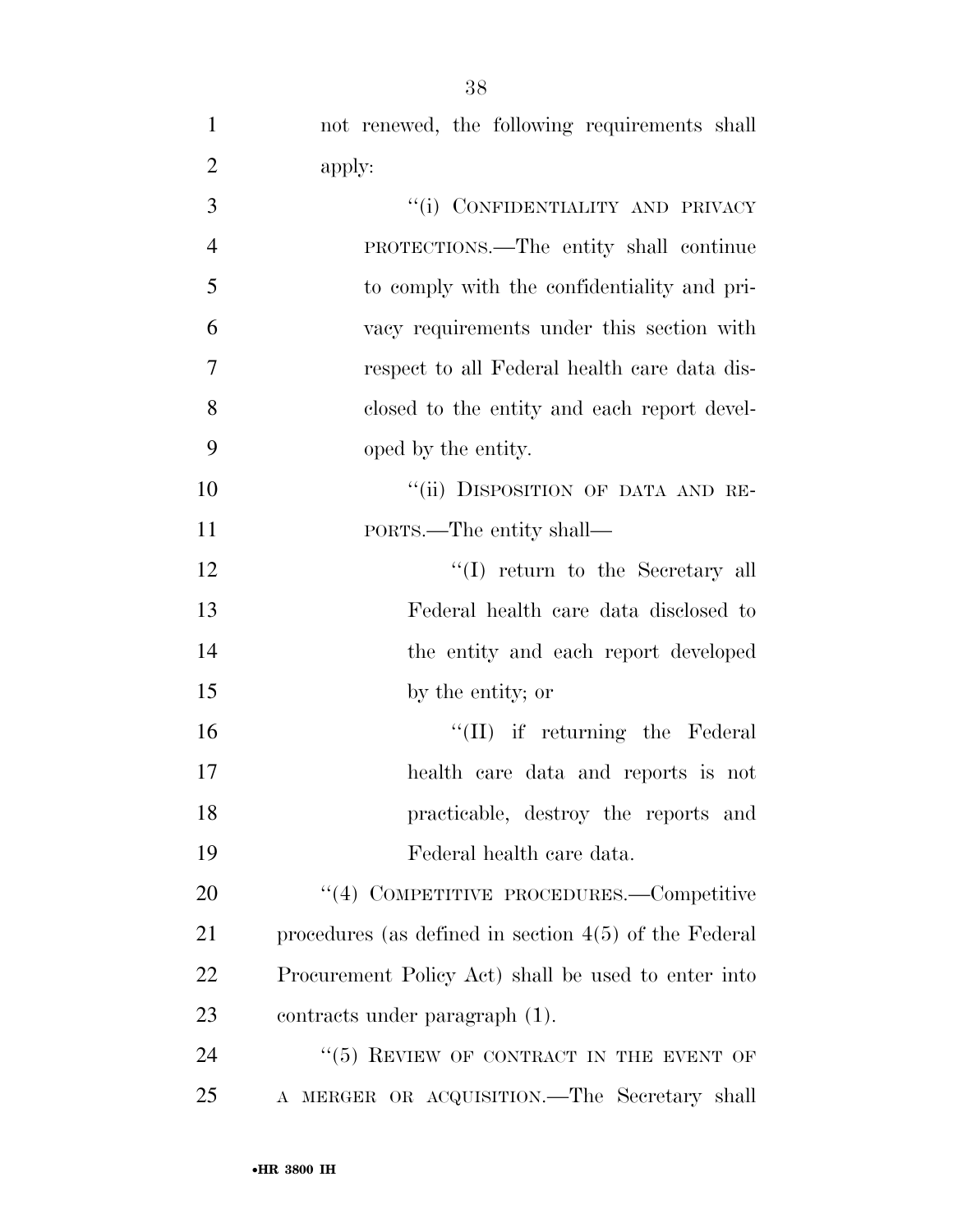not renewed, the following requirements shall apply:

"(i) CONFIDENTIALITY AND PRIVACY PROTECTIONS.—The entity shall continue to comply with the confidentiality and privacy requirements under this section with respect to all Federal health care data disclosed to the entity and each report developed by the entity.

"(ii) DISPOSITION OF DATA AND REPORTS.—The entity shall—

"(I) return to the Secretary all Federal health care data disclosed to the entity and each report developed by the entity; or

"(II) if returning the Federal health care data and reports is not practicable, destroy the reports and Federal health care data.

"(4) COMPETITIVE PROCEDURES.—Competitive procedures (as defined in section 4(5) of the Federal Procurement Policy Act) shall be used to enter into contracts under paragraph (1).

"(5) REVIEW OF CONTRACT IN THE EVENT OF A MERGER OR ACQUISITION.—The Secretary shall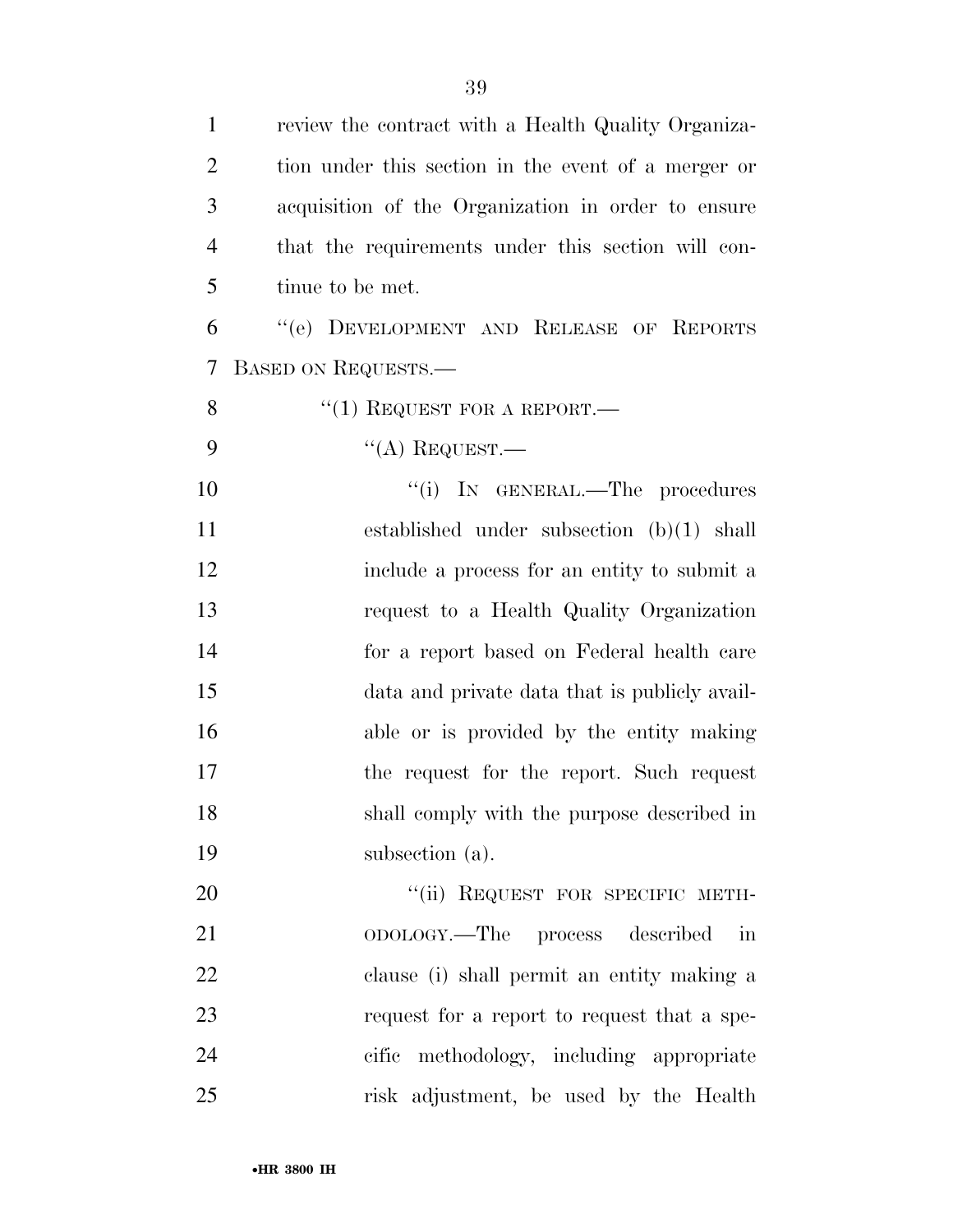review the contract with a Health Quality Organization under this section in the event of a merger or acquisition of the Organization in order to ensure that the requirements under this section will continue to be met.

"(e) DEVELOPMENT AND RELEASE OF REPORTS BASED ON REQUESTS.—

"(1) REQUEST FOR A REPORT.—

"(A) REQUEST.—

"(i) IN GENERAL.—The procedures established under subsection (b)(1) shall include a process for an entity to submit a request to a Health Quality Organization for a report based on Federal health care data and private data that is publicly available or is provided by the entity making the request for the report. Such request shall comply with the purpose described in subsection (a).

"(ii) REQUEST FOR SPECIFIC METHODOLOGY.—The process described in clause (i) shall permit an entity making a request for a report to request that a specific methodology, including appropriate risk adjustment, be used by the Health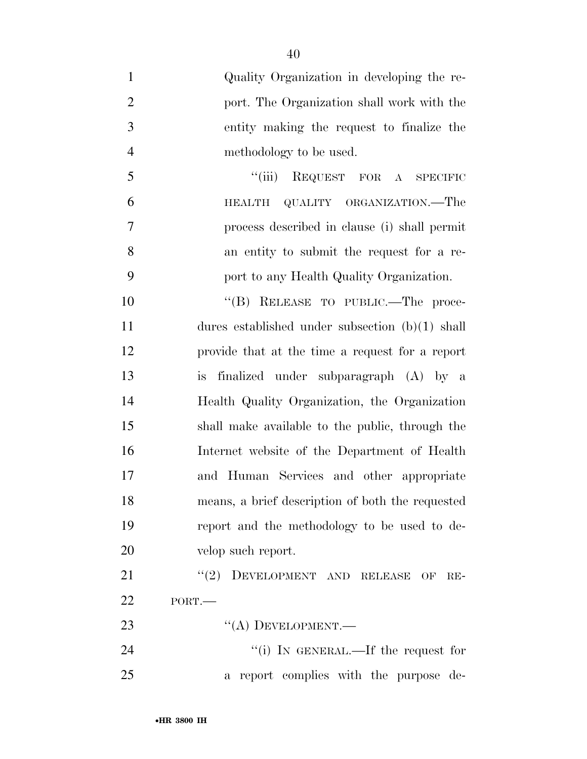Quality Organization in developing the report. The Organization shall work with the entity making the request to finalize the methodology to be used.

"(iii) REQUEST FOR A SPECIFIC HEALTH QUALITY ORGANIZATION.—The process described in clause (i) shall permit an entity to submit the request for a report to any Health Quality Organization.

"(B) RELEASE TO PUBLIC.—The procedures established under subsection (b)(1) shall provide that at the time a request for a report is finalized under subparagraph (A) by a Health Quality Organization, the Organization shall make available to the public, through the Internet website of the Department of Health and Human Services and other appropriate means, a brief description of both the requested report and the methodology to be used to develop such report.

"(2) DEVELOPMENT AND RELEASE OF REPORT.—

"(A) DEVELOPMENT.—

"(i) IN GENERAL.—If the request for a report complies with the purpose de-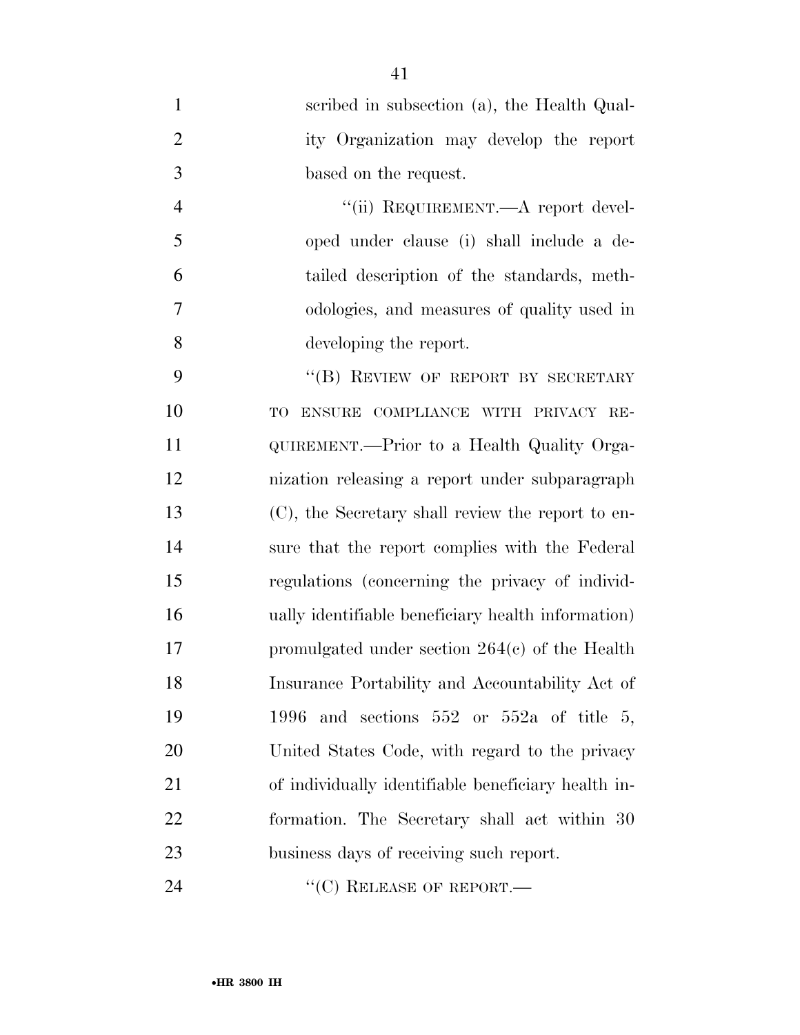scribed in subsection (a), the Health Quality Organization may develop the report based on the request.

"(ii) REQUIREMENT.—A report developed under clause (i) shall include a detailed description of the standards, methodologies, and measures of quality used in developing the report.

"(B) REVIEW OF REPORT BY SECRETARY TO ENSURE COMPLIANCE WITH PRIVACY REQUIREMENT.—Prior to a Health Quality Organization releasing a report under subparagraph (C), the Secretary shall review the report to ensure that the report complies with the Federal regulations (concerning the privacy of individually identifiable beneficiary health information) promulgated under section 264(c) of the Health Insurance Portability and Accountability Act of 1996 and sections 552 or 552a of title 5, United States Code, with regard to the privacy of individually identifiable beneficiary health information. The Secretary shall act within 30 business days of receiving such report.

"(C) RELEASE OF REPORT.—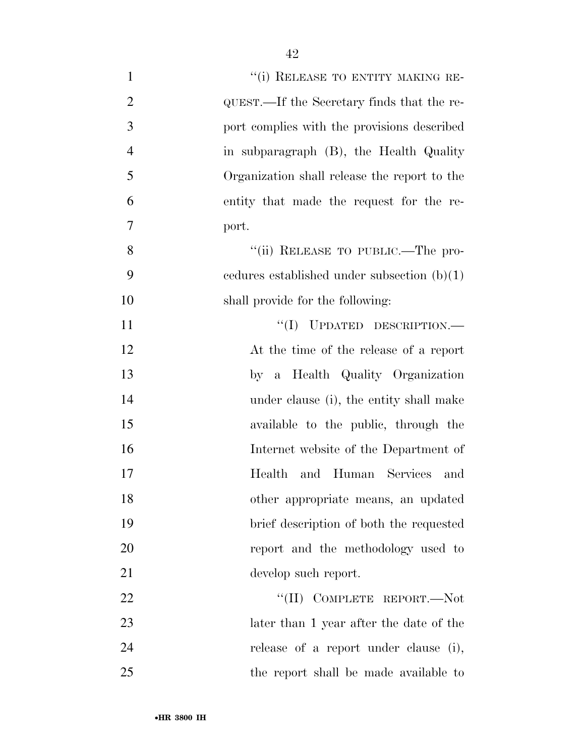"(i) RELEASE TO ENTITY MAKING REQUEST.—If the Secretary finds that the report complies with the provisions described in subparagraph (B), the Health Quality Organization shall release the report to the entity that made the request for the report.

"(ii) RELEASE TO PUBLIC.—The procedures established under subsection (b)(1) shall provide for the following:

"(I) UPDATED DESCRIPTION.—At the time of the release of a report by a Health Quality Organization under clause (i), the entity shall make available to the public, through the Internet website of the Department of Health and Human Services and other appropriate means, an updated brief description of both the requested report and the methodology used to develop such report.

"(II) COMPLETE REPORT.—Not later than 1 year after the date of the release of a report under clause (i), the report shall be made available to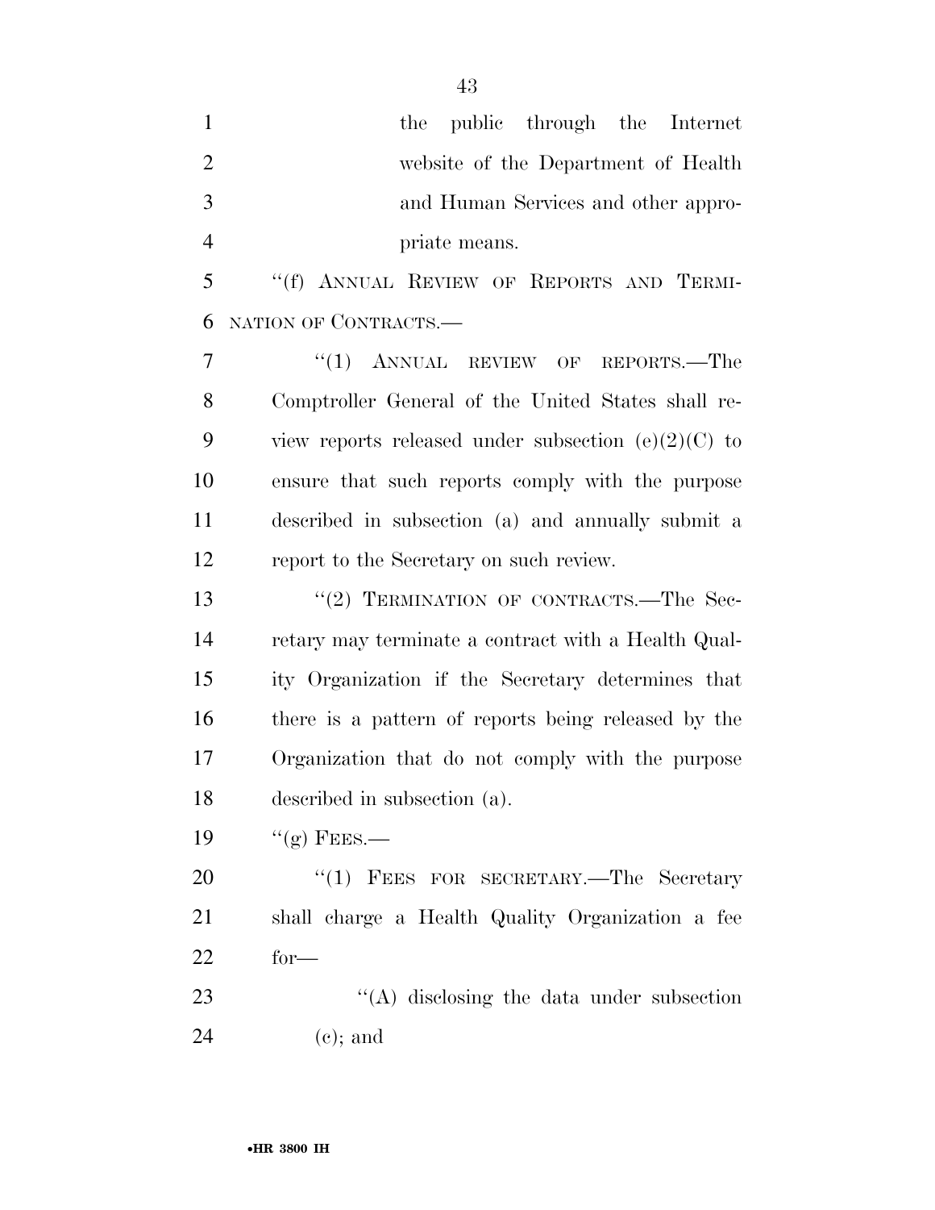the public through the Internet website of the Department of Health and Human Services and other appropriate means.

"(f) ANNUAL REVIEW OF REPORTS AND TERMINATION OF CONTRACTS.—

"(1) ANNUAL REVIEW OF REPORTS.—The Comptroller General of the United States shall review reports released under subsection (e)(2)(C) to ensure that such reports comply with the purpose described in subsection (a) and annually submit a report to the Secretary on such review.

"(2) TERMINATION OF CONTRACTS.—The Secretary may terminate a contract with a Health Quality Organization if the Secretary determines that there is a pattern of reports being released by the Organization that do not comply with the purpose described in subsection (a).

"(g) FEES.—

"(1) FEES FOR SECRETARY.—The Secretary shall charge a Health Quality Organization a fee for—

"(A) disclosing the data under subsection (c); and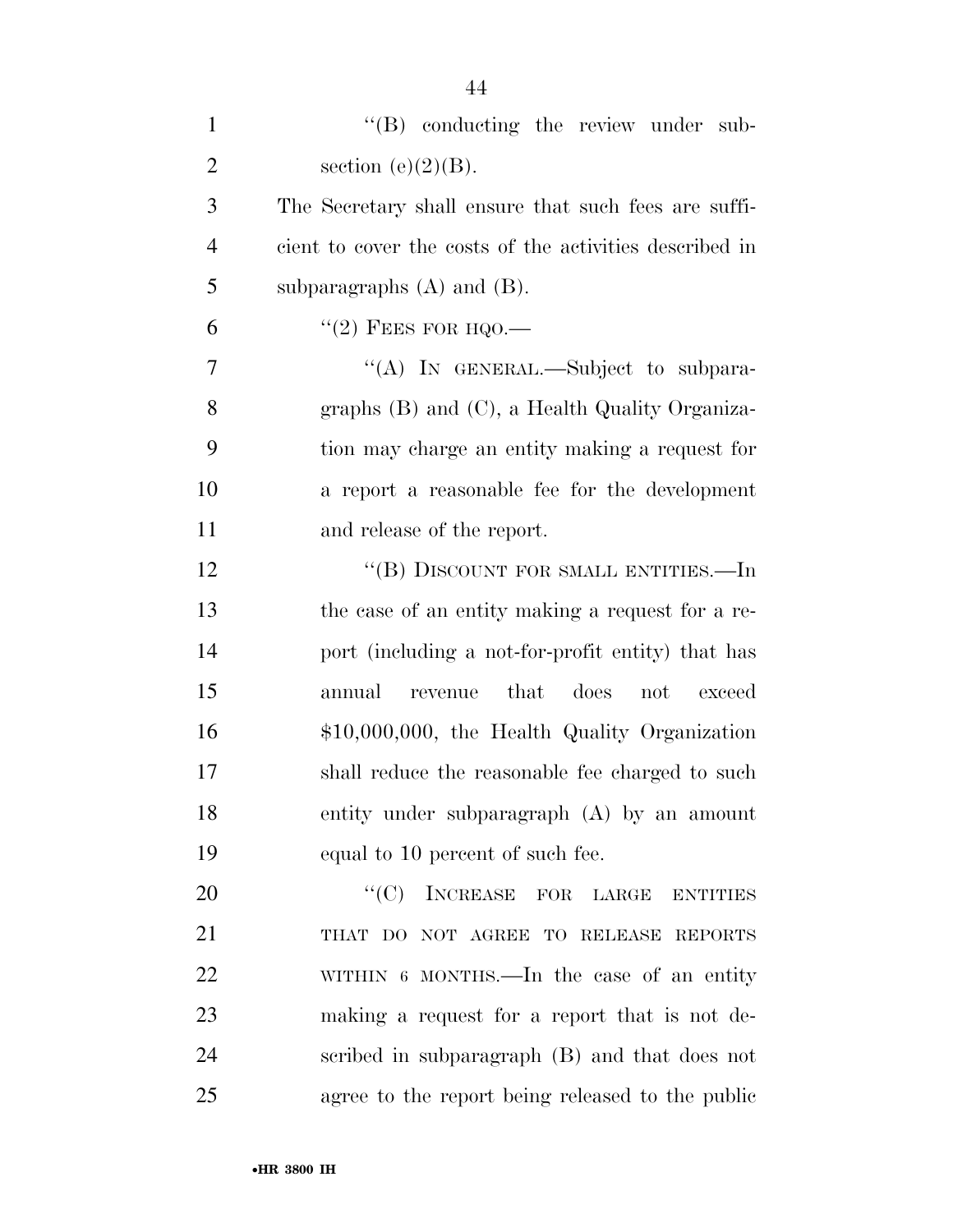"(B) conducting the review under subsection (e)(2)(B).

The Secretary shall ensure that such fees are sufficient to cover the costs of the activities described in subparagraphs (A) and (B).

"(2) FEES FOR HQO.—

"(A) IN GENERAL.—Subject to subparagraphs (B) and (C), a Health Quality Organization may charge an entity making a request for a report a reasonable fee for the development and release of the report.

"(B) DISCOUNT FOR SMALL ENTITIES.—In the case of an entity making a request for a report (including a not-for-profit entity) that has annual revenue that does not exceed $10,000,000, the Health Quality Organization shall reduce the reasonable fee charged to such entity under subparagraph (A) by an amount equal to 10 percent of such fee.

"(C) INCREASE FOR LARGE ENTITIES THAT DO NOT AGREE TO RELEASE REPORTS WITHIN 6 MONTHS.—In the case of an entity making a request for a report that is not described in subparagraph (B) and that does not agree to the report being released to the public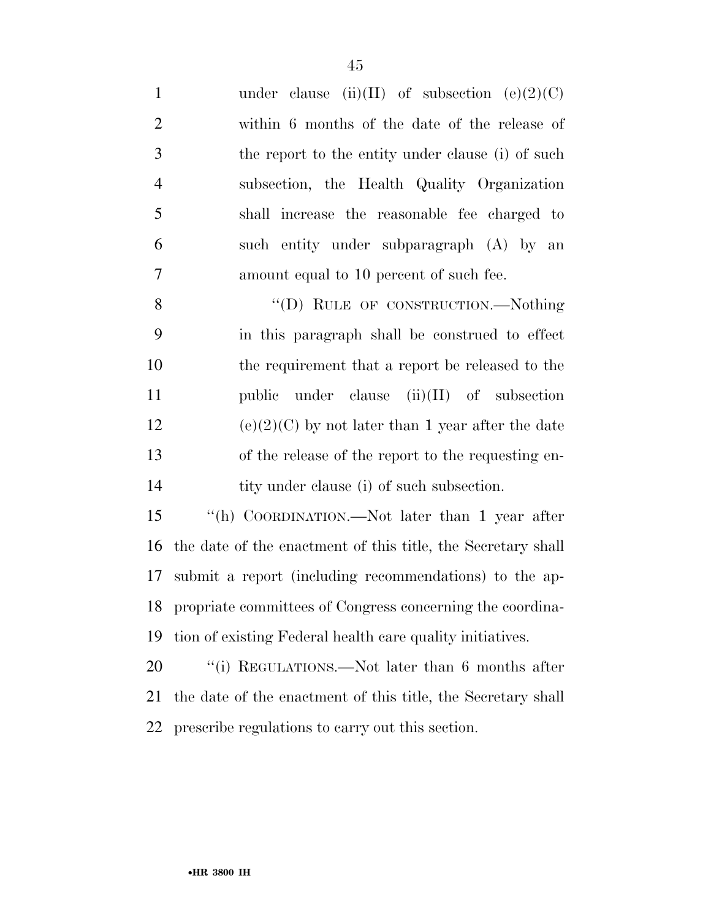under clause (ii)(II) of subsection (e)(2)(C) within 6 months of the date of the release of the report to the entity under clause (i) of such subsection, the Health Quality Organization shall increase the reasonable fee charged to such entity under subparagraph (A) by an amount equal to 10 percent of such fee.

"(D) RULE OF CONSTRUCTION.—Nothing in this paragraph shall be construed to effect the requirement that a report be released to the public under clause (ii)(II) of subsection (e)(2)(C) by not later than 1 year after the date of the release of the report to the requesting entity under clause (i) of such subsection.

"(h) COORDINATION.—Not later than 1 year after the date of the enactment of this title, the Secretary shall submit a report (including recommendations) to the appropriate committees of Congress concerning the coordination of existing Federal health care quality initiatives.

"(i) REGULATIONS.—Not later than 6 months after the date of the enactment of this title, the Secretary shall prescribe regulations to carry out this section.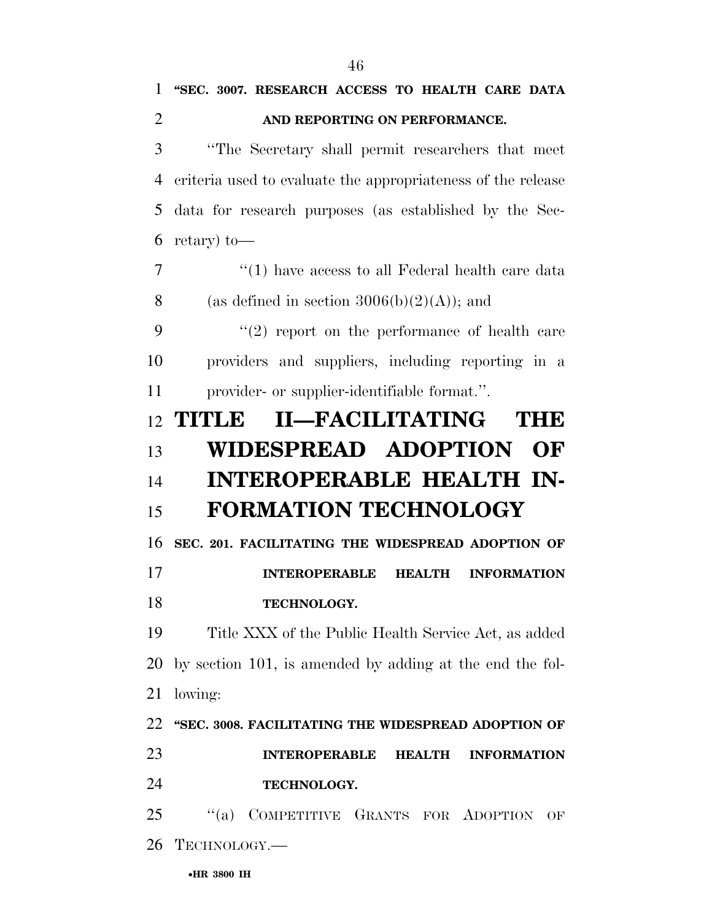**"SEC. 3007. RESEARCH ACCESS TO HEALTH CARE DATA AND REPORTING ON PERFORMANCE.**

"The Secretary shall permit researchers that meet criteria used to evaluate the appropriateness of the release data for research purposes (as established by the Secretary) to—

"(1) have access to all Federal health care data (as defined in section 3006(b)(2)(A)); and

"(2) report on the performance of health care providers and suppliers, including reporting in a provider- or supplier-identifiable format.".

# TITLE II—FACILITATING THE WIDESPREAD ADOPTION OF INTEROPERABLE HEALTH INFORMATION TECHNOLOGY

**SEC. 201. FACILITATING THE WIDESPREAD ADOPTION OF INTEROPERABLE HEALTH INFORMATION TECHNOLOGY.**

Title XXX of the Public Health Service Act, as added by section 101, is amended by adding at the end the following:

**"SEC. 3008. FACILITATING THE WIDESPREAD ADOPTION OF INTEROPERABLE HEALTH INFORMATION TECHNOLOGY.**

"(a) COMPETITIVE GRANTS FOR ADOPTION OF TECHNOLOGY.—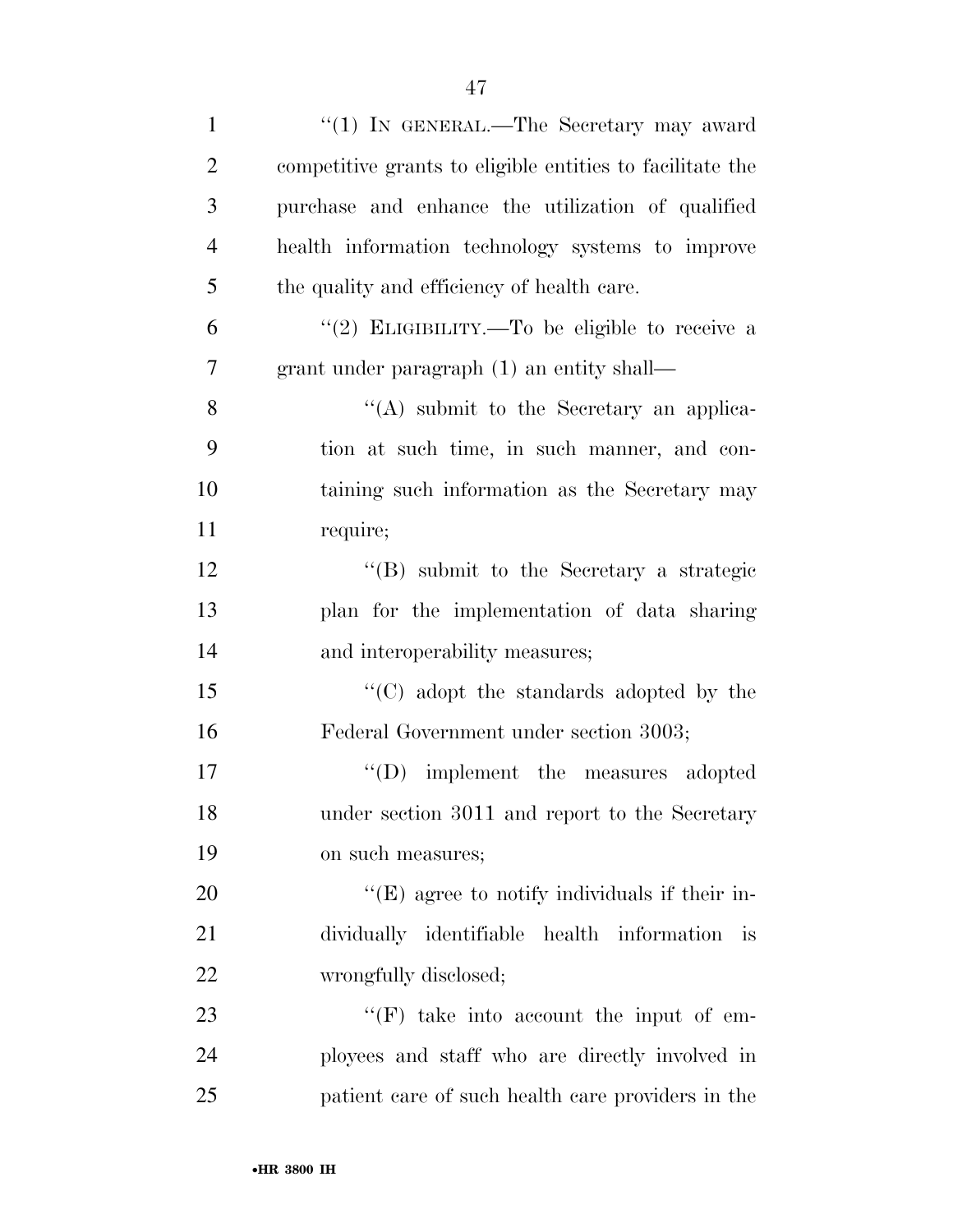"(1) IN GENERAL.—The Secretary may award competitive grants to eligible entities to facilitate the purchase and enhance the utilization of qualified health information technology systems to improve the quality and efficiency of health care.

"(2) ELIGIBILITY.—To be eligible to receive a grant under paragraph (1) an entity shall—

"(A) submit to the Secretary an application at such time, in such manner, and containing such information as the Secretary may require;

"(B) submit to the Secretary a strategic plan for the implementation of data sharing and interoperability measures;

"(C) adopt the standards adopted by the Federal Government under section 3003;

"(D) implement the measures adopted under section 3011 and report to the Secretary on such measures;

"(E) agree to notify individuals if their individually identifiable health information is wrongfully disclosed;

"(F) take into account the input of employees and staff who are directly involved in patient care of such health care providers in the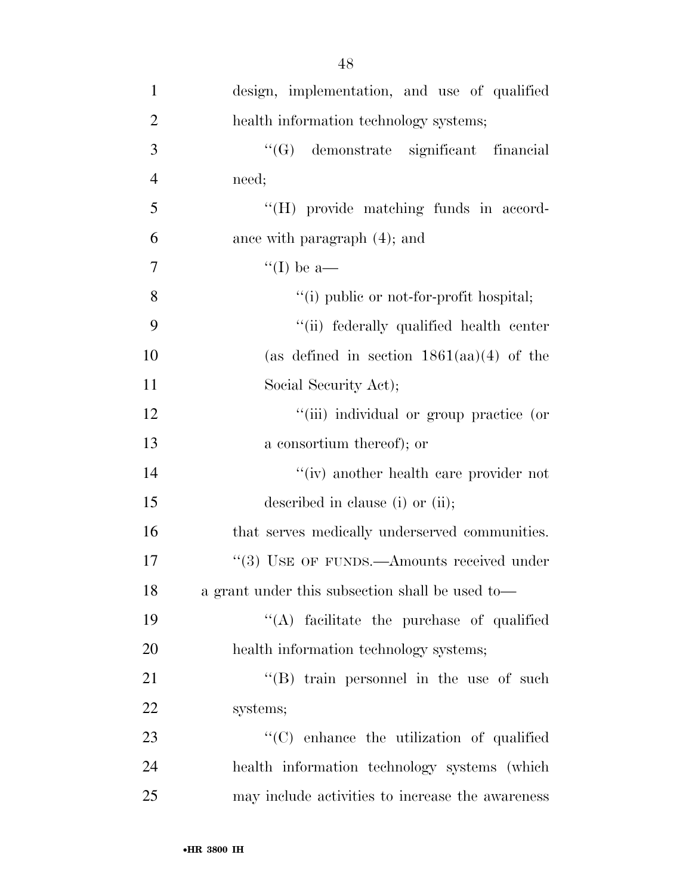design, implementation, and use of qualified health information technology systems;

''(G) demonstrate significant financial need;

''(H) provide matching funds in accordance with paragraph (4); and

''(I) be a—

''(i) public or not-for-profit hospital;

''(ii) federally qualified health center (as defined in section 1861(aa)(4) of the Social Security Act);

''(iii) individual or group practice (or a consortium thereof); or

''(iv) another health care provider not described in clause (i) or (ii);

that serves medically underserved communities.

''(3) USE OF FUNDS.—Amounts received under a grant under this subsection shall be used to—

''(A) facilitate the purchase of qualified health information technology systems;

''(B) train personnel in the use of such systems;

''(C) enhance the utilization of qualified health information technology systems (which may include activities to increase the awareness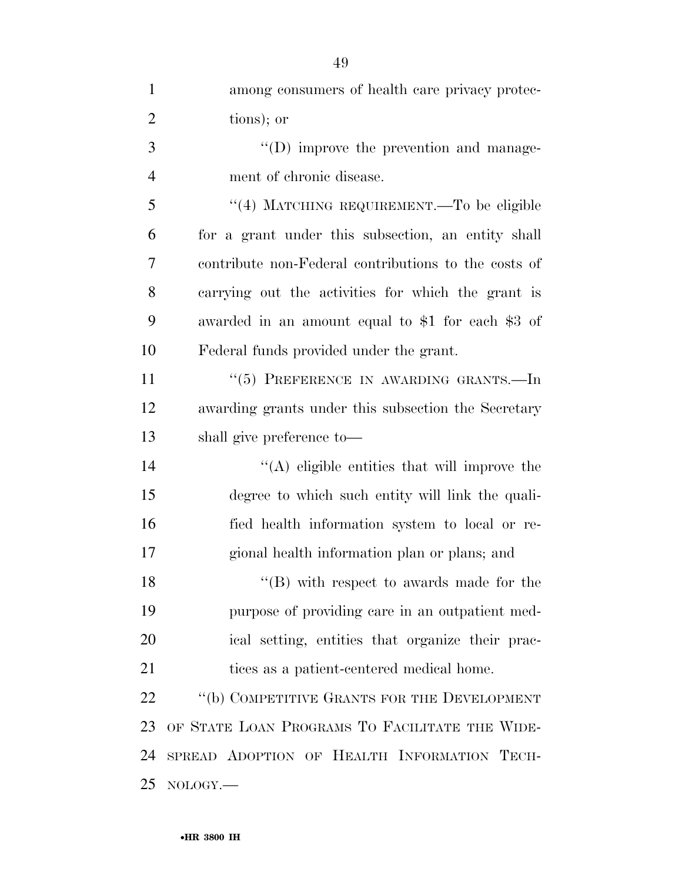among consumers of health care privacy protections); or

"(D) improve the prevention and management of chronic disease.

"(4) MATCHING REQUIREMENT.—To be eligible for a grant under this subsection, an entity shall contribute non-Federal contributions to the costs of carrying out the activities for which the grant is awarded in an amount equal to $1 for each $3 of Federal funds provided under the grant.

"(5) PREFERENCE IN AWARDING GRANTS.—In awarding grants under this subsection the Secretary shall give preference to—

"(A) eligible entities that will improve the degree to which such entity will link the qualified health information system to local or regional health information plan or plans; and

"(B) with respect to awards made for the purpose of providing care in an outpatient medical setting, entities that organize their practices as a patient-centered medical home.

"(b) COMPETITIVE GRANTS FOR THE DEVELOPMENT OF STATE LOAN PROGRAMS TO FACILITATE THE WIDESPREAD ADOPTION OF HEALTH INFORMATION TECHNOLOGY.—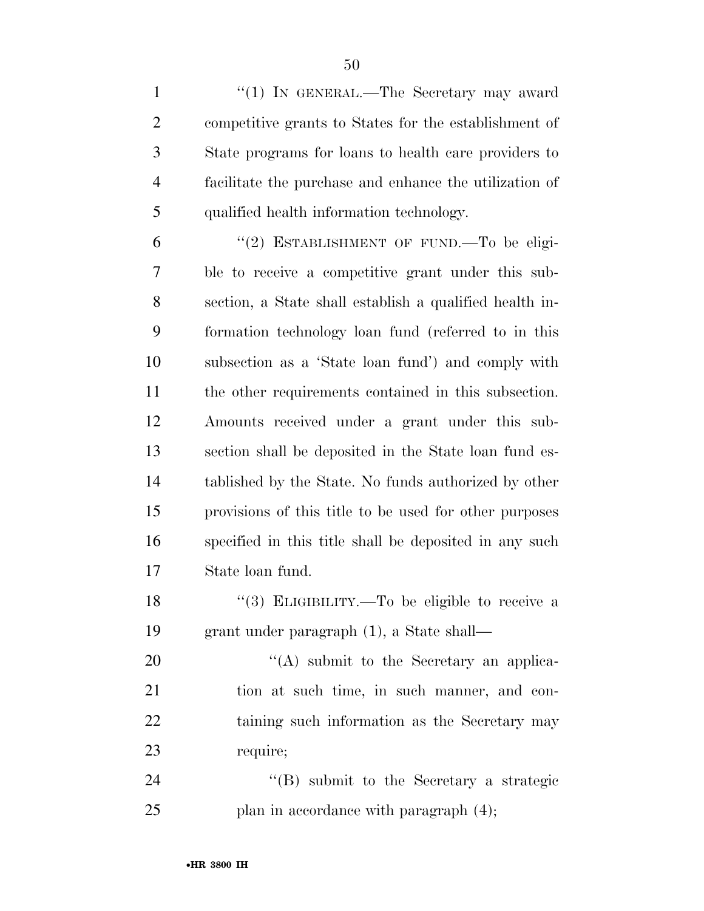"(1) IN GENERAL.—The Secretary may award competitive grants to States for the establishment of State programs for loans to health care providers to facilitate the purchase and enhance the utilization of qualified health information technology.

"(2) ESTABLISHMENT OF FUND.—To be eligible to receive a competitive grant under this subsection, a State shall establish a qualified health information technology loan fund (referred to in this subsection as a 'State loan fund') and comply with the other requirements contained in this subsection. Amounts received under a grant under this subsection shall be deposited in the State loan fund established by the State. No funds authorized by other provisions of this title to be used for other purposes specified in this title shall be deposited in any such State loan fund.

"(3) ELIGIBILITY.—To be eligible to receive a grant under paragraph (1), a State shall—

"(A) submit to the Secretary an application at such time, in such manner, and containing such information as the Secretary may require;

"(B) submit to the Secretary a strategic plan in accordance with paragraph (4);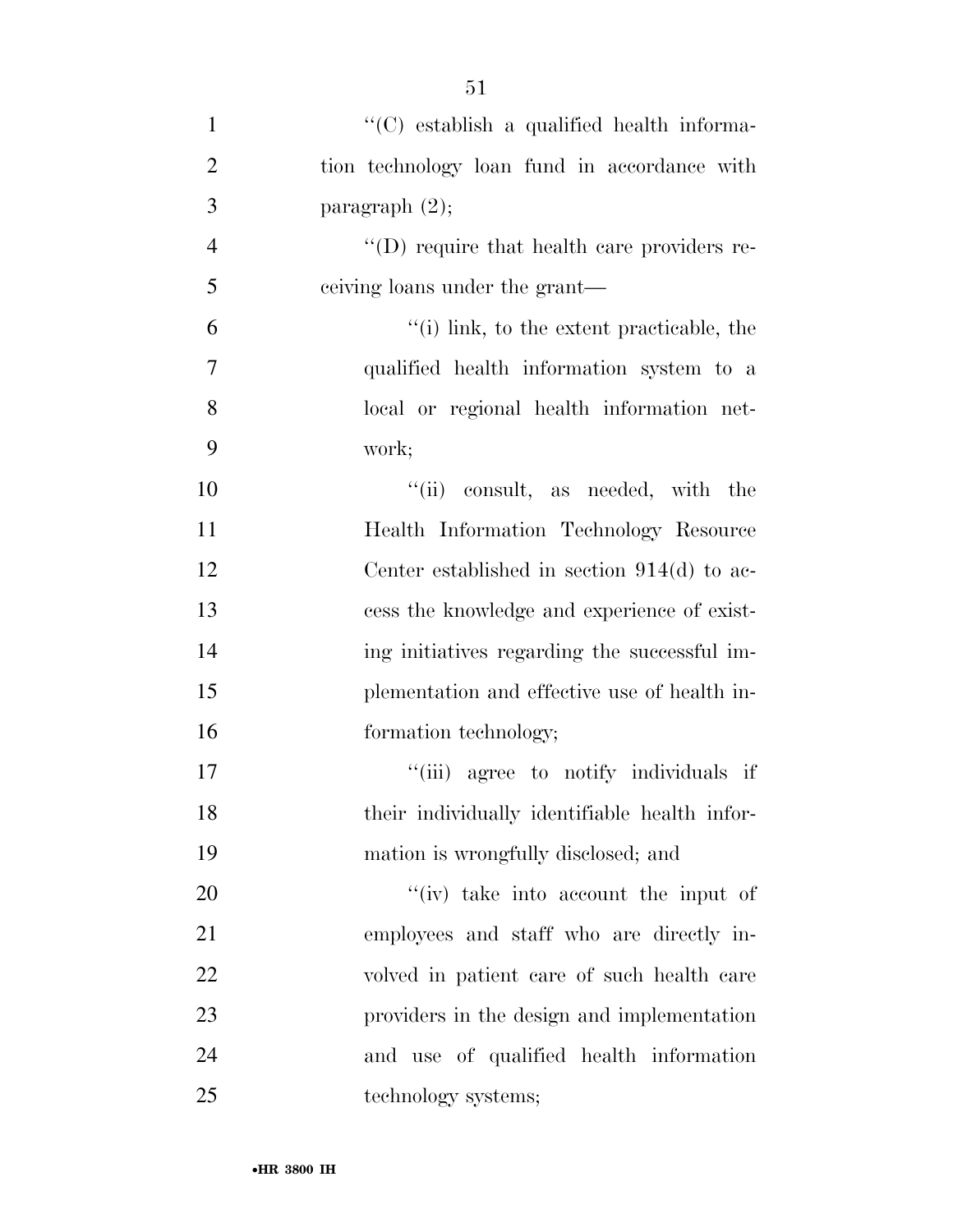''(C) establish a qualified health information technology loan fund in accordance with paragraph (2);

''(D) require that health care providers receiving loans under the grant—

''(i) link, to the extent practicable, the qualified health information system to a local or regional health information network;

''(ii) consult, as needed, with the Health Information Technology Resource Center established in section 914(d) to access the knowledge and experience of existing initiatives regarding the successful implementation and effective use of health information technology;

''(iii) agree to notify individuals if their individually identifiable health information is wrongfully disclosed; and

''(iv) take into account the input of employees and staff who are directly involved in patient care of such health care providers in the design and implementation and use of qualified health information technology systems;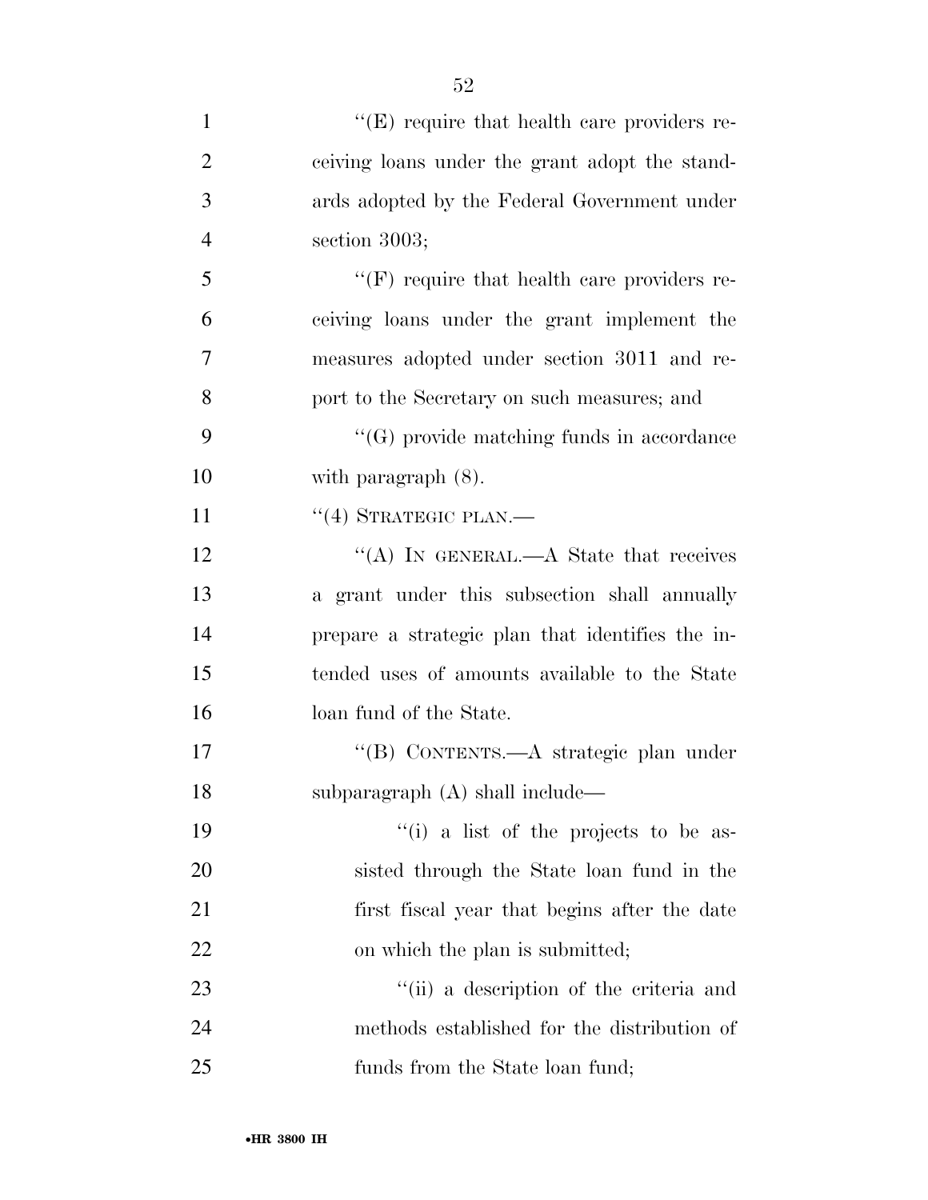''(E) require that health care providers receiving loans under the grant adopt the standards adopted by the Federal Government under section 3003;

''(F) require that health care providers receiving loans under the grant implement the measures adopted under section 3011 and report to the Secretary on such measures; and

''(G) provide matching funds in accordance with paragraph (8).

''(4) STRATEGIC PLAN.—

''(A) IN GENERAL.—A State that receives a grant under this subsection shall annually prepare a strategic plan that identifies the intended uses of amounts available to the State loan fund of the State.

''(B) CONTENTS.—A strategic plan under subparagraph (A) shall include—

''(i) a list of the projects to be assisted through the State loan fund in the first fiscal year that begins after the date on which the plan is submitted;

''(ii) a description of the criteria and methods established for the distribution of funds from the State loan fund;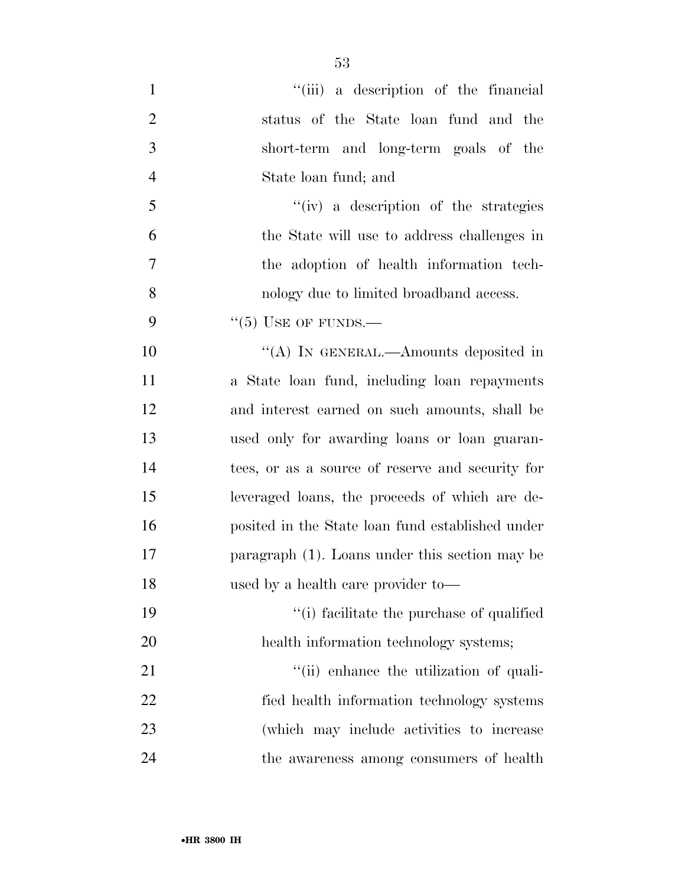"(iii) a description of the financial status of the State loan fund and the short-term and long-term goals of the State loan fund; and

"(iv) a description of the strategies the State will use to address challenges in the adoption of health information technology due to limited broadband access.

"(5) USE OF FUNDS.—

"(A) IN GENERAL.—Amounts deposited in a State loan fund, including loan repayments and interest earned on such amounts, shall be used only for awarding loans or loan guarantees, or as a source of reserve and security for leveraged loans, the proceeds of which are deposited in the State loan fund established under paragraph (1). Loans under this section may be used by a health care provider to—

"(i) facilitate the purchase of qualified health information technology systems;

"(ii) enhance the utilization of qualified health information technology systems (which may include activities to increase the awareness among consumers of health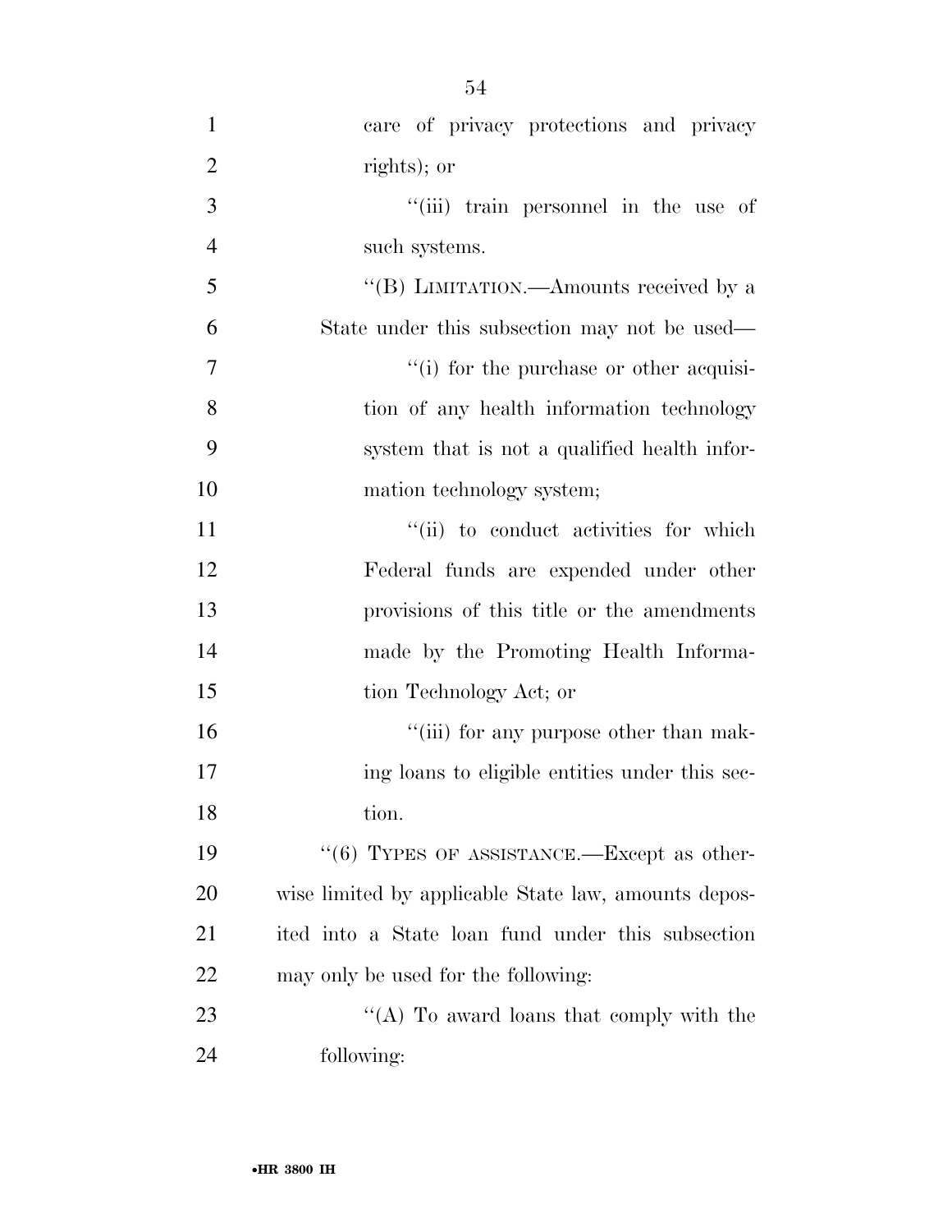care of privacy protections and privacy rights); or

''(iii) train personnel in the use of such systems.

''(B) LIMITATION.—Amounts received by a State under this subsection may not be used—

''(i) for the purchase or other acquisition of any health information technology system that is not a qualified health information technology system;

''(ii) to conduct activities for which Federal funds are expended under other provisions of this title or the amendments made by the Promoting Health Information Technology Act; or

''(iii) for any purpose other than making loans to eligible entities under this section.

''(6) TYPES OF ASSISTANCE.—Except as otherwise limited by applicable State law, amounts deposited into a State loan fund under this subsection may only be used for the following:

''(A) To award loans that comply with the following: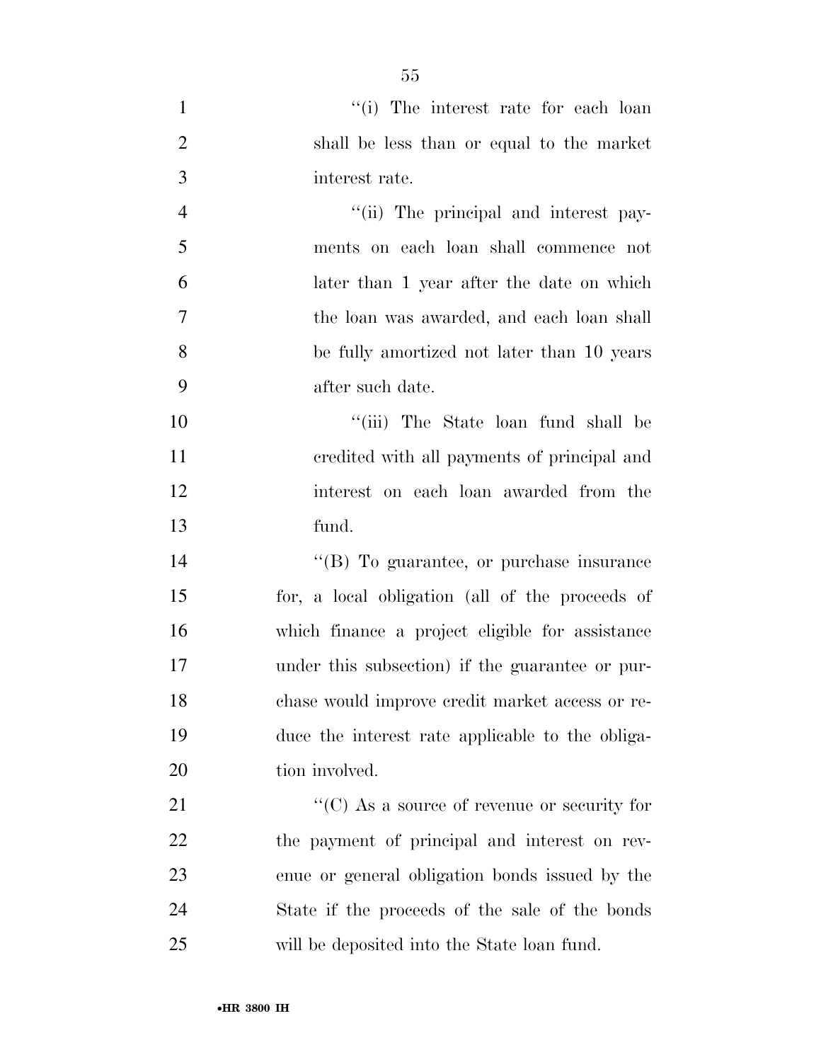"(i) The interest rate for each loan shall be less than or equal to the market interest rate.

"(ii) The principal and interest payments on each loan shall commence not later than 1 year after the date on which the loan was awarded, and each loan shall be fully amortized not later than 10 years after such date.

"(iii) The State loan fund shall be credited with all payments of principal and interest on each loan awarded from the fund.

"(B) To guarantee, or purchase insurance for, a local obligation (all of the proceeds of which finance a project eligible for assistance under this subsection) if the guarantee or purchase would improve credit market access or reduce the interest rate applicable to the obligation involved.

"(C) As a source of revenue or security for the payment of principal and interest on revenue or general obligation bonds issued by the State if the proceeds of the sale of the bonds will be deposited into the State loan fund.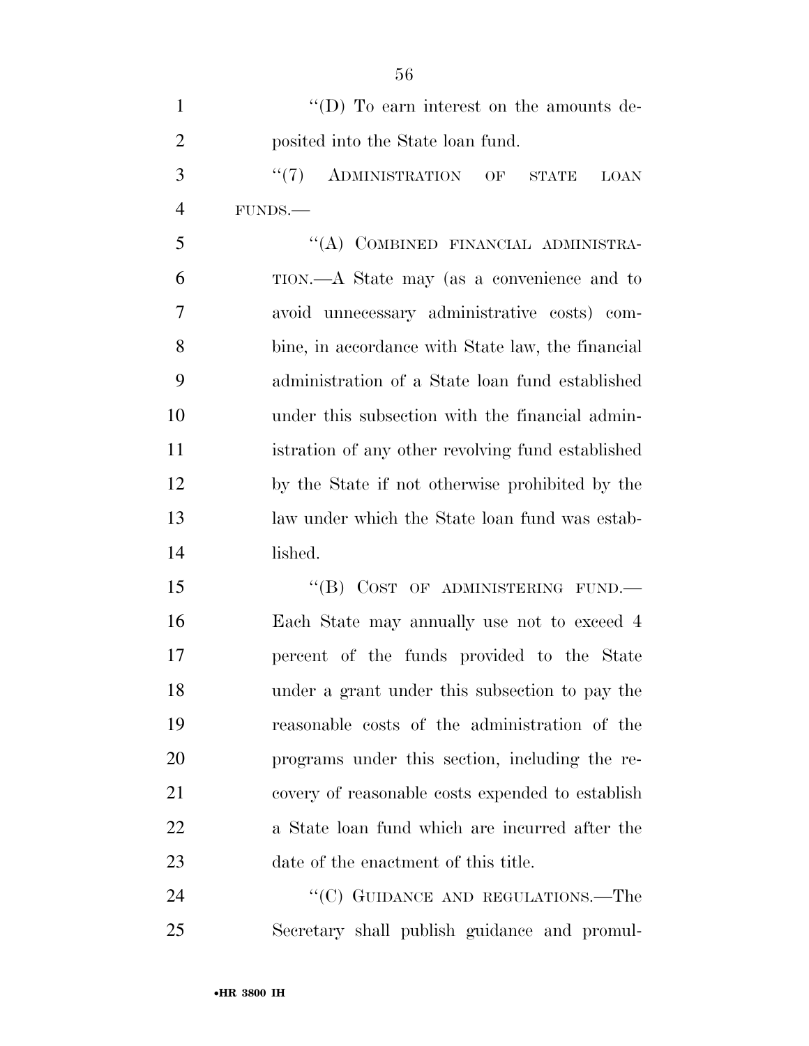"(D) To earn interest on the amounts deposited into the State loan fund.

"(7) ADMINISTRATION OF STATE LOAN FUNDS.—

"(A) COMBINED FINANCIAL ADMINISTRATION.—A State may (as a convenience and to avoid unnecessary administrative costs) combine, in accordance with State law, the financial administration of a State loan fund established under this subsection with the financial administration of any other revolving fund established by the State if not otherwise prohibited by the law under which the State loan fund was established.

"(B) COST OF ADMINISTERING FUND.—Each State may annually use not to exceed 4 percent of the funds provided to the State under a grant under this subsection to pay the reasonable costs of the administration of the programs under this section, including the recovery of reasonable costs expended to establish a State loan fund which are incurred after the date of the enactment of this title.

"(C) GUIDANCE AND REGULATIONS.—The Secretary shall publish guidance and promul-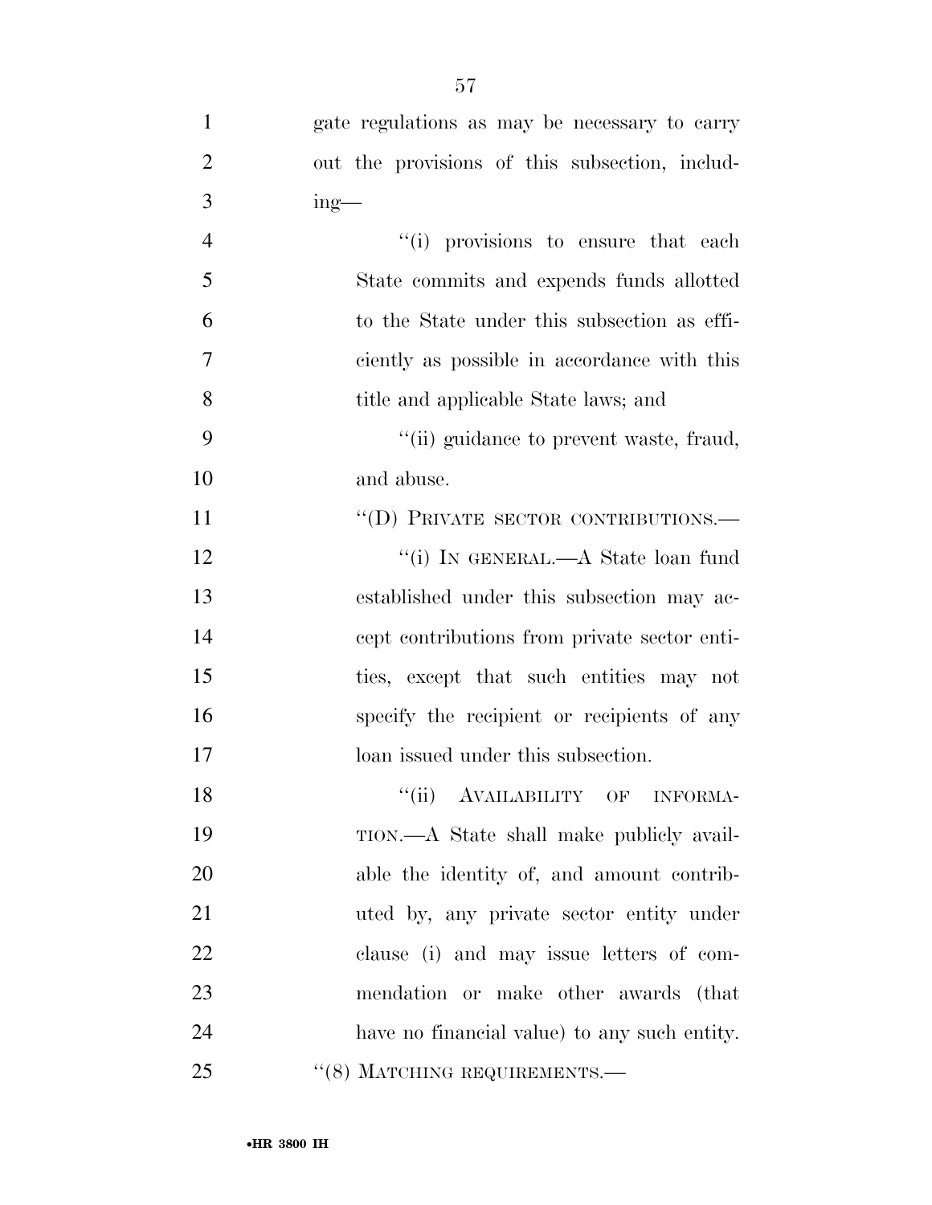gate regulations as may be necessary to carry out the provisions of this subsection, including—

"(i) provisions to ensure that each State commits and expends funds allotted to the State under this subsection as efficiently as possible in accordance with this title and applicable State laws; and

"(ii) guidance to prevent waste, fraud, and abuse.

"(D) PRIVATE SECTOR CONTRIBUTIONS.—

"(i) IN GENERAL.—A State loan fund established under this subsection may accept contributions from private sector entities, except that such entities may not specify the recipient or recipients of any loan issued under this subsection.

"(ii) AVAILABILITY OF INFORMATION.—A State shall make publicly available the identity of, and amount contributed by, any private sector entity under clause (i) and may issue letters of commendation or make other awards (that have no financial value) to any such entity.

"(8) MATCHING REQUIREMENTS.—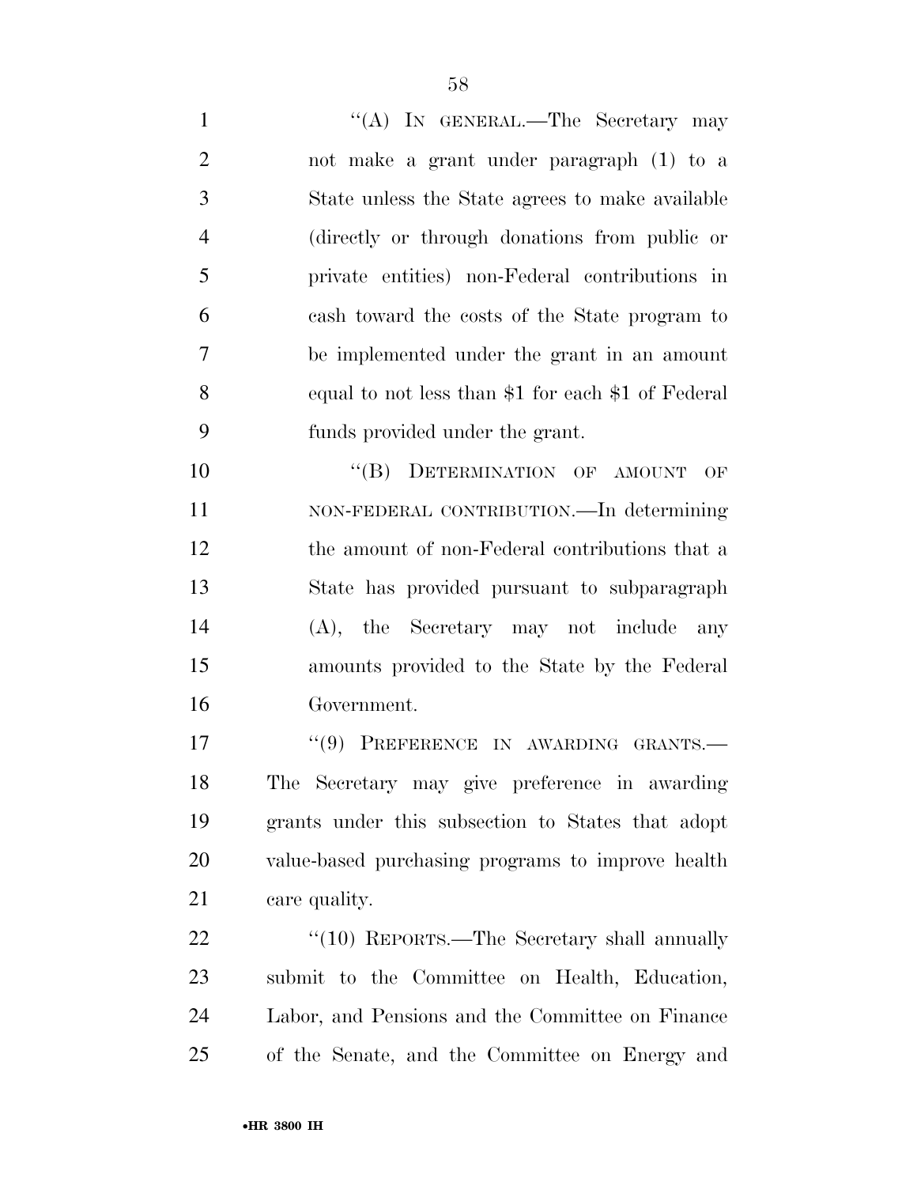"(A) IN GENERAL.—The Secretary may not make a grant under paragraph (1) to a State unless the State agrees to make available (directly or through donations from public or private entities) non-Federal contributions in cash toward the costs of the State program to be implemented under the grant in an amount equal to not less than $1 for each $1 of Federal funds provided under the grant.

"(B) DETERMINATION OF AMOUNT OF NON-FEDERAL CONTRIBUTION.—In determining the amount of non-Federal contributions that a State has provided pursuant to subparagraph (A), the Secretary may not include any amounts provided to the State by the Federal Government.

"(9) PREFERENCE IN AWARDING GRANTS.—The Secretary may give preference in awarding grants under this subsection to States that adopt value-based purchasing programs to improve health care quality.

"(10) REPORTS.—The Secretary shall annually submit to the Committee on Health, Education, Labor, and Pensions and the Committee on Finance of the Senate, and the Committee on Energy and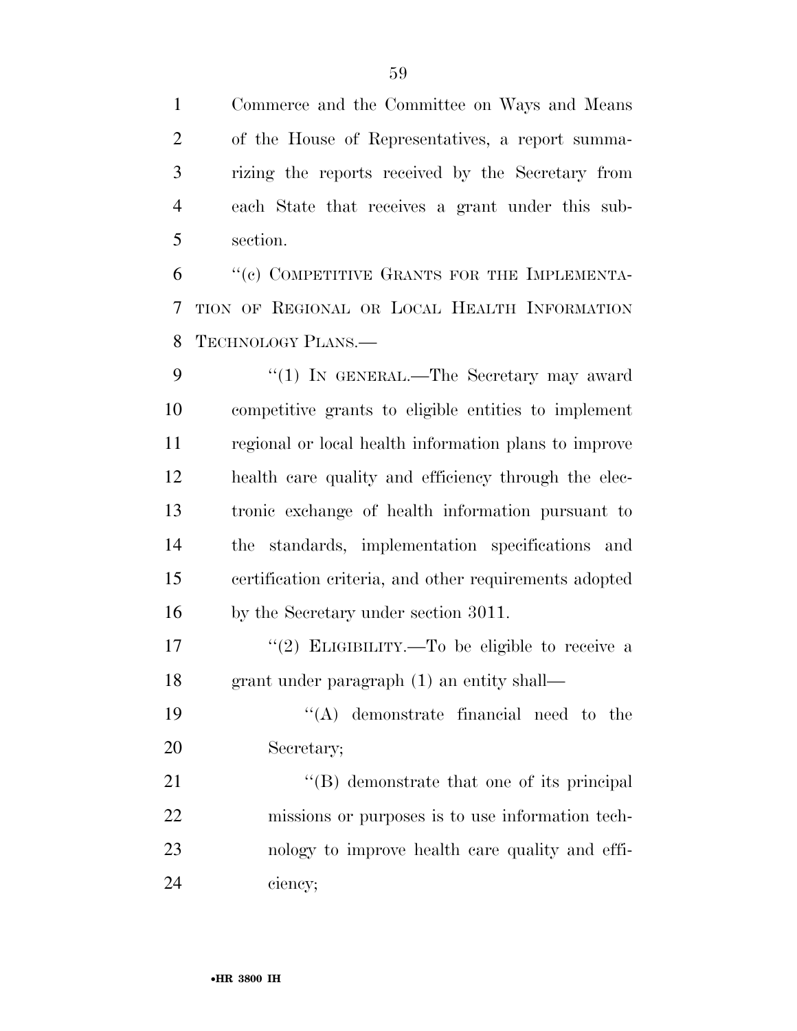Commerce and the Committee on Ways and Means of the House of Representatives, a report summarizing the reports received by the Secretary from each State that receives a grant under this subsection.

"(c) COMPETITIVE GRANTS FOR THE IMPLEMENTATION OF REGIONAL OR LOCAL HEALTH INFORMATION TECHNOLOGY PLANS.—

"(1) IN GENERAL.—The Secretary may award competitive grants to eligible entities to implement regional or local health information plans to improve health care quality and efficiency through the electronic exchange of health information pursuant to the standards, implementation specifications and certification criteria, and other requirements adopted by the Secretary under section 3011.

"(2) ELIGIBILITY.—To be eligible to receive a grant under paragraph (1) an entity shall—

"(A) demonstrate financial need to the Secretary;

"(B) demonstrate that one of its principal missions or purposes is to use information technology to improve health care quality and efficiency;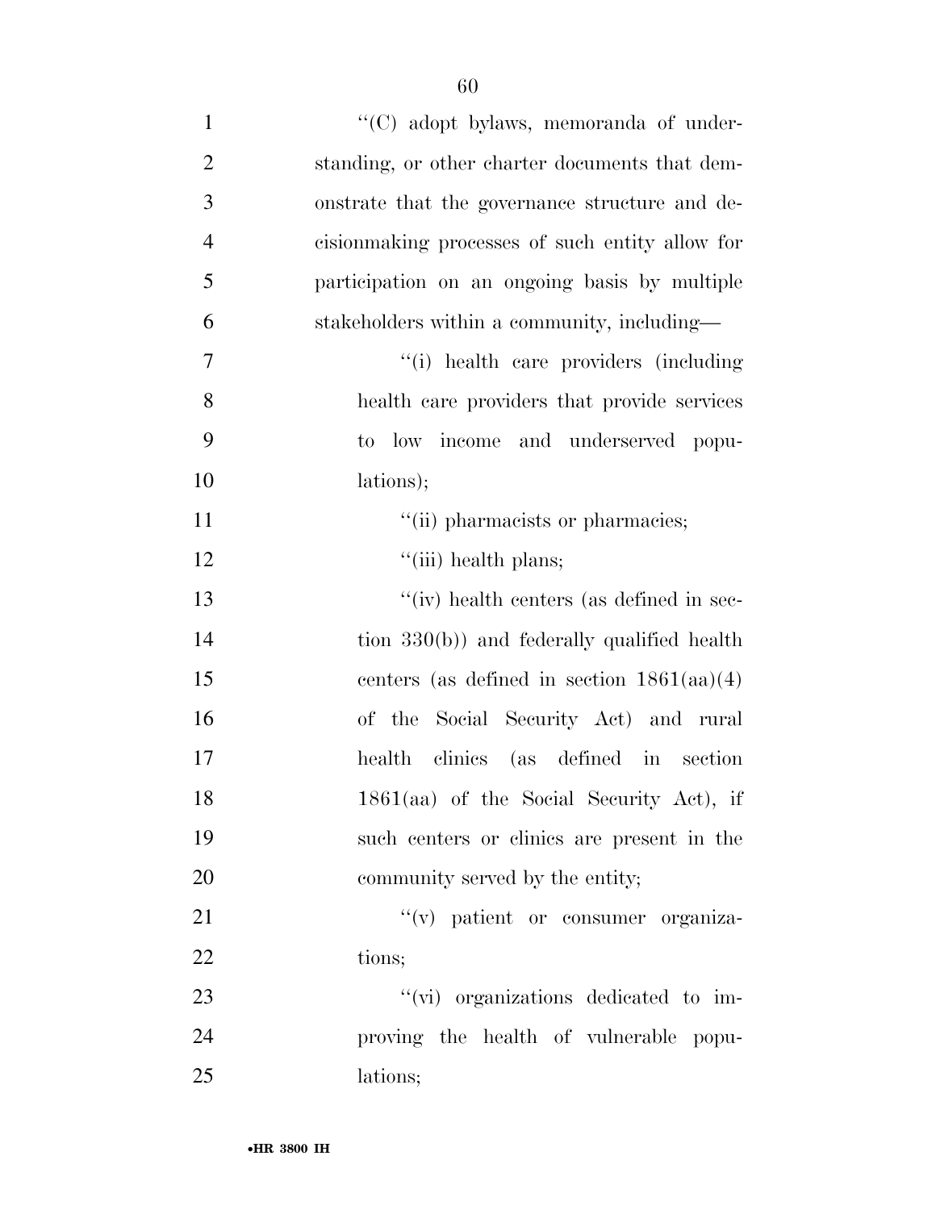''(C) adopt bylaws, memoranda of understanding, or other charter documents that demonstrate that the governance structure and decisionmaking processes of such entity allow for participation on an ongoing basis by multiple stakeholders within a community, including—

''(i) health care providers (including health care providers that provide services to low income and underserved populations);

''(ii) pharmacists or pharmacies;

''(iii) health plans;

''(iv) health centers (as defined in section 330(b)) and federally qualified health centers (as defined in section 1861(aa)(4) of the Social Security Act) and rural health clinics (as defined in section 1861(aa) of the Social Security Act), if such centers or clinics are present in the community served by the entity;

''(v) patient or consumer organizations;

''(vi) organizations dedicated to improving the health of vulnerable populations;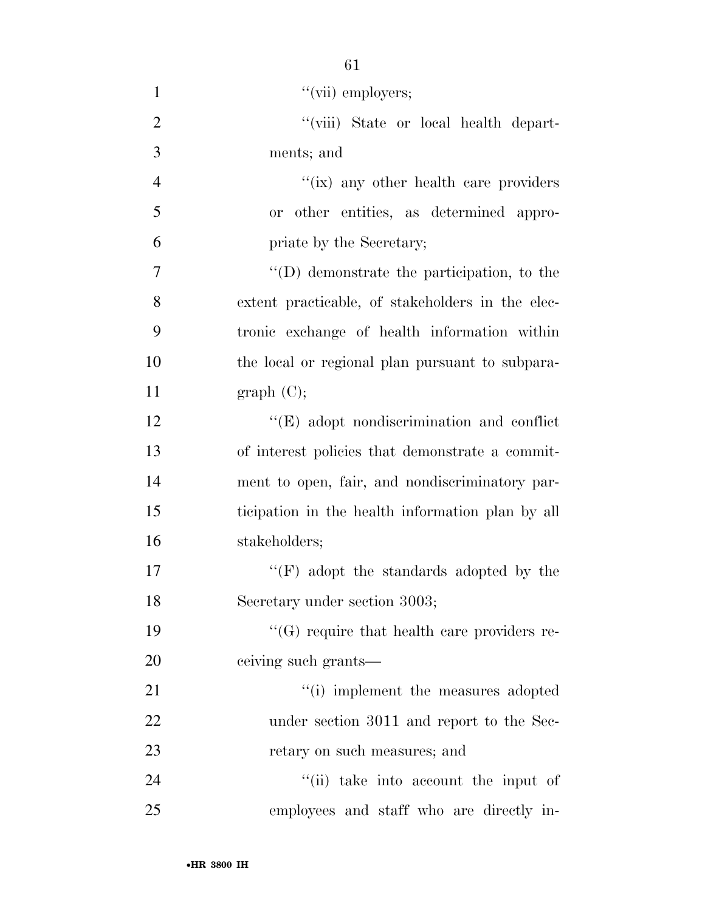"(vii) employers;

"(viii) State or local health departments; and

"(ix) any other health care providers or other entities, as determined appropriate by the Secretary;

"(D) demonstrate the participation, to the extent practicable, of stakeholders in the electronic exchange of health information within the local or regional plan pursuant to subparagraph (C);

"(E) adopt nondiscrimination and conflict of interest policies that demonstrate a commitment to open, fair, and nondiscriminatory participation in the health information plan by all stakeholders;

"(F) adopt the standards adopted by the Secretary under section 3003;

"(G) require that health care providers receiving such grants—

"(i) implement the measures adopted under section 3011 and report to the Secretary on such measures; and

"(ii) take into account the input of employees and staff who are directly in-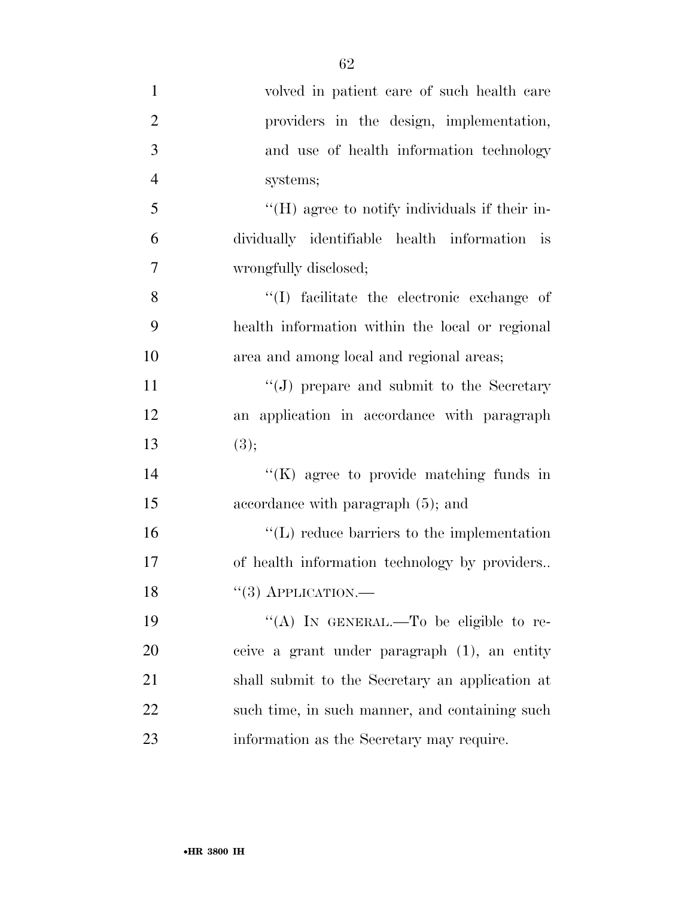volved in patient care of such health care providers in the design, implementation, and use of health information technology systems;

''(H) agree to notify individuals if their individually identifiable health information is wrongfully disclosed;

''(I) facilitate the electronic exchange of health information within the local or regional area and among local and regional areas;

''(J) prepare and submit to the Secretary an application in accordance with paragraph (3);

''(K) agree to provide matching funds in accordance with paragraph (5); and

''(L) reduce barriers to the implementation of health information technology by providers..

''(3) APPLICATION.—

''(A) IN GENERAL.—To be eligible to receive a grant under paragraph (1), an entity shall submit to the Secretary an application at such time, in such manner, and containing such information as the Secretary may require.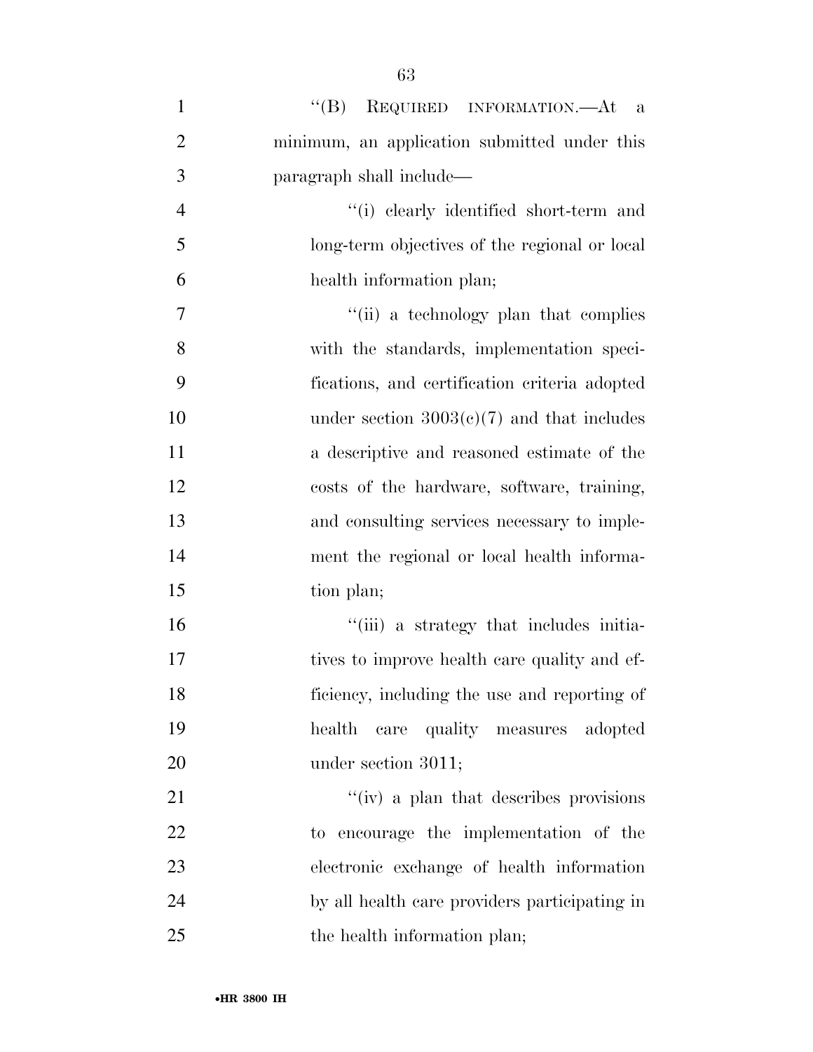''(B) REQUIRED INFORMATION.—At a minimum, an application submitted under this paragraph shall include—

''(i) clearly identified short-term and long-term objectives of the regional or local health information plan;

''(ii) a technology plan that complies with the standards, implementation specifications, and certification criteria adopted under section 3003(c)(7) and that includes a descriptive and reasoned estimate of the costs of the hardware, software, training, and consulting services necessary to implement the regional or local health information plan;

''(iii) a strategy that includes initiatives to improve health care quality and efficiency, including the use and reporting of health care quality measures adopted under section 3011;

''(iv) a plan that describes provisions to encourage the implementation of the electronic exchange of health information by all health care providers participating in the health information plan;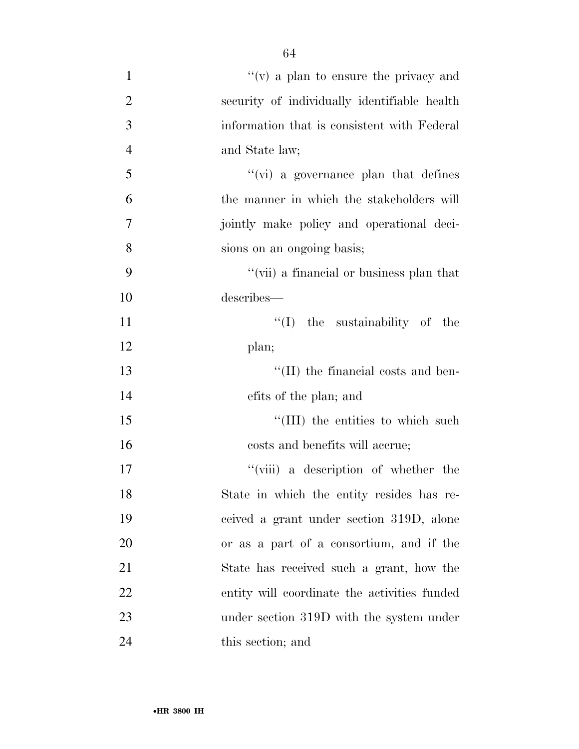''(v) a plan to ensure the privacy and security of individually identifiable health information that is consistent with Federal and State law;

''(vi) a governance plan that defines the manner in which the stakeholders will jointly make policy and operational decisions on an ongoing basis;

''(vii) a financial or business plan that describes—

''(I) the sustainability of the plan;

''(II) the financial costs and benefits of the plan; and

''(III) the entities to which such costs and benefits will accrue;

''(viii) a description of whether the State in which the entity resides has received a grant under section 319D, alone or as a part of a consortium, and if the State has received such a grant, how the entity will coordinate the activities funded under section 319D with the system under this section; and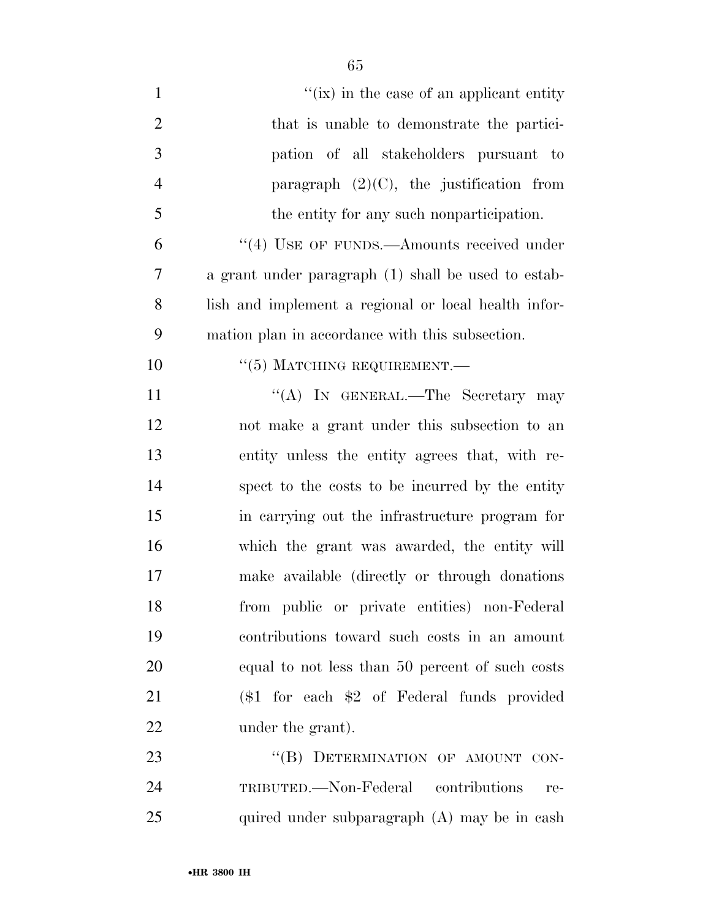"(ix) in the case of an applicant entity that is unable to demonstrate the participation of all stakeholders pursuant to paragraph (2)(C), the justification from the entity for any such nonparticipation.

"(4) USE OF FUNDS.—Amounts received under a grant under paragraph (1) shall be used to establish and implement a regional or local health information plan in accordance with this subsection.

"(5) MATCHING REQUIREMENT.—

"(A) IN GENERAL.—The Secretary may not make a grant under this subsection to an entity unless the entity agrees that, with respect to the costs to be incurred by the entity in carrying out the infrastructure program for which the grant was awarded, the entity will make available (directly or through donations from public or private entities) non-Federal contributions toward such costs in an amount equal to not less than 50 percent of such costs ($1 for each $2 of Federal funds provided under the grant).

"(B) DETERMINATION OF AMOUNT CONTRIBUTED.—Non-Federal contributions required under subparagraph (A) may be in cash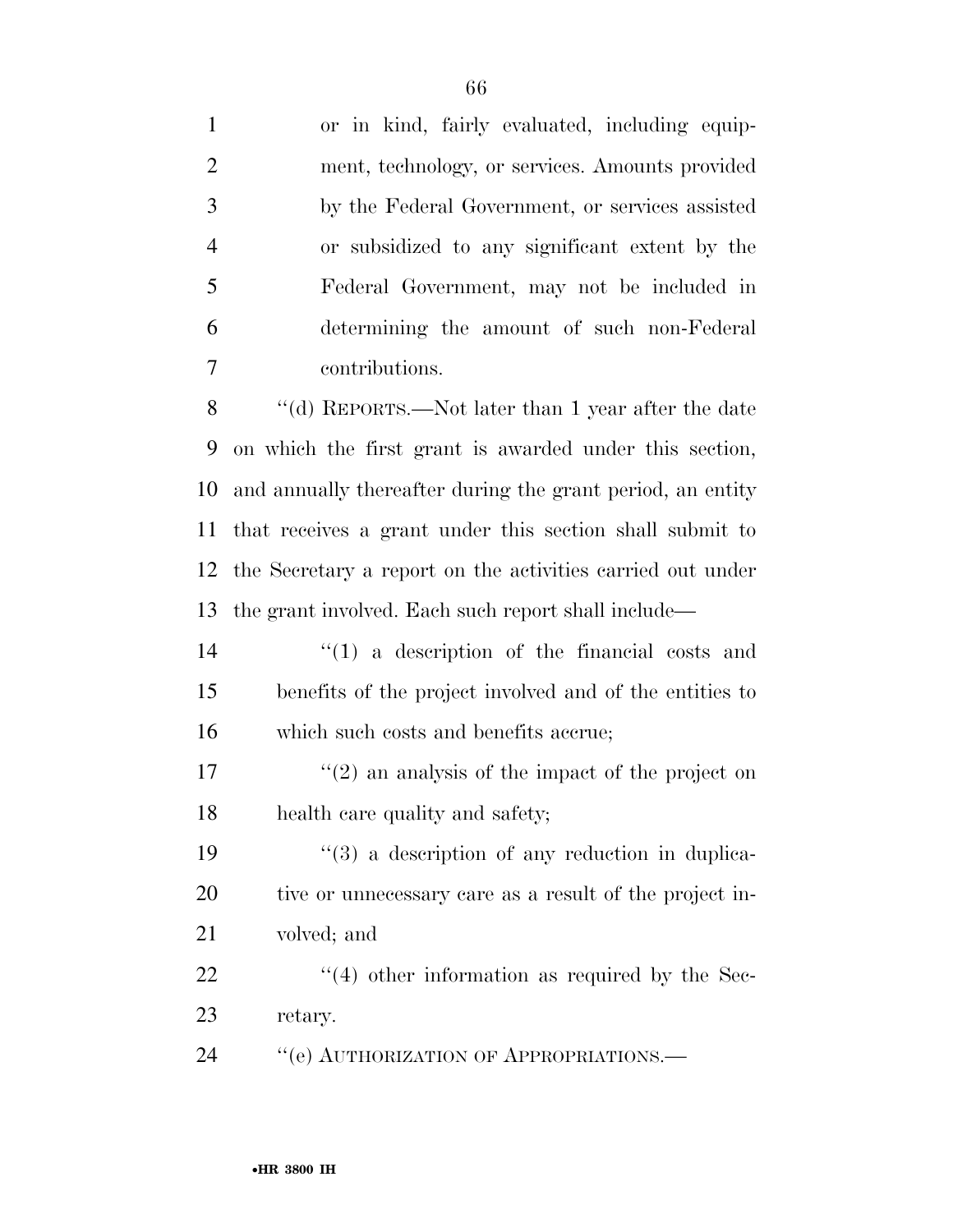or in kind, fairly evaluated, including equipment, technology, or services. Amounts provided by the Federal Government, or services assisted or subsidized to any significant extent by the Federal Government, may not be included in determining the amount of such non-Federal contributions.

''(d) REPORTS.—Not later than 1 year after the date on which the first grant is awarded under this section, and annually thereafter during the grant period, an entity that receives a grant under this section shall submit to the Secretary a report on the activities carried out under the grant involved. Each such report shall include—

''(1) a description of the financial costs and benefits of the project involved and of the entities to which such costs and benefits accrue;

''(2) an analysis of the impact of the project on health care quality and safety;

''(3) a description of any reduction in duplicative or unnecessary care as a result of the project involved; and

''(4) other information as required by the Secretary.

''(e) AUTHORIZATION OF APPROPRIATIONS.—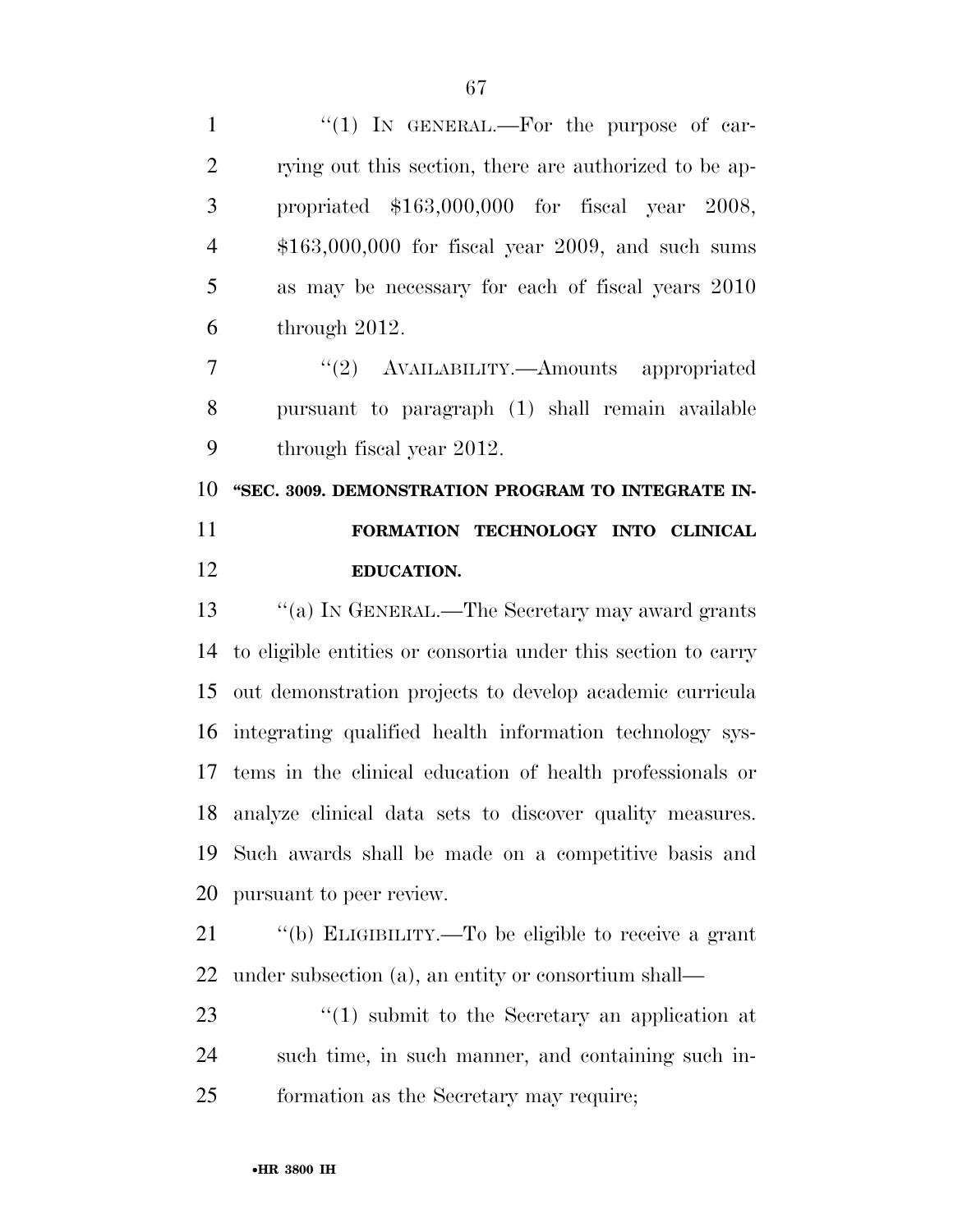"(1) IN GENERAL.—For the purpose of carrying out this section, there are authorized to be appropriated $163,000,000 for fiscal year 2008, $163,000,000 for fiscal year 2009, and such sums as may be necessary for each of fiscal years 2010 through 2012.

"(2) AVAILABILITY.—Amounts appropriated pursuant to paragraph (1) shall remain available through fiscal year 2012.

**"SEC. 3009. DEMONSTRATION PROGRAM TO INTEGRATE INFORMATION TECHNOLOGY INTO CLINICAL EDUCATION.**

"(a) IN GENERAL.—The Secretary may award grants to eligible entities or consortia under this section to carry out demonstration projects to develop academic curricula integrating qualified health information technology systems in the clinical education of health professionals or analyze clinical data sets to discover quality measures. Such awards shall be made on a competitive basis and pursuant to peer review.

"(b) ELIGIBILITY.—To be eligible to receive a grant under subsection (a), an entity or consortium shall—

"(1) submit to the Secretary an application at such time, in such manner, and containing such information as the Secretary may require;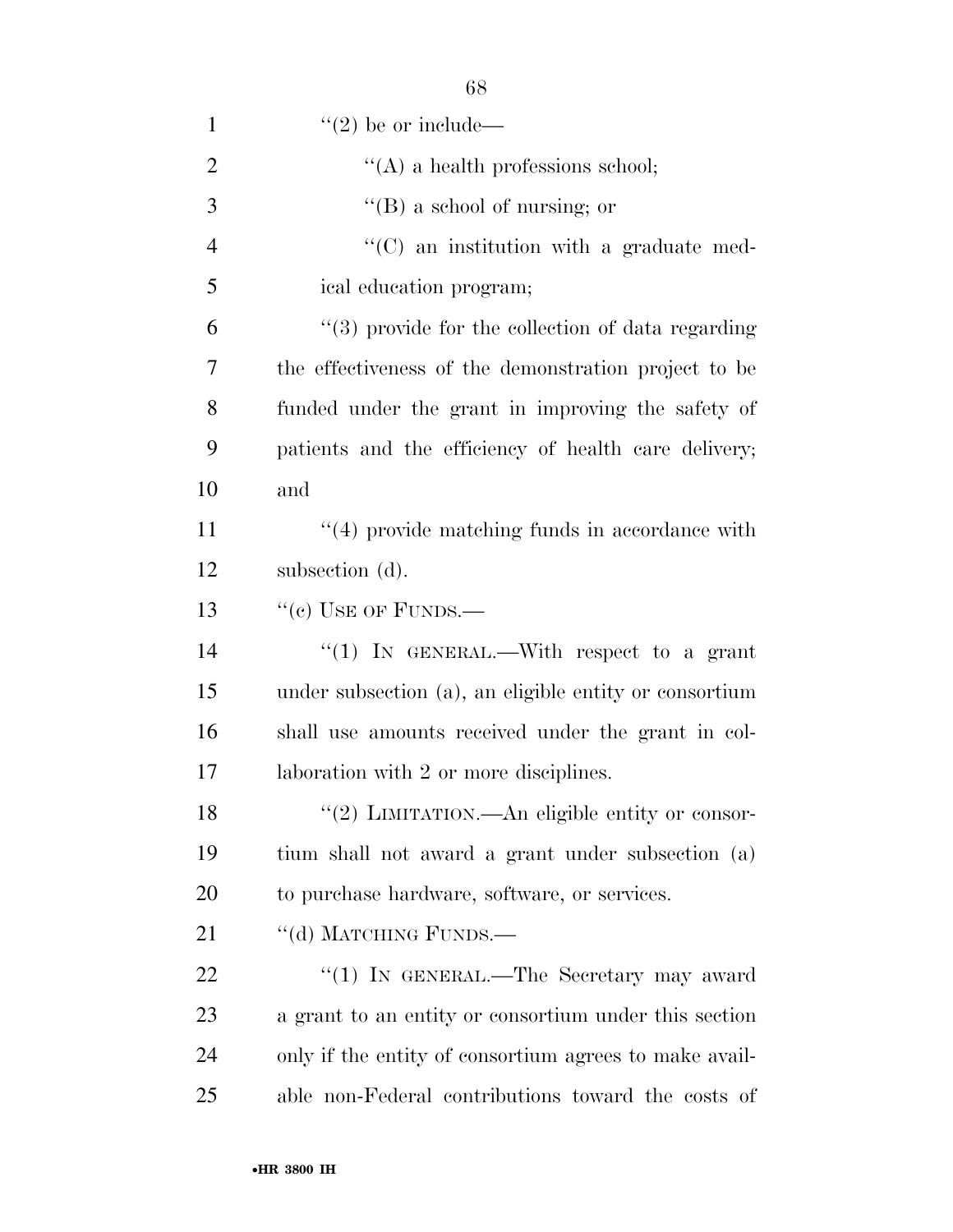"(2) be or include—

"(A) a health professions school;

"(B) a school of nursing; or

"(C) an institution with a graduate medical education program;

"(3) provide for the collection of data regarding the effectiveness of the demonstration project to be funded under the grant in improving the safety of patients and the efficiency of health care delivery; and

"(4) provide matching funds in accordance with subsection (d).

"(c) USE OF FUNDS.—

"(1) IN GENERAL.—With respect to a grant under subsection (a), an eligible entity or consortium shall use amounts received under the grant in collaboration with 2 or more disciplines.

"(2) LIMITATION.—An eligible entity or consortium shall not award a grant under subsection (a) to purchase hardware, software, or services.

"(d) MATCHING FUNDS.—

"(1) IN GENERAL.—The Secretary may award a grant to an entity or consortium under this section only if the entity of consortium agrees to make available non-Federal contributions toward the costs of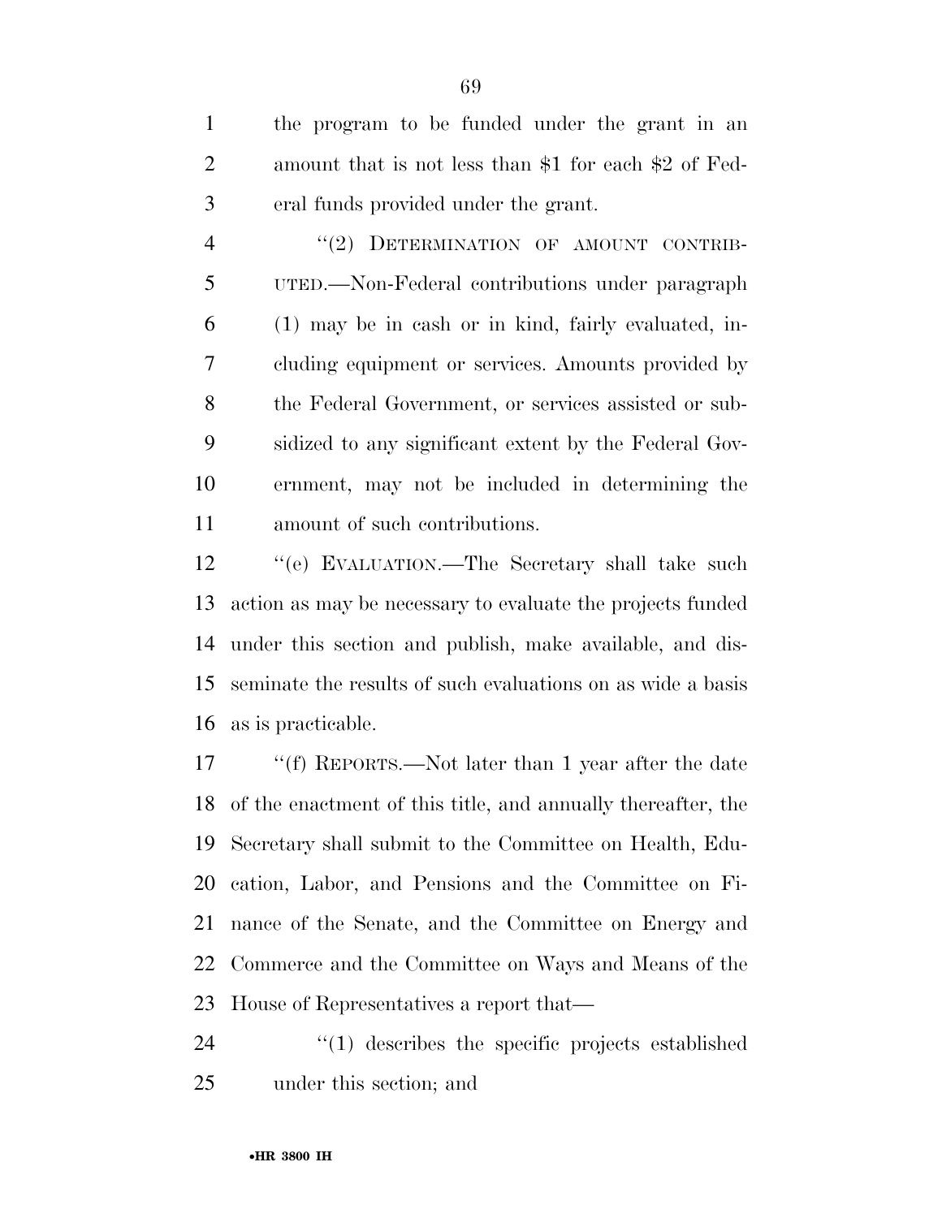the program to be funded under the grant in an amount that is not less than $1 for each $2 of Federal funds provided under the grant.

''(2) DETERMINATION OF AMOUNT CONTRIBUTED.—Non-Federal contributions under paragraph (1) may be in cash or in kind, fairly evaluated, including equipment or services. Amounts provided by the Federal Government, or services assisted or subsidized to any significant extent by the Federal Government, may not be included in determining the amount of such contributions.

''(e) EVALUATION.—The Secretary shall take such action as may be necessary to evaluate the projects funded under this section and publish, make available, and disseminate the results of such evaluations on as wide a basis as is practicable.

''(f) REPORTS.—Not later than 1 year after the date of the enactment of this title, and annually thereafter, the Secretary shall submit to the Committee on Health, Education, Labor, and Pensions and the Committee on Finance of the Senate, and the Committee on Energy and Commerce and the Committee on Ways and Means of the House of Representatives a report that—

''(1) describes the specific projects established under this section; and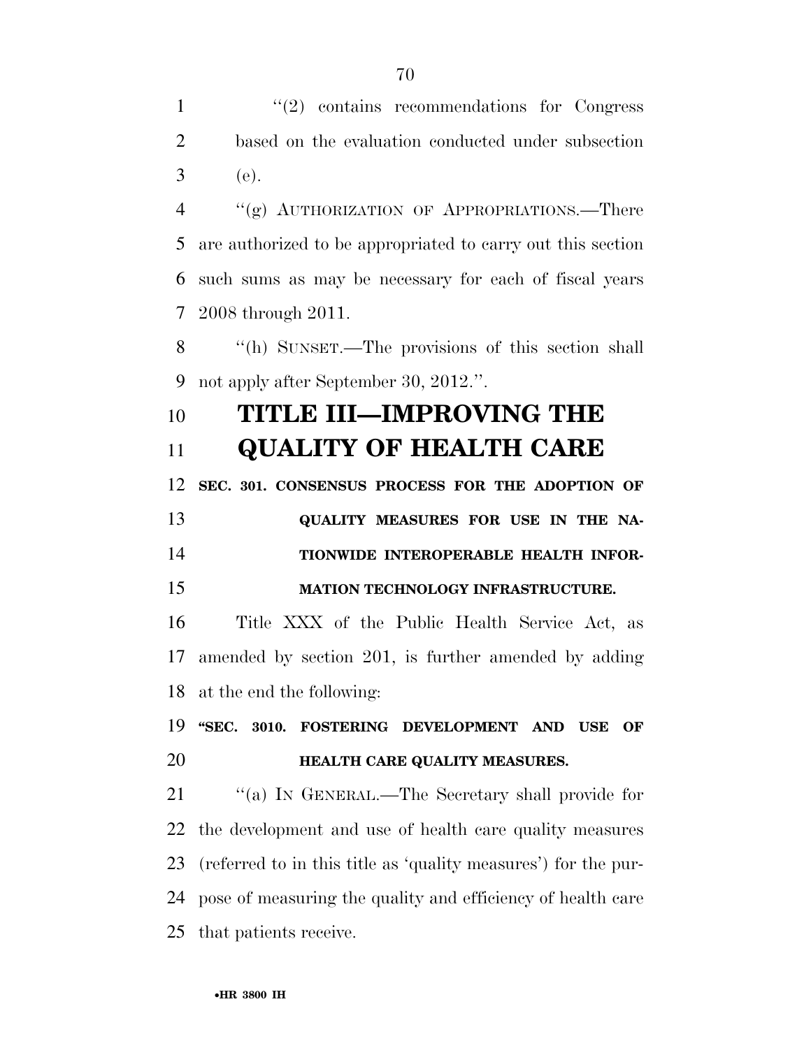''(2) contains recommendations for Congress based on the evaluation conducted under subsection (e).

''(g) AUTHORIZATION OF APPROPRIATIONS.—There are authorized to be appropriated to carry out this section such sums as may be necessary for each of fiscal years 2008 through 2011.

''(h) SUNSET.—The provisions of this section shall not apply after September 30, 2012.''.

# TITLE III—IMPROVING THE QUALITY OF HEALTH CARE

## SEC. 301. CONSENSUS PROCESS FOR THE ADOPTION OF QUALITY MEASURES FOR USE IN THE NATIONWIDE INTEROPERABLE HEALTH INFORMATION TECHNOLOGY INFRASTRUCTURE.

Title XXX of the Public Health Service Act, as amended by section 201, is further amended by adding at the end the following:

## ''SEC. 3010. FOSTERING DEVELOPMENT AND USE OF HEALTH CARE QUALITY MEASURES.

''(a) IN GENERAL.—The Secretary shall provide for the development and use of health care quality measures (referred to in this title as 'quality measures') for the purpose of measuring the quality and efficiency of health care that patients receive.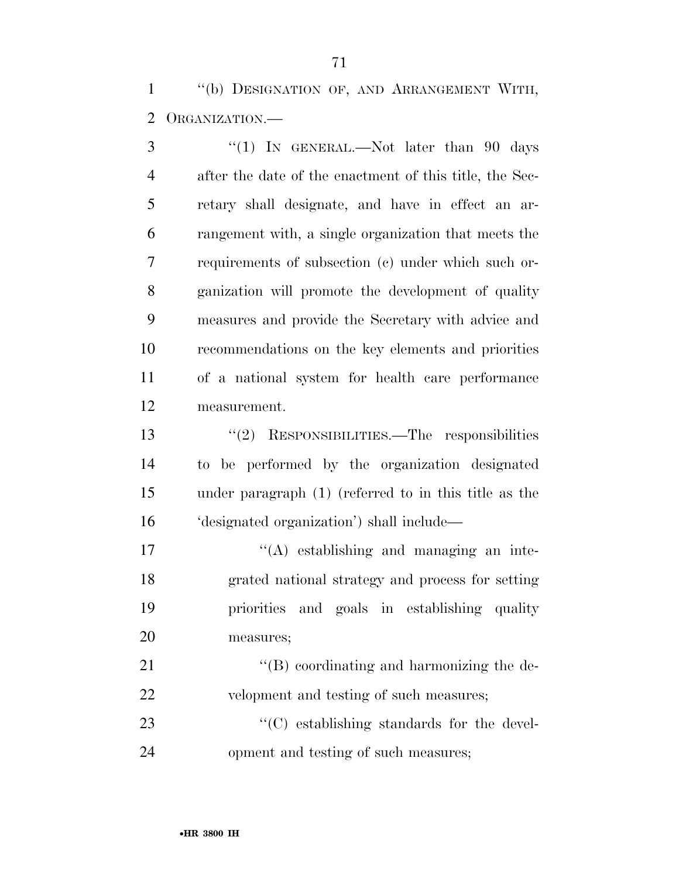"(b) DESIGNATION OF, AND ARRANGEMENT WITH, ORGANIZATION.—

"(1) IN GENERAL.—Not later than 90 days after the date of the enactment of this title, the Secretary shall designate, and have in effect an arrangement with, a single organization that meets the requirements of subsection (c) under which such organization will promote the development of quality measures and provide the Secretary with advice and recommendations on the key elements and priorities of a national system for health care performance measurement.

"(2) RESPONSIBILITIES.—The responsibilities to be performed by the organization designated under paragraph (1) (referred to in this title as the 'designated organization') shall include—

"(A) establishing and managing an integrated national strategy and process for setting priorities and goals in establishing quality measures;

"(B) coordinating and harmonizing the development and testing of such measures;

"(C) establishing standards for the development and testing of such measures;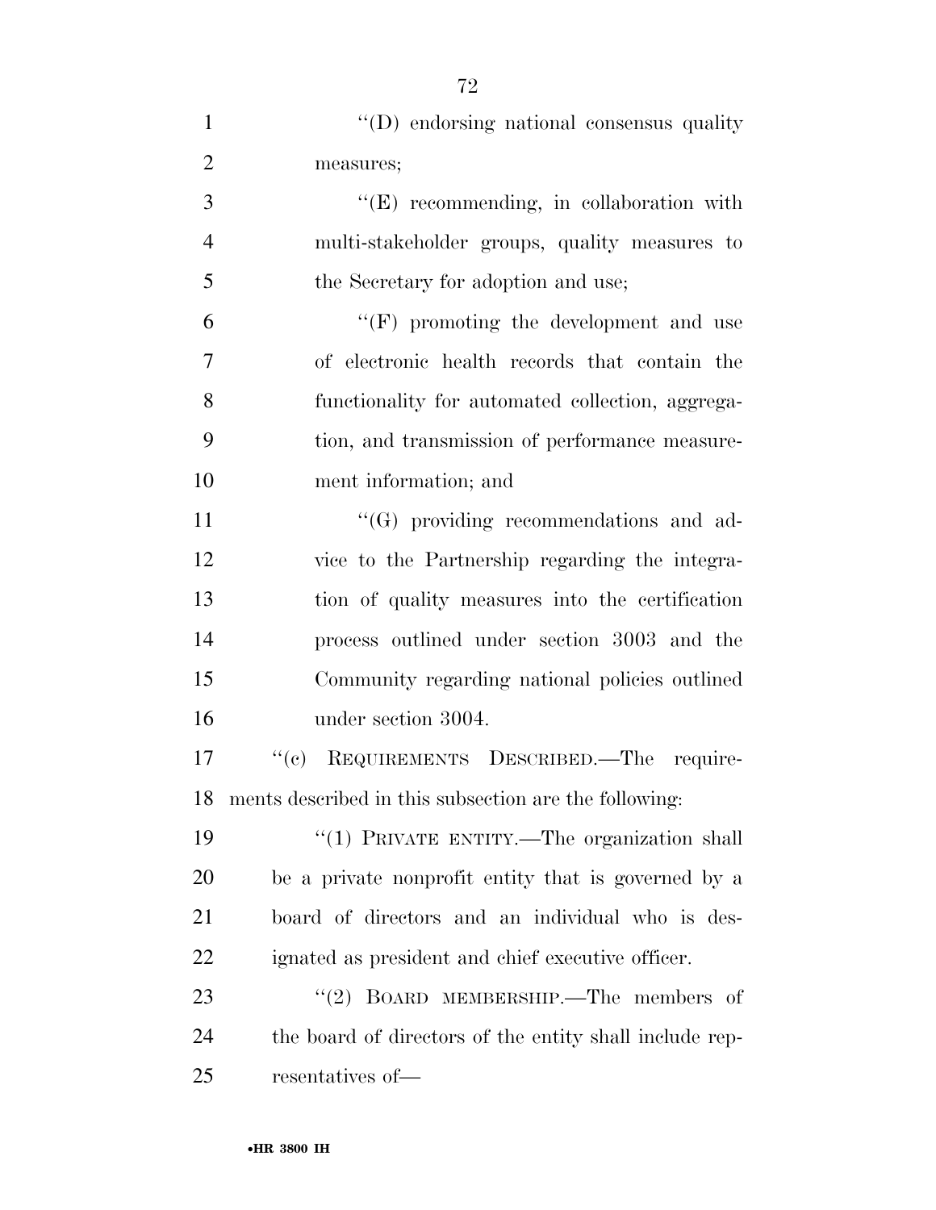"(D) endorsing national consensus quality measures;

"(E) recommending, in collaboration with multi-stakeholder groups, quality measures to the Secretary for adoption and use;

"(F) promoting the development and use of electronic health records that contain the functionality for automated collection, aggregation, and transmission of performance measurement information; and

"(G) providing recommendations and advice to the Partnership regarding the integration of quality measures into the certification process outlined under section 3003 and the Community regarding national policies outlined under section 3004.

"(c) REQUIREMENTS DESCRIBED.—The requirements described in this subsection are the following:

"(1) PRIVATE ENTITY.—The organization shall be a private nonprofit entity that is governed by a board of directors and an individual who is designated as president and chief executive officer.

"(2) BOARD MEMBERSHIP.—The members of the board of directors of the entity shall include representatives of—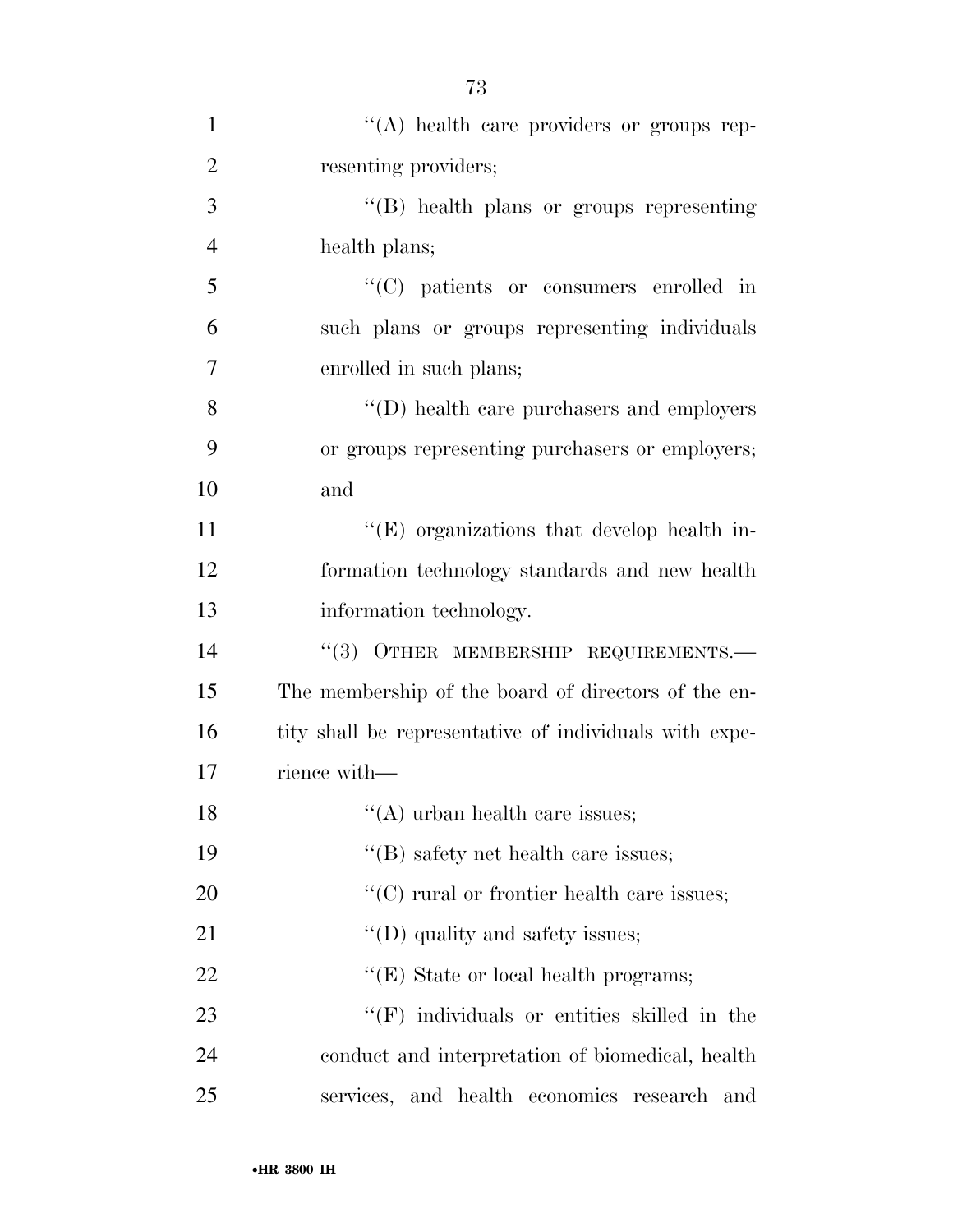''(A) health care providers or groups representing providers;

''(B) health plans or groups representing health plans;

''(C) patients or consumers enrolled in such plans or groups representing individuals enrolled in such plans;

''(D) health care purchasers and employers or groups representing purchasers or employers; and

''(E) organizations that develop health information technology standards and new health information technology.

''(3) OTHER MEMBERSHIP REQUIREMENTS.—The membership of the board of directors of the entity shall be representative of individuals with experience with—

''(A) urban health care issues;

''(B) safety net health care issues;

''(C) rural or frontier health care issues;

''(D) quality and safety issues;

''(E) State or local health programs;

''(F) individuals or entities skilled in the conduct and interpretation of biomedical, health services, and health economics research and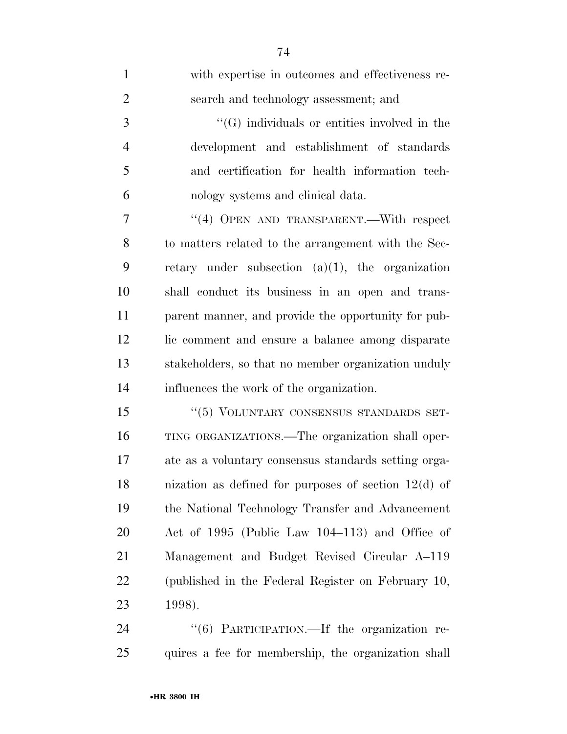with expertise in outcomes and effectiveness research and technology assessment; and

"(G) individuals or entities involved in the development and establishment of standards and certification for health information technology systems and clinical data.

"(4) OPEN AND TRANSPARENT.—With respect to matters related to the arrangement with the Secretary under subsection (a)(1), the organization shall conduct its business in an open and transparent manner, and provide the opportunity for public comment and ensure a balance among disparate stakeholders, so that no member organization unduly influences the work of the organization.

"(5) VOLUNTARY CONSENSUS STANDARDS SETTING ORGANIZATIONS.—The organization shall operate as a voluntary consensus standards setting organization as defined for purposes of section 12(d) of the National Technology Transfer and Advancement Act of 1995 (Public Law 104–113) and Office of Management and Budget Revised Circular A–119 (published in the Federal Register on February 10, 1998).

"(6) PARTICIPATION.—If the organization requires a fee for membership, the organization shall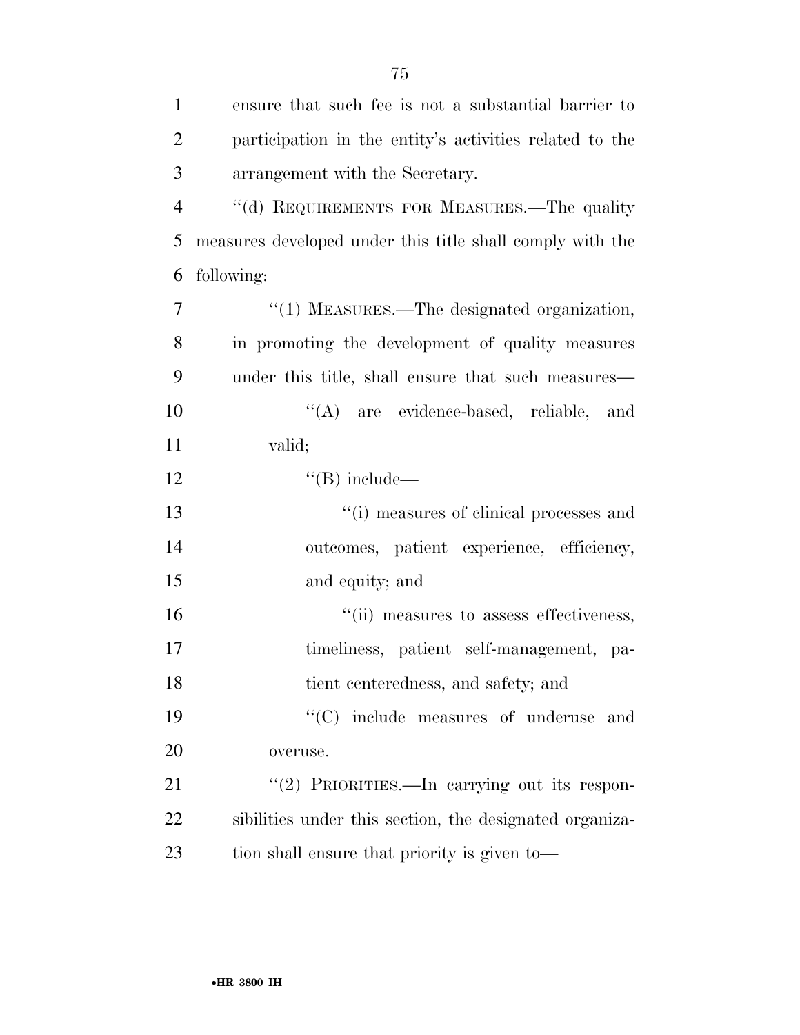ensure that such fee is not a substantial barrier to participation in the entity's activities related to the arrangement with the Secretary.

''(d) REQUIREMENTS FOR MEASURES.—The quality measures developed under this title shall comply with the following:

''(1) MEASURES.—The designated organization, in promoting the development of quality measures under this title, shall ensure that such measures—

''(A) are evidence-based, reliable, and valid;

''(B) include—

''(i) measures of clinical processes and outcomes, patient experience, efficiency, and equity; and

''(ii) measures to assess effectiveness, timeliness, patient self-management, patient centeredness, and safety; and

''(C) include measures of underuse and overuse.

''(2) PRIORITIES.—In carrying out its responsibilities under this section, the designated organization shall ensure that priority is given to—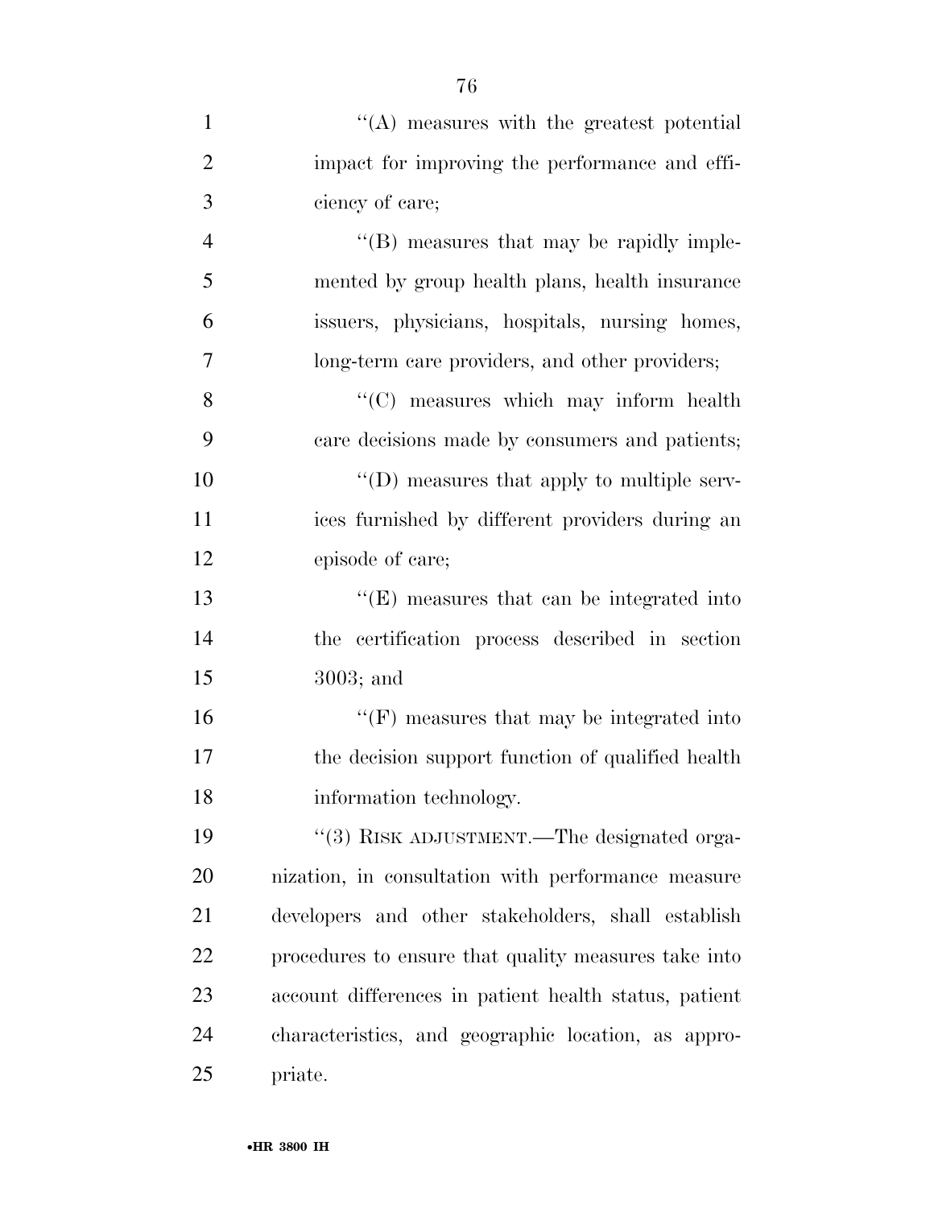''(A) measures with the greatest potential impact for improving the performance and efficiency of care;

''(B) measures that may be rapidly implemented by group health plans, health insurance issuers, physicians, hospitals, nursing homes, long-term care providers, and other providers;

''(C) measures which may inform health care decisions made by consumers and patients;

''(D) measures that apply to multiple services furnished by different providers during an episode of care;

''(E) measures that can be integrated into the certification process described in section 3003; and

''(F) measures that may be integrated into the decision support function of qualified health information technology.

''(3) RISK ADJUSTMENT.—The designated organization, in consultation with performance measure developers and other stakeholders, shall establish procedures to ensure that quality measures take into account differences in patient health status, patient characteristics, and geographic location, as appropriate.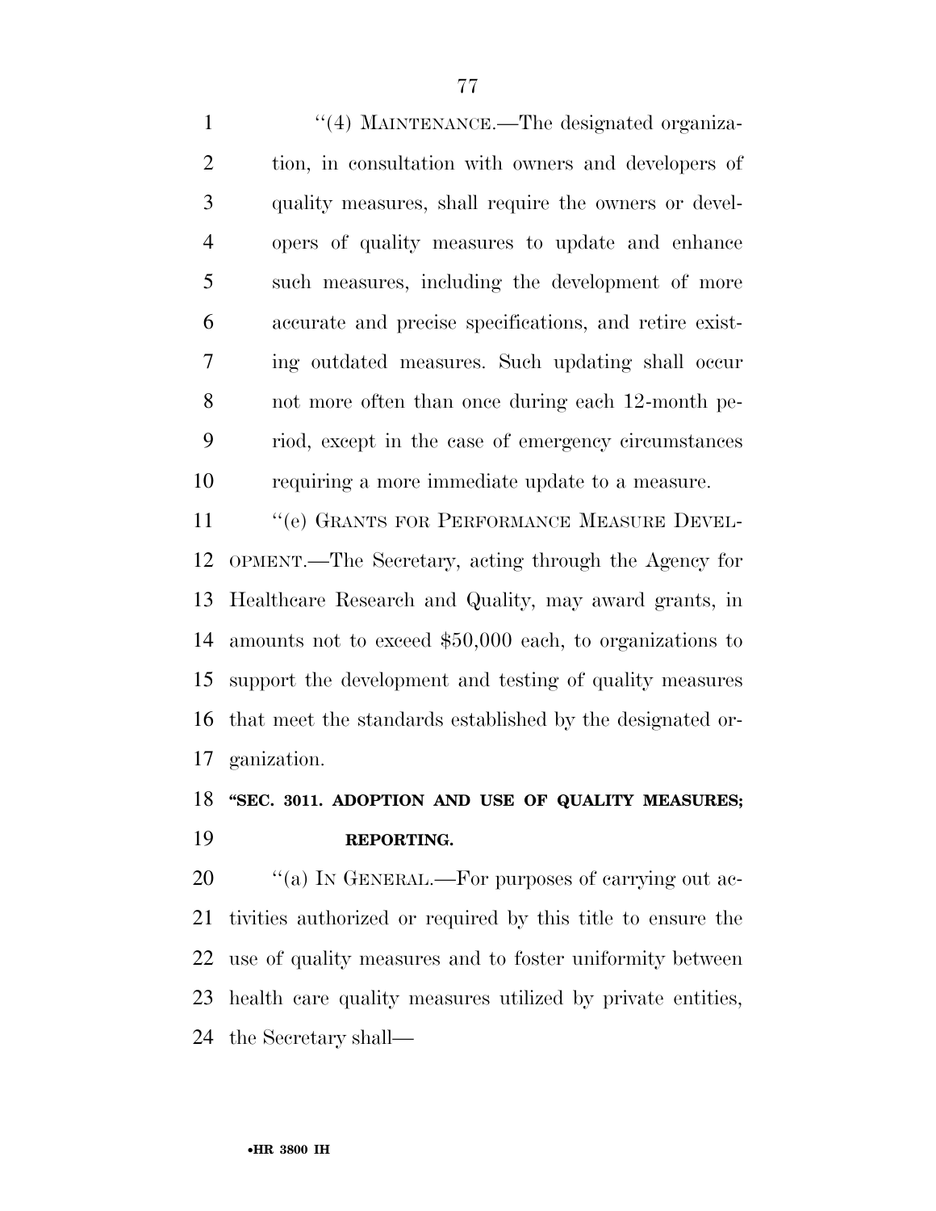"(4) MAINTENANCE.—The designated organization, in consultation with owners and developers of quality measures, shall require the owners or developers of quality measures to update and enhance such measures, including the development of more accurate and precise specifications, and retire existing outdated measures. Such updating shall occur not more often than once during each 12-month period, except in the case of emergency circumstances requiring a more immediate update to a measure.

"(e) GRANTS FOR PERFORMANCE MEASURE DEVELOPMENT.—The Secretary, acting through the Agency for Healthcare Research and Quality, may award grants, in amounts not to exceed $50,000 each, to organizations to support the development and testing of quality measures that meet the standards established by the designated organization.

**"SEC. 3011. ADOPTION AND USE OF QUALITY MEASURES; REPORTING.**

"(a) IN GENERAL.—For purposes of carrying out activities authorized or required by this title to ensure the use of quality measures and to foster uniformity between health care quality measures utilized by private entities, the Secretary shall—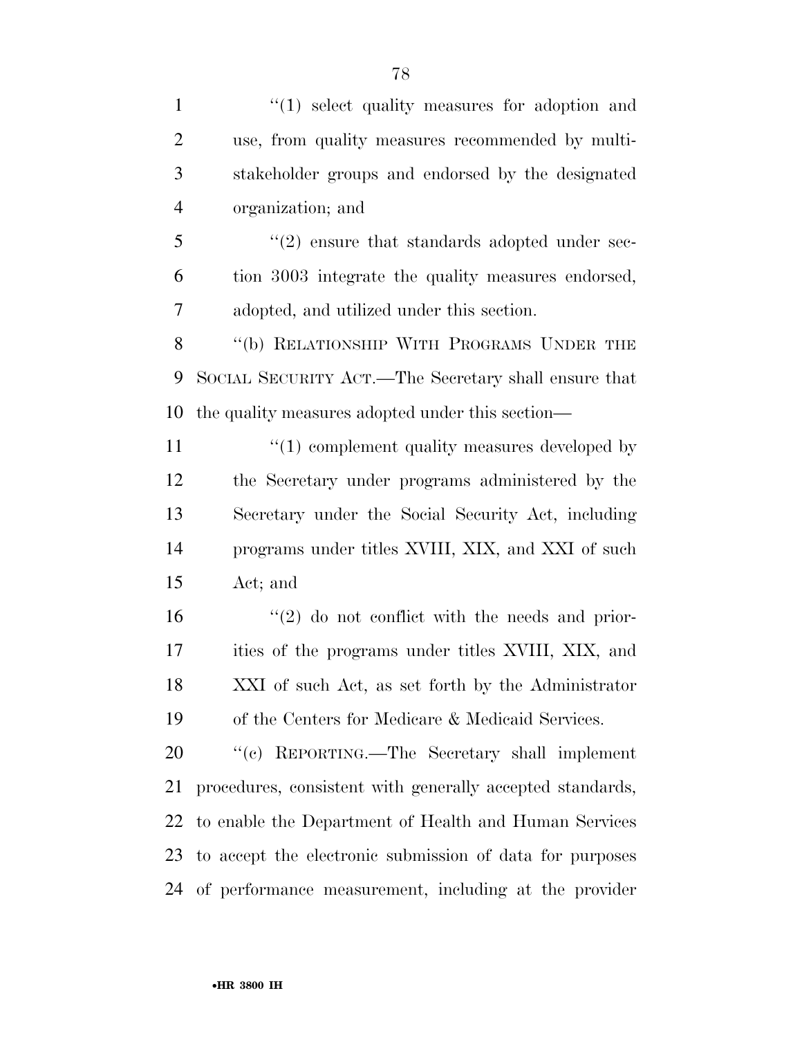"(1) select quality measures for adoption and use, from quality measures recommended by multi-stakeholder groups and endorsed by the designated organization; and

"(2) ensure that standards adopted under section 3003 integrate the quality measures endorsed, adopted, and utilized under this section.

"(b) RELATIONSHIP WITH PROGRAMS UNDER THE SOCIAL SECURITY ACT.—The Secretary shall ensure that the quality measures adopted under this section—

"(1) complement quality measures developed by the Secretary under programs administered by the Secretary under the Social Security Act, including programs under titles XVIII, XIX, and XXI of such Act; and

"(2) do not conflict with the needs and priorities of the programs under titles XVIII, XIX, and XXI of such Act, as set forth by the Administrator of the Centers for Medicare & Medicaid Services.

"(c) REPORTING.—The Secretary shall implement procedures, consistent with generally accepted standards, to enable the Department of Health and Human Services to accept the electronic submission of data for purposes of performance measurement, including at the provider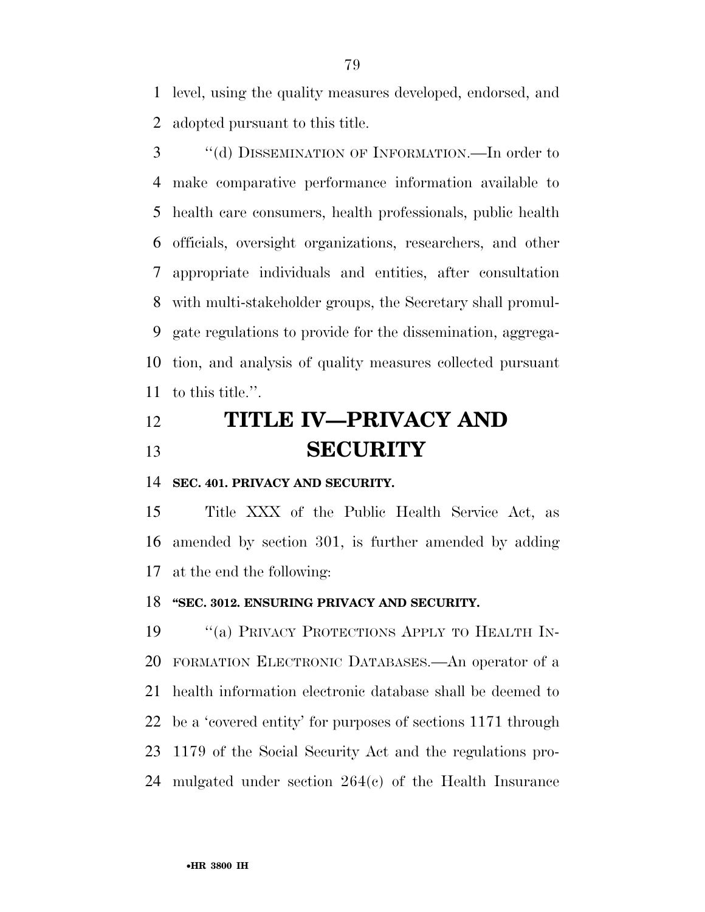level, using the quality measures developed, endorsed, and adopted pursuant to this title.

"(d) DISSEMINATION OF INFORMATION.—In order to make comparative performance information available to health care consumers, health professionals, public health officials, oversight organizations, researchers, and other appropriate individuals and entities, after consultation with multi-stakeholder groups, the Secretary shall promulgate regulations to provide for the dissemination, aggregation, and analysis of quality measures collected pursuant to this title.".

# TITLE IV—PRIVACY AND SECURITY

**SEC. 401. PRIVACY AND SECURITY.**

Title XXX of the Public Health Service Act, as amended by section 301, is further amended by adding at the end the following:

**"SEC. 3012. ENSURING PRIVACY AND SECURITY.**

"(a) PRIVACY PROTECTIONS APPLY TO HEALTH INFORMATION ELECTRONIC DATABASES.—An operator of a health information electronic database shall be deemed to be a 'covered entity' for purposes of sections 1171 through 1179 of the Social Security Act and the regulations promulgated under section 264(c) of the Health Insurance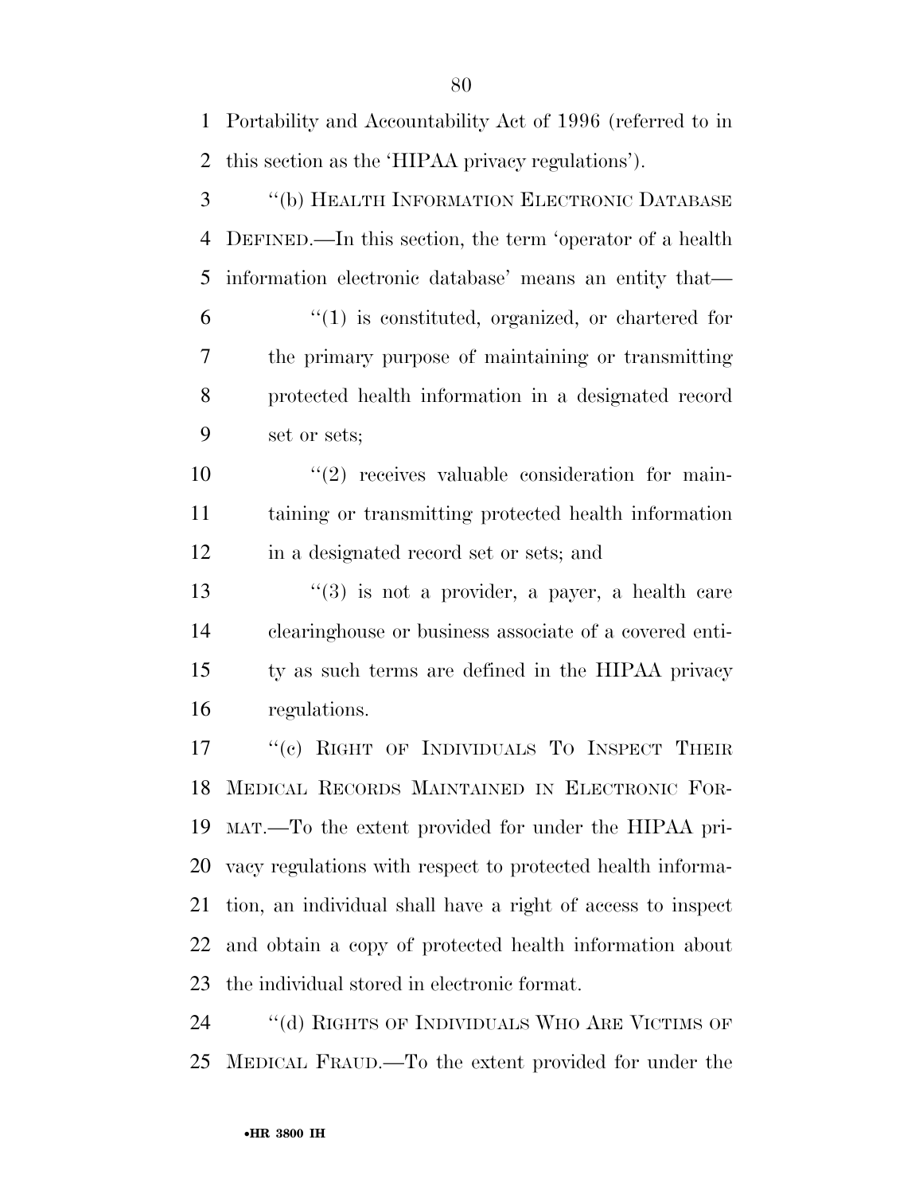Portability and Accountability Act of 1996 (referred to in this section as the 'HIPAA privacy regulations').

"(b) HEALTH INFORMATION ELECTRONIC DATABASE DEFINED.—In this section, the term 'operator of a health information electronic database' means an entity that—

"(1) is constituted, organized, or chartered for the primary purpose of maintaining or transmitting protected health information in a designated record set or sets;

"(2) receives valuable consideration for maintaining or transmitting protected health information in a designated record set or sets; and

"(3) is not a provider, a payer, a health care clearinghouse or business associate of a covered entity as such terms are defined in the HIPAA privacy regulations.

"(c) RIGHT OF INDIVIDUALS TO INSPECT THEIR MEDICAL RECORDS MAINTAINED IN ELECTRONIC FORMAT.—To the extent provided for under the HIPAA privacy regulations with respect to protected health information, an individual shall have a right of access to inspect and obtain a copy of protected health information about the individual stored in electronic format.

"(d) RIGHTS OF INDIVIDUALS WHO ARE VICTIMS OF MEDICAL FRAUD.—To the extent provided for under the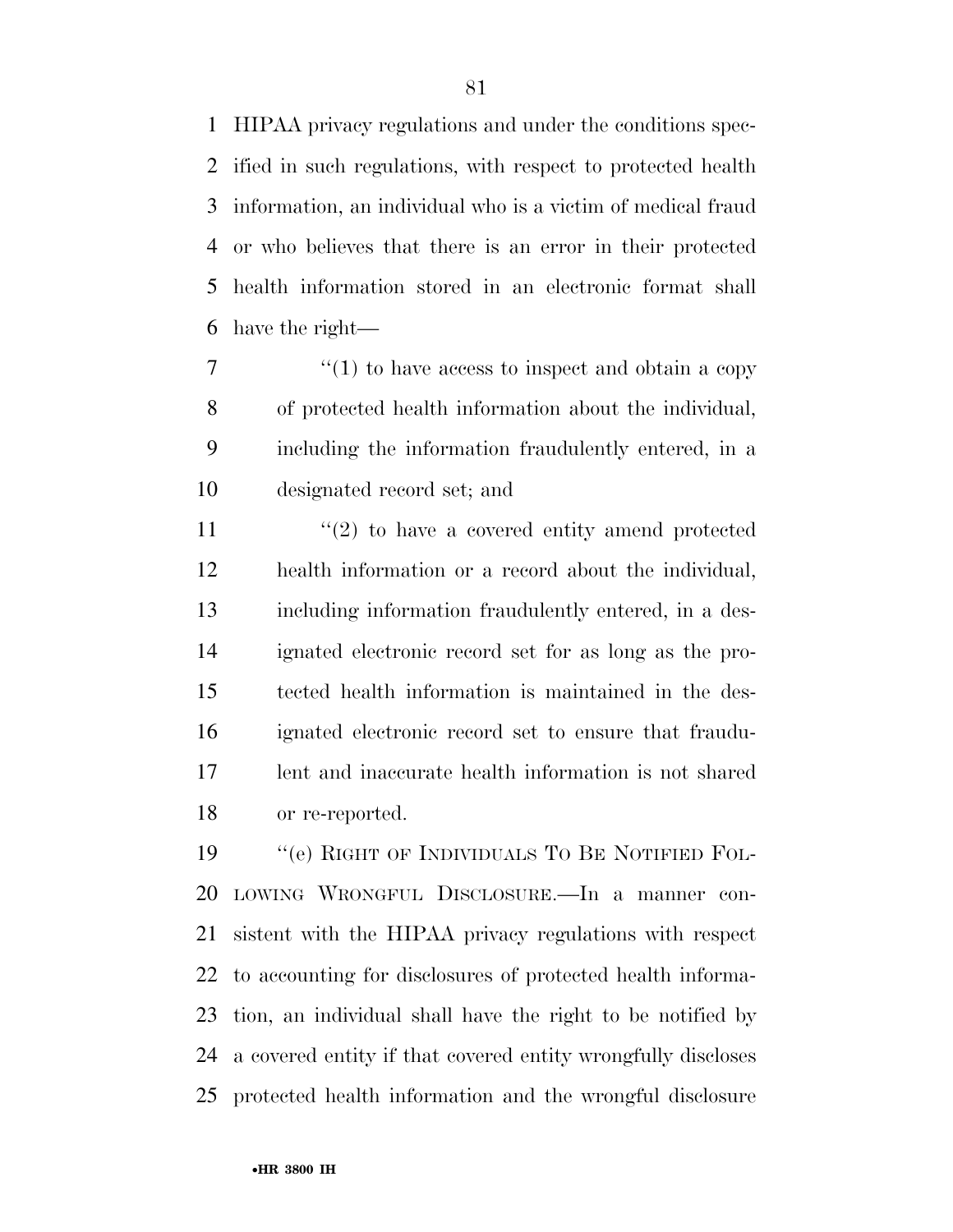HIPAA privacy regulations and under the conditions specified in such regulations, with respect to protected health information, an individual who is a victim of medical fraud or who believes that there is an error in their protected health information stored in an electronic format shall have the right—

"(1) to have access to inspect and obtain a copy of protected health information about the individual, including the information fraudulently entered, in a designated record set; and

"(2) to have a covered entity amend protected health information or a record about the individual, including information fraudulently entered, in a designated electronic record set for as long as the protected health information is maintained in the designated electronic record set to ensure that fraudulent and inaccurate health information is not shared or re-reported.

"(e) RIGHT OF INDIVIDUALS TO BE NOTIFIED FOLLOWING WRONGFUL DISCLOSURE.—In a manner consistent with the HIPAA privacy regulations with respect to accounting for disclosures of protected health information, an individual shall have the right to be notified by a covered entity if that covered entity wrongfully discloses protected health information and the wrongful disclosure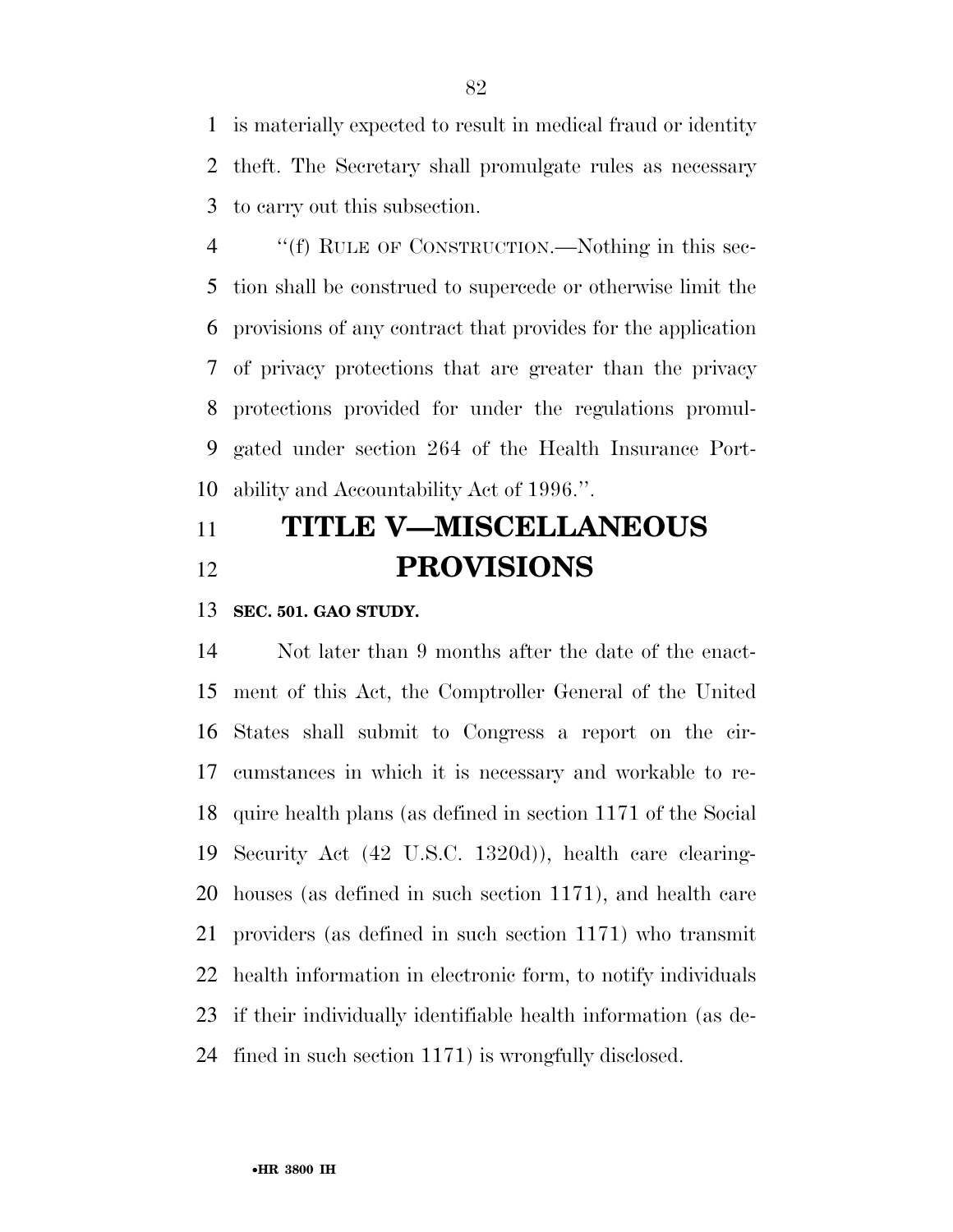is materially expected to result in medical fraud or identity theft. The Secretary shall promulgate rules as necessary to carry out this subsection.

"(f) RULE OF CONSTRUCTION.—Nothing in this section shall be construed to supercede or otherwise limit the provisions of any contract that provides for the application of privacy protections that are greater than the privacy protections provided for under the regulations promulgated under section 264 of the Health Insurance Portability and Accountability Act of 1996.".

# TITLE V—MISCELLANEOUS PROVISIONS

**SEC. 501. GAO STUDY.**

Not later than 9 months after the date of the enactment of this Act, the Comptroller General of the United States shall submit to Congress a report on the circumstances in which it is necessary and workable to require health plans (as defined in section 1171 of the Social Security Act (42 U.S.C. 1320d)), health care clearinghouses (as defined in such section 1171), and health care providers (as defined in such section 1171) who transmit health information in electronic form, to notify individuals if their individually identifiable health information (as defined in such section 1171) is wrongfully disclosed.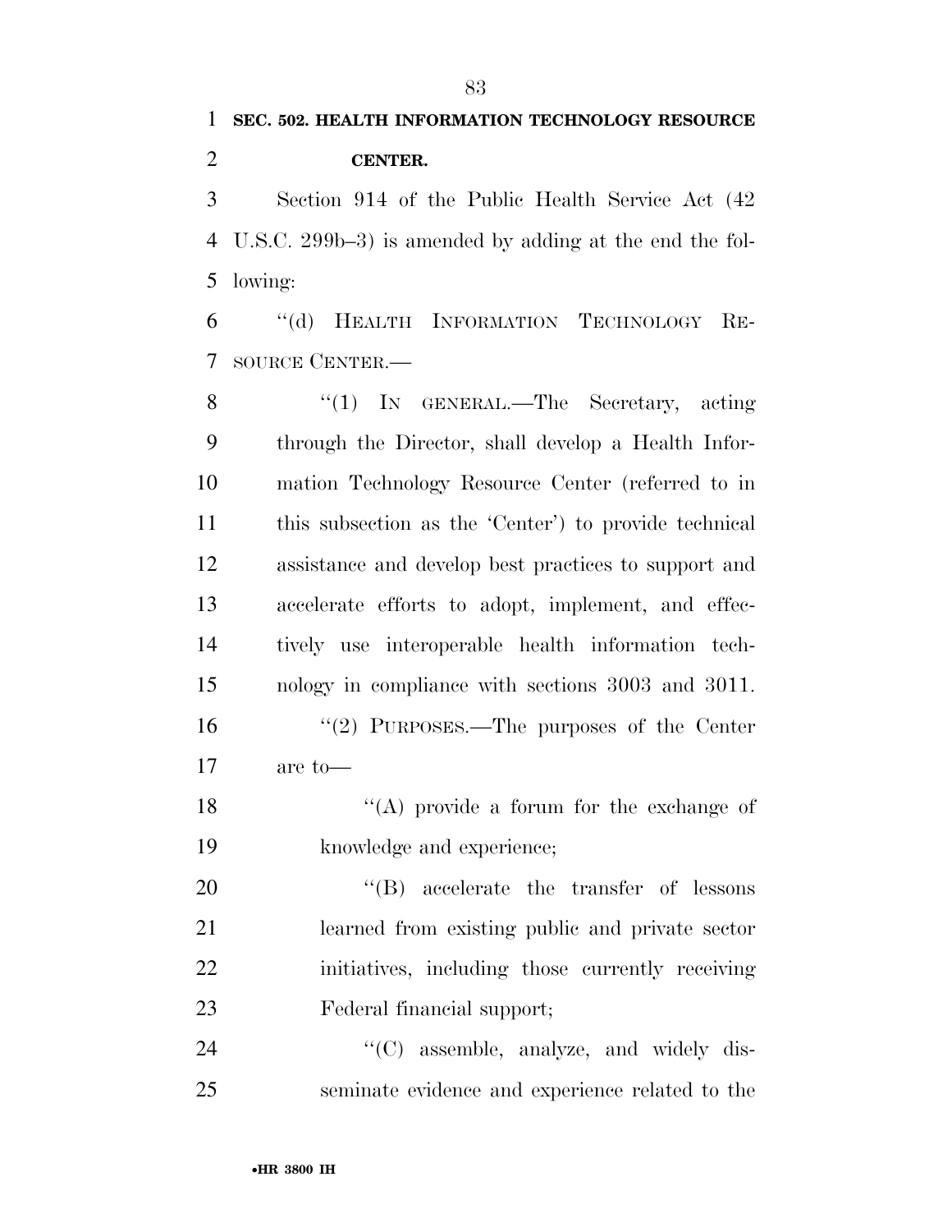**SEC. 502. HEALTH INFORMATION TECHNOLOGY RESOURCE CENTER.**

Section 914 of the Public Health Service Act (42 U.S.C. 299b–3) is amended by adding at the end the following:

"(d) HEALTH INFORMATION TECHNOLOGY RESOURCE CENTER.—

"(1) IN GENERAL.—The Secretary, acting through the Director, shall develop a Health Information Technology Resource Center (referred to in this subsection as the 'Center') to provide technical assistance and develop best practices to support and accelerate efforts to adopt, implement, and effectively use interoperable health information technology in compliance with sections 3003 and 3011.

"(2) PURPOSES.—The purposes of the Center are to—

"(A) provide a forum for the exchange of knowledge and experience;

"(B) accelerate the transfer of lessons learned from existing public and private sector initiatives, including those currently receiving Federal financial support;

"(C) assemble, analyze, and widely disseminate evidence and experience related to the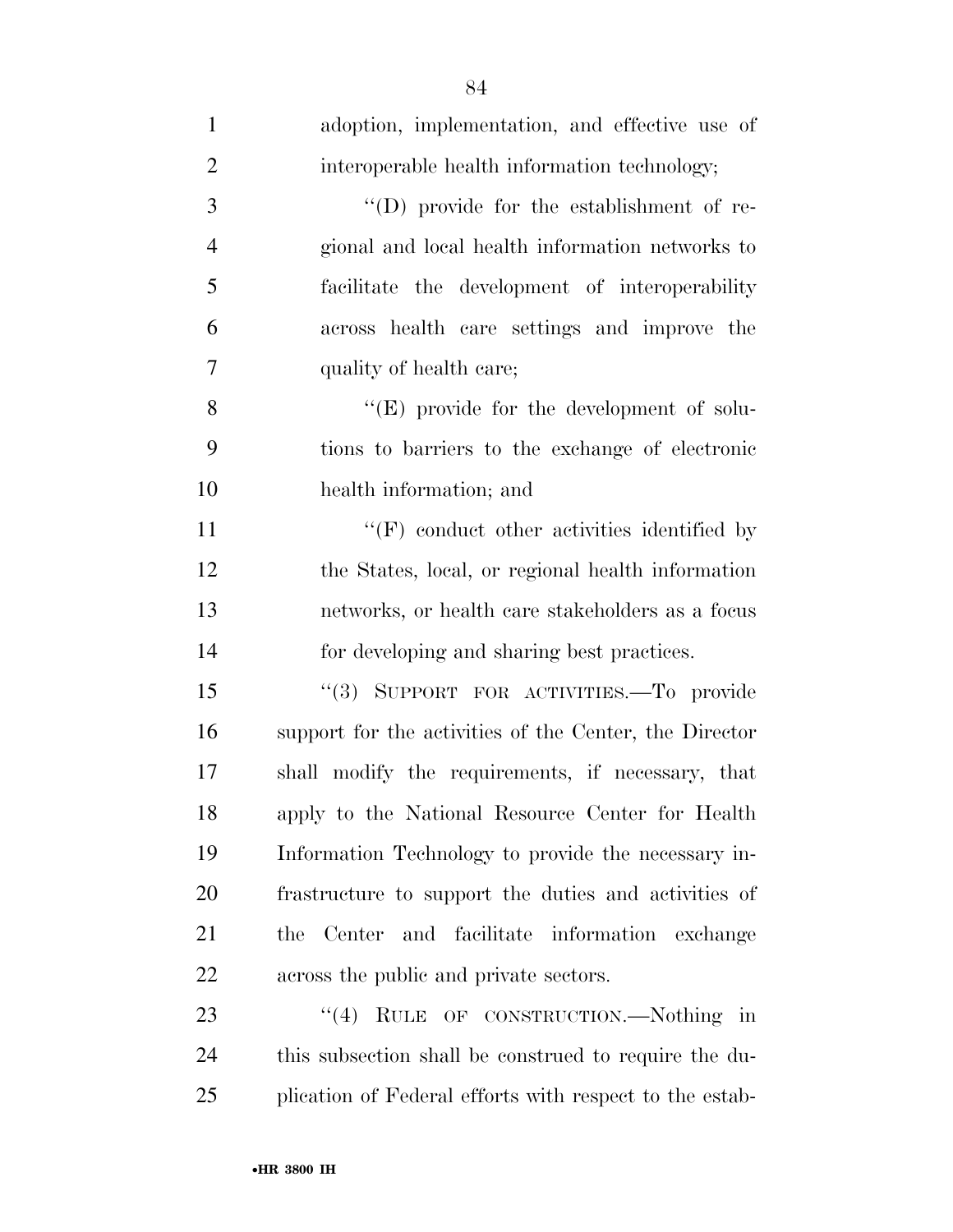adoption, implementation, and effective use of interoperable health information technology;

"(D) provide for the establishment of regional and local health information networks to facilitate the development of interoperability across health care settings and improve the quality of health care;

"(E) provide for the development of solutions to barriers to the exchange of electronic health information; and

"(F) conduct other activities identified by the States, local, or regional health information networks, or health care stakeholders as a focus for developing and sharing best practices.

"(3) SUPPORT FOR ACTIVITIES.—To provide support for the activities of the Center, the Director shall modify the requirements, if necessary, that apply to the National Resource Center for Health Information Technology to provide the necessary infrastructure to support the duties and activities of the Center and facilitate information exchange across the public and private sectors.

"(4) RULE OF CONSTRUCTION.—Nothing in this subsection shall be construed to require the duplication of Federal efforts with respect to the estab-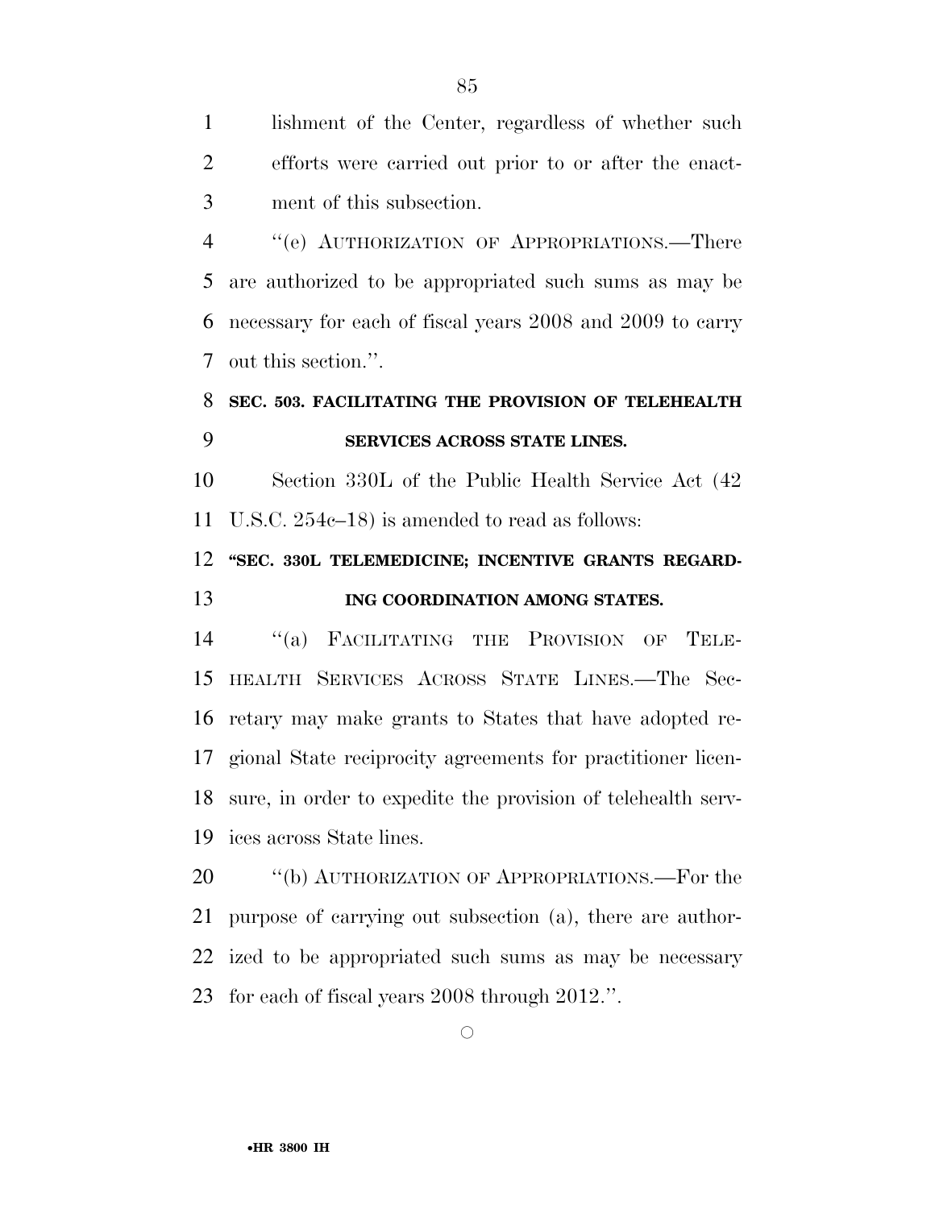lishment of the Center, regardless of whether such efforts were carried out prior to or after the enactment of this subsection.

"(e) AUTHORIZATION OF APPROPRIATIONS.—There are authorized to be appropriated such sums as may be necessary for each of fiscal years 2008 and 2009 to carry out this section.".

**SEC. 503. FACILITATING THE PROVISION OF TELEHEALTH SERVICES ACROSS STATE LINES.**

Section 330L of the Public Health Service Act (42 U.S.C. 254c–18) is amended to read as follows:

**"SEC. 330L TELEMEDICINE; INCENTIVE GRANTS REGARDING COORDINATION AMONG STATES.**

"(a) FACILITATING THE PROVISION OF TELEHEALTH SERVICES ACROSS STATE LINES.—The Secretary may make grants to States that have adopted regional State reciprocity agreements for practitioner licensure, in order to expedite the provision of telehealth services across State lines.

"(b) AUTHORIZATION OF APPROPRIATIONS.—For the purpose of carrying out subsection (a), there are authorized to be appropriated such sums as may be necessary for each of fiscal years 2008 through 2012.".

○